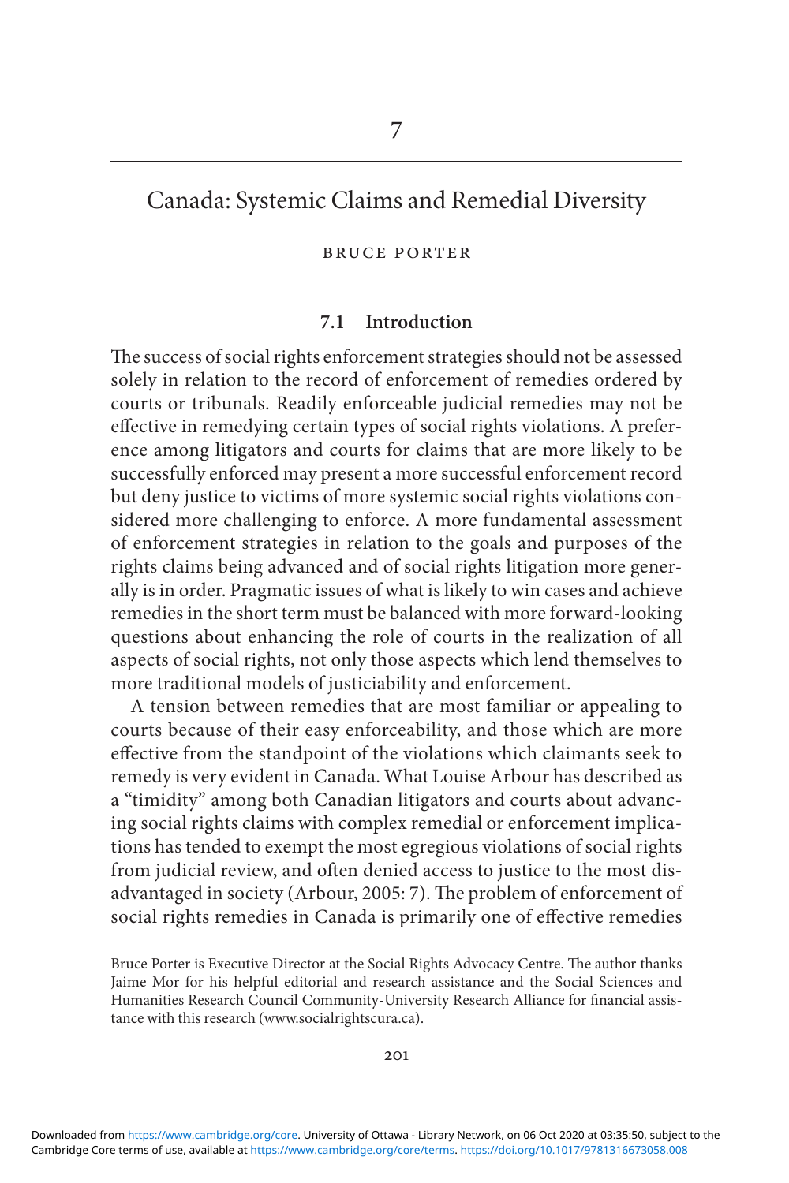# 7

# Canada: Systemic Claims and Remedial Diversity

BRUCE PORTER

## 7.1 Introduction

The success of social rights enforcement strategies should not be assessed solely in relation to the record of enforcement of remedies ordered by courts or tribunals. Readily enforceable judicial remedies may not be effective in remedying certain types of social rights violations. A preference among litigators and courts for claims that are more likely to be successfully enforced may present a more successful enforcement record but deny justice to victims of more systemic social rights violations considered more challenging to enforce. A more fundamental assessment of enforcement strategies in relation to the goals and purposes of the rights claims being advanced and of social rights litigation more generally is in order. Pragmatic issues of what is likely to win cases and achieve remedies in the short term must be balanced with more forward-looking questions about enhancing the role of courts in the realization of all aspects of social rights, not only those aspects which lend themselves to more traditional models of justiciability and enforcement.

A tension between remedies that are most familiar or appealing to courts because of their easy enforceability, and those which are more effective from the standpoint of the violations which claimants seek to remedy is very evident in Canada. What Louise Arbour has described as a "timidity" among both Canadian litigators and courts about advancing social rights claims with complex remedial or enforcement implications has tended to exempt the most egregious violations of social rights from judicial review, and often denied access to justice to the most disadvantaged in society (Arbour, 2005: 7). The problem of enforcement of social rights remedies in Canada is primarily one of effective remedies

Bruce Porter is Executive Director at the Social Rights Advocacy Centre. The author thanks Jaime Mor for his helpful editorial and research assistance and the Social Sciences and Humanities Research Council Community-University Research Alliance for financial assistance with this research (www.socialrightscura.ca).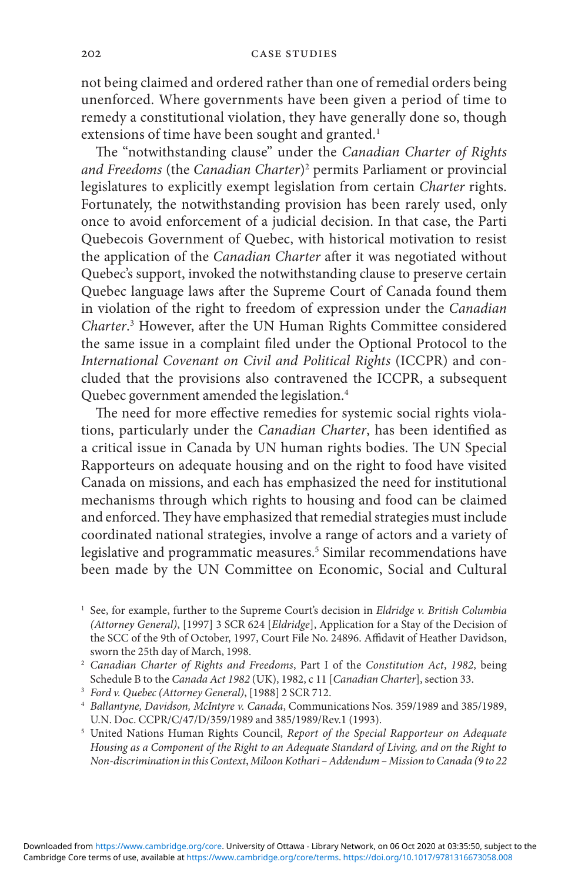not being claimed and ordered rather than one of remedial orders being unenforced. Where governments have been given a period of time to remedy a constitutional violation, they have generally done so, though extensions of time have been sought and granted.[1]

The "notwithstanding clause" under the *Canadian Charter of Rights and Freedoms* (the *Canadian Charter*)[2] permits Parliament or provincial legislatures to explicitly exempt legislation from certain *Charter* rights. Fortunately, the notwithstanding provision has been rarely used, only once to avoid enforcement of a judicial decision. In that case, the Parti Quebecois Government of Quebec, with historical motivation to resist the application of the *Canadian Charter* after it was negotiated without Quebec's support, invoked the notwithstanding clause to preserve certain Quebec language laws after the Supreme Court of Canada found them in violation of the right to freedom of expression under the *Canadian Charter*.[3] However, after the UN Human Rights Committee considered the same issue in a complaint filed under the Optional Protocol to the *International Covenant on Civil and Political Rights* (ICCPR) and concluded that the provisions also contravened the ICCPR, a subsequent Quebec government amended the legislation.[4]

The need for more effective remedies for systemic social rights violations, particularly under the *Canadian Charter*, has been identified as a critical issue in Canada by UN human rights bodies. The UN Special Rapporteurs on adequate housing and on the right to food have visited Canada on missions, and each has emphasized the need for institutional mechanisms through which rights to housing and food can be claimed and enforced. They have emphasized that remedial strategies must include coordinated national strategies, involve a range of actors and a variety of legislative and programmatic measures.[5] Similar recommendations have been made by the UN Committee on Economic, Social and Cultural

---

[1] See, for example, further to the Supreme Court's decision in *Eldridge v. British Columbia (Attorney General)*, [1997] 3 SCR 624 [*Eldridge*], Application for a Stay of the Decision of the SCC of the 9th of October, 1997, Court File No. 24896. Affidavit of Heather Davidson, sworn the 25th day of March, 1998.

[2] *Canadian Charter of Rights and Freedoms*, Part I of the *Constitution Act*, *1982*, being Schedule B to the *Canada Act 1982* (UK), 1982, c 11 [*Canadian Charter*], section 33.

[3] *Ford v. Quebec (Attorney General)*, [1988] 2 SCR 712.

[4] *Ballantyne, Davidson, McIntyre v. Canada*, Communications Nos. 359/1989 and 385/1989, U.N. Doc. CCPR/C/47/D/359/1989 and 385/1989/Rev.1 (1993).

[5] United Nations Human Rights Council, *Report of the Special Rapporteur on Adequate Housing as a Component of the Right to an Adequate Standard of Living, and on the Right to Non-discrimination in this Context*, *Miloon Kothari – Addendum – Mission to Canada (9 to 22*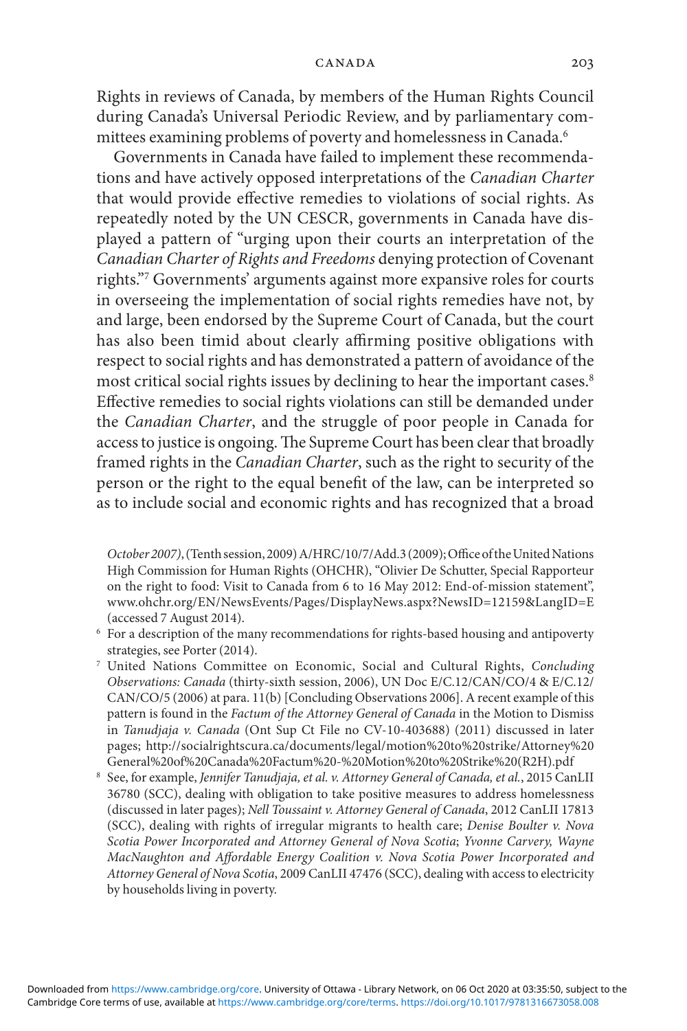Rights in reviews of Canada, by members of the Human Rights Council during Canada's Universal Periodic Review, and by parliamentary committees examining problems of poverty and homelessness in Canada.[6]

Governments in Canada have failed to implement these recommendations and have actively opposed interpretations of the *Canadian Charter* that would provide effective remedies to violations of social rights. As repeatedly noted by the UN CESCR, governments in Canada have displayed a pattern of "urging upon their courts an interpretation of the *Canadian Charter of Rights and Freedoms* denying protection of Covenant rights."[7] Governments' arguments against more expansive roles for courts in overseeing the implementation of social rights remedies have not, by and large, been endorsed by the Supreme Court of Canada, but the court has also been timid about clearly affirming positive obligations with respect to social rights and has demonstrated a pattern of avoidance of the most critical social rights issues by declining to hear the important cases.[8] Effective remedies to social rights violations can still be demanded under the *Canadian Charter*, and the struggle of poor people in Canada for access to justice is ongoing. The Supreme Court has been clear that broadly framed rights in the *Canadian Charter*, such as the right to security of the person or the right to the equal benefit of the law, can be interpreted so as to include social and economic rights and has recognized that a broad

*October 2007)*, (Tenth session, 2009) A/HRC/10/7/Add.3 (2009); Office of the United Nations High Commission for Human Rights (OHCHR), "Olivier De Schutter, Special Rapporteur on the right to food: Visit to Canada from 6 to 16 May 2012: End-of-mission statement", www.ohchr.org/EN/NewsEvents/Pages/DisplayNews.aspx?NewsID=12159&LangID=E (accessed 7 August 2014).

[6] For a description of the many recommendations for rights-based housing and antipoverty strategies, see Porter (2014).

[7] United Nations Committee on Economic, Social and Cultural Rights, *Concluding Observations: Canada* (thirty-sixth session, 2006), UN Doc E/C.12/CAN/CO/4 & E/C.12/CAN/CO/5 (2006) at para. 11(b) [Concluding Observations 2006]. A recent example of this pattern is found in the *Factum of the Attorney General of Canada* in the Motion to Dismiss in *Tanudjaja v. Canada* (Ont Sup Ct File no CV-10-403688) (2011) discussed in later pages; http://socialrightscura.ca/documents/legal/motion%20to%20strike/Attorney%20General%20of%20Canada%20Factum%20-%20Motion%20to%20Strike%20(R2H).pdf

[8] See, for example, *Jennifer Tanudjaja, et al. v. Attorney General of Canada, et al.*, 2015 CanLII 36780 (SCC), dealing with obligation to take positive measures to address homelessness (discussed in later pages); *Nell Toussaint v. Attorney General of Canada*, 2012 CanLII 17813 (SCC), dealing with rights of irregular migrants to health care; *Denise Boulter v. Nova Scotia Power Incorporated and Attorney General of Nova Scotia*; *Yvonne Carvery, Wayne MacNaughton and Affordable Energy Coalition v. Nova Scotia Power Incorporated and Attorney General of Nova Scotia*, 2009 CanLII 47476 (SCC), dealing with access to electricity by households living in poverty.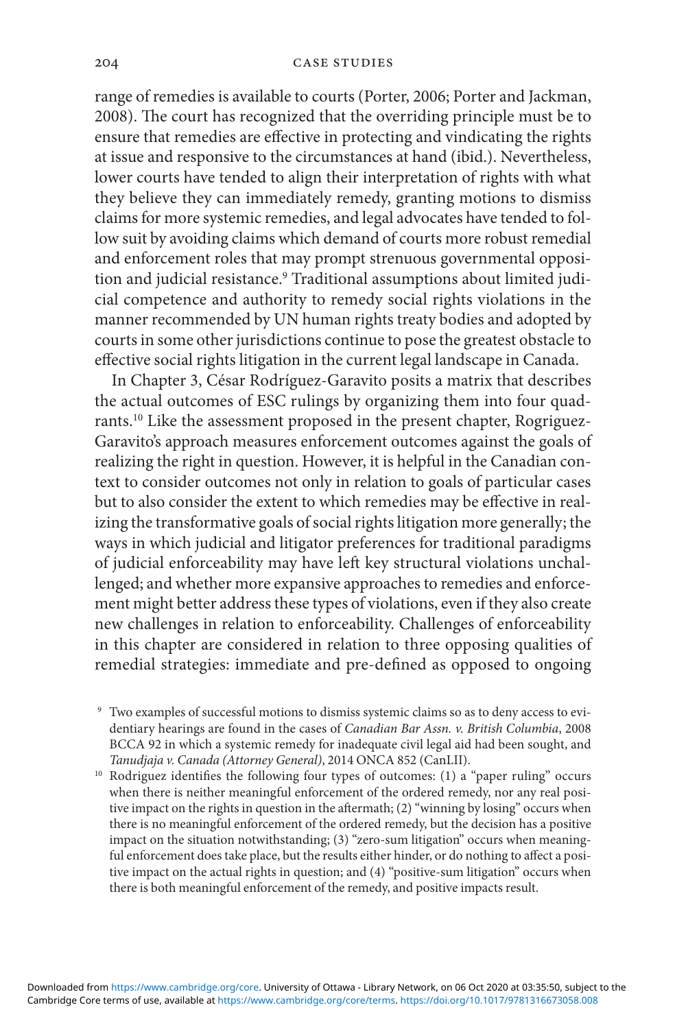range of remedies is available to courts (Porter, 2006; Porter and Jackman, 2008). The court has recognized that the overriding principle must be to ensure that remedies are effective in protecting and vindicating the rights at issue and responsive to the circumstances at hand (ibid.). Nevertheless, lower courts have tended to align their interpretation of rights with what they believe they can immediately remedy, granting motions to dismiss claims for more systemic remedies, and legal advocates have tended to follow suit by avoiding claims which demand of courts more robust remedial and enforcement roles that may prompt strenuous governmental opposition and judicial resistance.[9] Traditional assumptions about limited judicial competence and authority to remedy social rights violations in the manner recommended by UN human rights treaty bodies and adopted by courts in some other jurisdictions continue to pose the greatest obstacle to effective social rights litigation in the current legal landscape in Canada.

In Chapter 3, César Rodríguez-Garavito posits a matrix that describes the actual outcomes of ESC rulings by organizing them into four quadrants.[10] Like the assessment proposed in the present chapter, Rogriguez-Garavito's approach measures enforcement outcomes against the goals of realizing the right in question. However, it is helpful in the Canadian context to consider outcomes not only in relation to goals of particular cases but to also consider the extent to which remedies may be effective in realizing the transformative goals of social rights litigation more generally; the ways in which judicial and litigator preferences for traditional paradigms of judicial enforceability may have left key structural violations unchallenged; and whether more expansive approaches to remedies and enforcement might better address these types of violations, even if they also create new challenges in relation to enforceability. Challenges of enforceability in this chapter are considered in relation to three opposing qualities of remedial strategies: immediate and pre-defined as opposed to ongoing

[9] Two examples of successful motions to dismiss systemic claims so as to deny access to evidentiary hearings are found in the cases of *Canadian Bar Assn. v. British Columbia*, 2008 BCCA 92 in which a systemic remedy for inadequate civil legal aid had been sought, and *Tanudjaja v. Canada (Attorney General)*, 2014 ONCA 852 (CanLII).

[10] Rodriguez identifies the following four types of outcomes: (1) a "paper ruling" occurs when there is neither meaningful enforcement of the ordered remedy, nor any real positive impact on the rights in question in the aftermath; (2) "winning by losing" occurs when there is no meaningful enforcement of the ordered remedy, but the decision has a positive impact on the situation notwithstanding; (3) "zero-sum litigation" occurs when meaningful enforcement does take place, but the results either hinder, or do nothing to affect a positive impact on the actual rights in question; and (4) "positive-sum litigation" occurs when there is both meaningful enforcement of the remedy, and positive impacts result.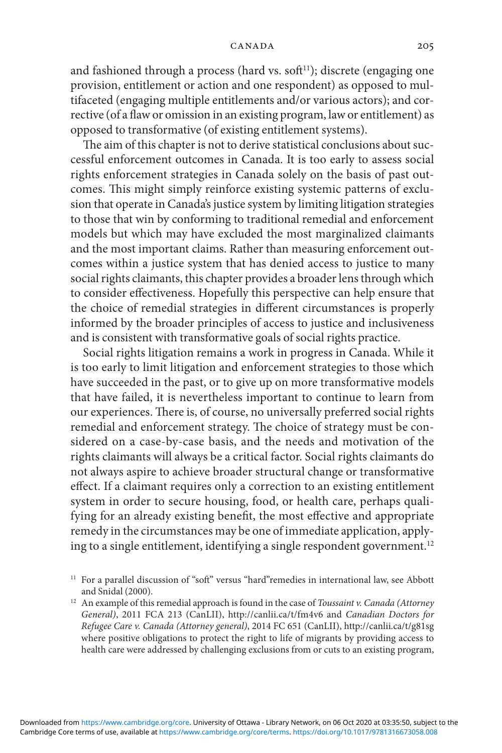and fashioned through a process (hard vs. soft[11]); discrete (engaging one provision, entitlement or action and one respondent) as opposed to multifaceted (engaging multiple entitlements and/or various actors); and corrective (of a flaw or omission in an existing program, law or entitlement) as opposed to transformative (of existing entitlement systems).

The aim of this chapter is not to derive statistical conclusions about successful enforcement outcomes in Canada. It is too early to assess social rights enforcement strategies in Canada solely on the basis of past outcomes. This might simply reinforce existing systemic patterns of exclusion that operate in Canada's justice system by limiting litigation strategies to those that win by conforming to traditional remedial and enforcement models but which may have excluded the most marginalized claimants and the most important claims. Rather than measuring enforcement outcomes within a justice system that has denied access to justice to many social rights claimants, this chapter provides a broader lens through which to consider effectiveness. Hopefully this perspective can help ensure that the choice of remedial strategies in different circumstances is properly informed by the broader principles of access to justice and inclusiveness and is consistent with transformative goals of social rights practice.

Social rights litigation remains a work in progress in Canada. While it is too early to limit litigation and enforcement strategies to those which have succeeded in the past, or to give up on more transformative models that have failed, it is nevertheless important to continue to learn from our experiences. There is, of course, no universally preferred social rights remedial and enforcement strategy. The choice of strategy must be considered on a case-by-case basis, and the needs and motivation of the rights claimants will always be a critical factor. Social rights claimants do not always aspire to achieve broader structural change or transformative effect. If a claimant requires only a correction to an existing entitlement system in order to secure housing, food, or health care, perhaps qualifying for an already existing benefit, the most effective and appropriate remedy in the circumstances may be one of immediate application, applying to a single entitlement, identifying a single respondent government.[12]

[11] For a parallel discussion of "soft" versus "hard"remedies in international law, see Abbott and Snidal (2000).

[12] An example of this remedial approach is found in the case of *Toussaint v. Canada (Attorney General)*, 2011 FCA 213 (CanLII), http://canlii.ca/t/fm4v6 and *Canadian Doctors for Refugee Care v. Canada (Attorney general)*, 2014 FC 651 (CanLII), http://canlii.ca/t/g81sg where positive obligations to protect the right to life of migrants by providing access to health care were addressed by challenging exclusions from or cuts to an existing program,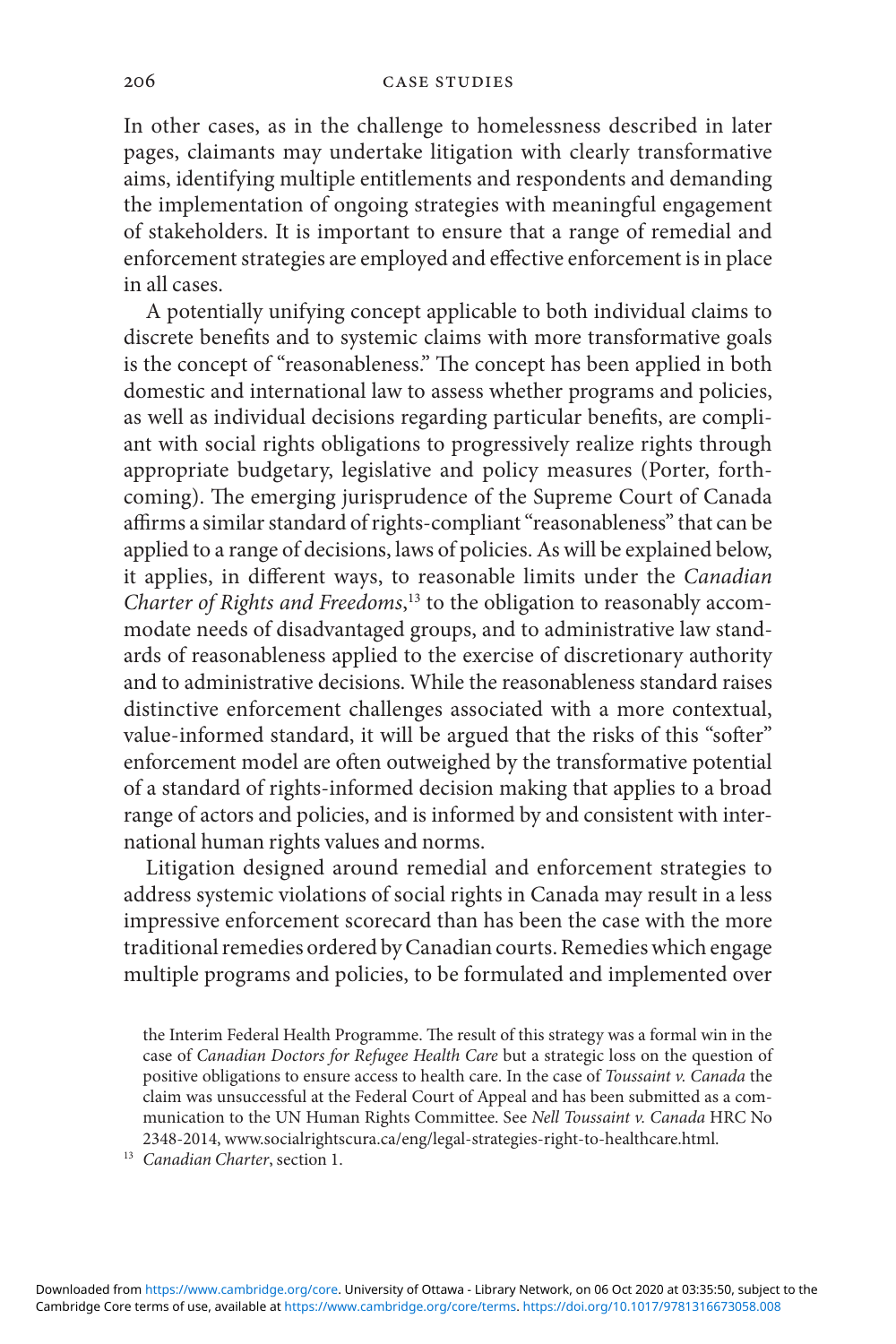In other cases, as in the challenge to homelessness described in later pages, claimants may undertake litigation with clearly transformative aims, identifying multiple entitlements and respondents and demanding the implementation of ongoing strategies with meaningful engagement of stakeholders. It is important to ensure that a range of remedial and enforcement strategies are employed and effective enforcement is in place in all cases.

A potentially unifying concept applicable to both individual claims to discrete benefits and to systemic claims with more transformative goals is the concept of "reasonableness." The concept has been applied in both domestic and international law to assess whether programs and policies, as well as individual decisions regarding particular benefits, are compliant with social rights obligations to progressively realize rights through appropriate budgetary, legislative and policy measures (Porter, forthcoming). The emerging jurisprudence of the Supreme Court of Canada affirms a similar standard of rights-compliant "reasonableness" that can be applied to a range of decisions, laws of policies. As will be explained below, it applies, in different ways, to reasonable limits under the *Canadian Charter of Rights and Freedoms*,[13] to the obligation to reasonably accommodate needs of disadvantaged groups, and to administrative law standards of reasonableness applied to the exercise of discretionary authority and to administrative decisions. While the reasonableness standard raises distinctive enforcement challenges associated with a more contextual, value-informed standard, it will be argued that the risks of this "softer" enforcement model are often outweighed by the transformative potential of a standard of rights-informed decision making that applies to a broad range of actors and policies, and is informed by and consistent with international human rights values and norms.

Litigation designed around remedial and enforcement strategies to address systemic violations of social rights in Canada may result in a less impressive enforcement scorecard than has been the case with the more traditional remedies ordered by Canadian courts. Remedies which engage multiple programs and policies, to be formulated and implemented over

the Interim Federal Health Programme. The result of this strategy was a formal win in the case of *Canadian Doctors for Refugee Health Care* but a strategic loss on the question of positive obligations to ensure access to health care. In the case of *Toussaint v. Canada* the claim was unsuccessful at the Federal Court of Appeal and has been submitted as a communication to the UN Human Rights Committee. See *Nell Toussaint v. Canada* HRC No 2348-2014, www.socialrightscura.ca/eng/legal-strategies-right-to-healthcare.html.

[13] *Canadian Charter*, section 1.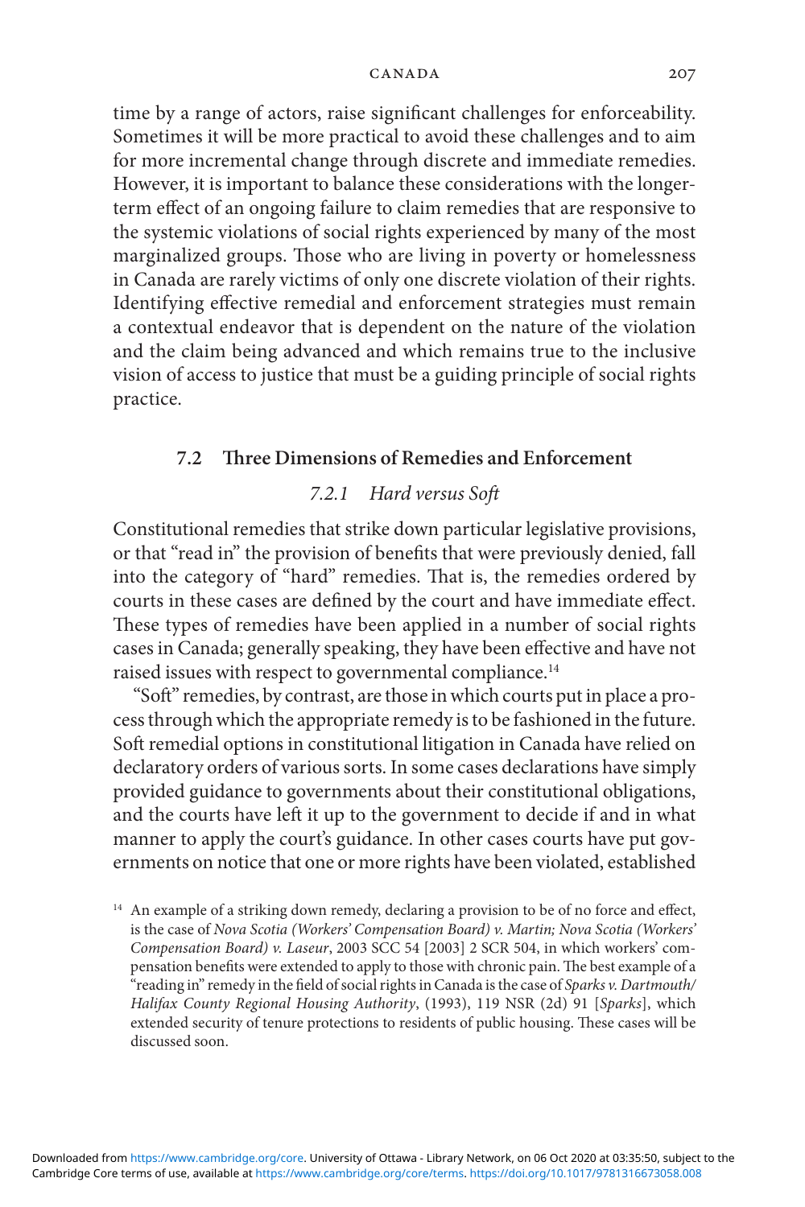time by a range of actors, raise significant challenges for enforceability. Sometimes it will be more practical to avoid these challenges and to aim for more incremental change through discrete and immediate remedies. However, it is important to balance these considerations with the longer-term effect of an ongoing failure to claim remedies that are responsive to the systemic violations of social rights experienced by many of the most marginalized groups. Those who are living in poverty or homelessness in Canada are rarely victims of only one discrete violation of their rights. Identifying effective remedial and enforcement strategies must remain a contextual endeavor that is dependent on the nature of the violation and the claim being advanced and which remains true to the inclusive vision of access to justice that must be a guiding principle of social rights practice.

## 7.2 Three Dimensions of Remedies and Enforcement

### *7.2.1 Hard versus Soft*

Constitutional remedies that strike down particular legislative provisions, or that "read in" the provision of benefits that were previously denied, fall into the category of "hard" remedies. That is, the remedies ordered by courts in these cases are defined by the court and have immediate effect. These types of remedies have been applied in a number of social rights cases in Canada; generally speaking, they have been effective and have not raised issues with respect to governmental compliance.[14]

"Soft" remedies, by contrast, are those in which courts put in place a process through which the appropriate remedy is to be fashioned in the future. Soft remedial options in constitutional litigation in Canada have relied on declaratory orders of various sorts. In some cases declarations have simply provided guidance to governments about their constitutional obligations, and the courts have left it up to the government to decide if and in what manner to apply the court's guidance. In other cases courts have put governments on notice that one or more rights have been violated, established

[14] An example of a striking down remedy, declaring a provision to be of no force and effect, is the case of *Nova Scotia (Workers' Compensation Board) v. Martin; Nova Scotia (Workers' Compensation Board) v. Laseur*, 2003 SCC 54 [2003] 2 SCR 504, in which workers' compensation benefits were extended to apply to those with chronic pain. The best example of a "reading in" remedy in the field of social rights in Canada is the case of *Sparks v. Dartmouth/Halifax County Regional Housing Authority*, (1993), 119 NSR (2d) 91 [*Sparks*], which extended security of tenure protections to residents of public housing. These cases will be discussed soon.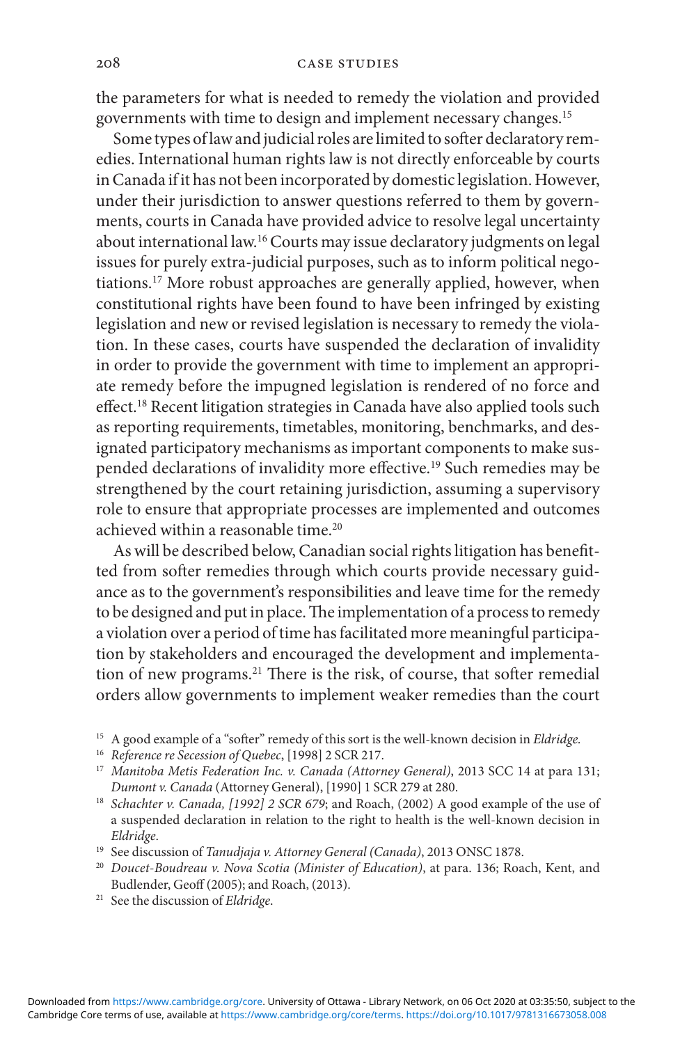the parameters for what is needed to remedy the violation and provided governments with time to design and implement necessary changes.[15]

Some types of law and judicial roles are limited to softer declaratory remedies. International human rights law is not directly enforceable by courts in Canada if it has not been incorporated by domestic legislation. However, under their jurisdiction to answer questions referred to them by governments, courts in Canada have provided advice to resolve legal uncertainty about international law.[16] Courts may issue declaratory judgments on legal issues for purely extra-judicial purposes, such as to inform political negotiations.[17] More robust approaches are generally applied, however, when constitutional rights have been found to have been infringed by existing legislation and new or revised legislation is necessary to remedy the violation. In these cases, courts have suspended the declaration of invalidity in order to provide the government with time to implement an appropriate remedy before the impugned legislation is rendered of no force and effect.[18] Recent litigation strategies in Canada have also applied tools such as reporting requirements, timetables, monitoring, benchmarks, and designated participatory mechanisms as important components to make suspended declarations of invalidity more effective.[19] Such remedies may be strengthened by the court retaining jurisdiction, assuming a supervisory role to ensure that appropriate processes are implemented and outcomes achieved within a reasonable time.[20]

As will be described below, Canadian social rights litigation has benefitted from softer remedies through which courts provide necessary guidance as to the government's responsibilities and leave time for the remedy to be designed and put in place. The implementation of a process to remedy a violation over a period of time has facilitated more meaningful participation by stakeholders and encouraged the development and implementation of new programs.[21] There is the risk, of course, that softer remedial orders allow governments to implement weaker remedies than the court

[15] A good example of a "softer" remedy of this sort is the well-known decision in *Eldridge.*

[16] *Reference re Secession of Quebec*, [1998] 2 SCR 217.

[17] *Manitoba Metis Federation Inc. v. Canada (Attorney General)*, 2013 SCC 14 at para 131; *Dumont v. Canada* (Attorney General), [1990] 1 SCR 279 at 280.

[18] *Schachter v. Canada, [1992] 2 SCR 679*; and Roach, (2002) A good example of the use of a suspended declaration in relation to the right to health is the well-known decision in *Eldridge*.

[19] See discussion of *Tanudjaja v. Attorney General (Canada)*, 2013 ONSC 1878.

[20] *Doucet-Boudreau v. Nova Scotia (Minister of Education)*, at para. 136; Roach, Kent, and Budlender, Geoff (2005); and Roach, (2013).

[21] See the discussion of *Eldridge*.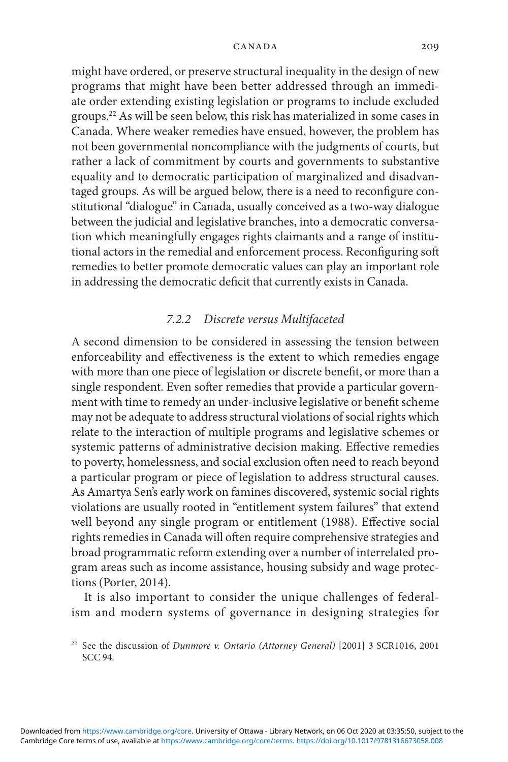might have ordered, or preserve structural inequality in the design of new programs that might have been better addressed through an immediate order extending existing legislation or programs to include excluded groups.[22] As will be seen below, this risk has materialized in some cases in Canada. Where weaker remedies have ensued, however, the problem has not been governmental noncompliance with the judgments of courts, but rather a lack of commitment by courts and governments to substantive equality and to democratic participation of marginalized and disadvantaged groups. As will be argued below, there is a need to reconfigure constitutional "dialogue" in Canada, usually conceived as a two-way dialogue between the judicial and legislative branches, into a democratic conversation which meaningfully engages rights claimants and a range of institutional actors in the remedial and enforcement process. Reconfiguring soft remedies to better promote democratic values can play an important role in addressing the democratic deficit that currently exists in Canada.

### *7.2.2 Discrete versus Multifaceted*

A second dimension to be considered in assessing the tension between enforceability and effectiveness is the extent to which remedies engage with more than one piece of legislation or discrete benefit, or more than a single respondent. Even softer remedies that provide a particular government with time to remedy an under-inclusive legislative or benefit scheme may not be adequate to address structural violations of social rights which relate to the interaction of multiple programs and legislative schemes or systemic patterns of administrative decision making. Effective remedies to poverty, homelessness, and social exclusion often need to reach beyond a particular program or piece of legislation to address structural causes. As Amartya Sen's early work on famines discovered, systemic social rights violations are usually rooted in "entitlement system failures" that extend well beyond any single program or entitlement (1988). Effective social rights remedies in Canada will often require comprehensive strategies and broad programmatic reform extending over a number of interrelated program areas such as income assistance, housing subsidy and wage protections (Porter, 2014).

It is also important to consider the unique challenges of federalism and modern systems of governance in designing strategies for

[22] See the discussion of *Dunmore v. Ontario (Attorney General)* [2001] 3 SCR1016, 2001 SCC 94.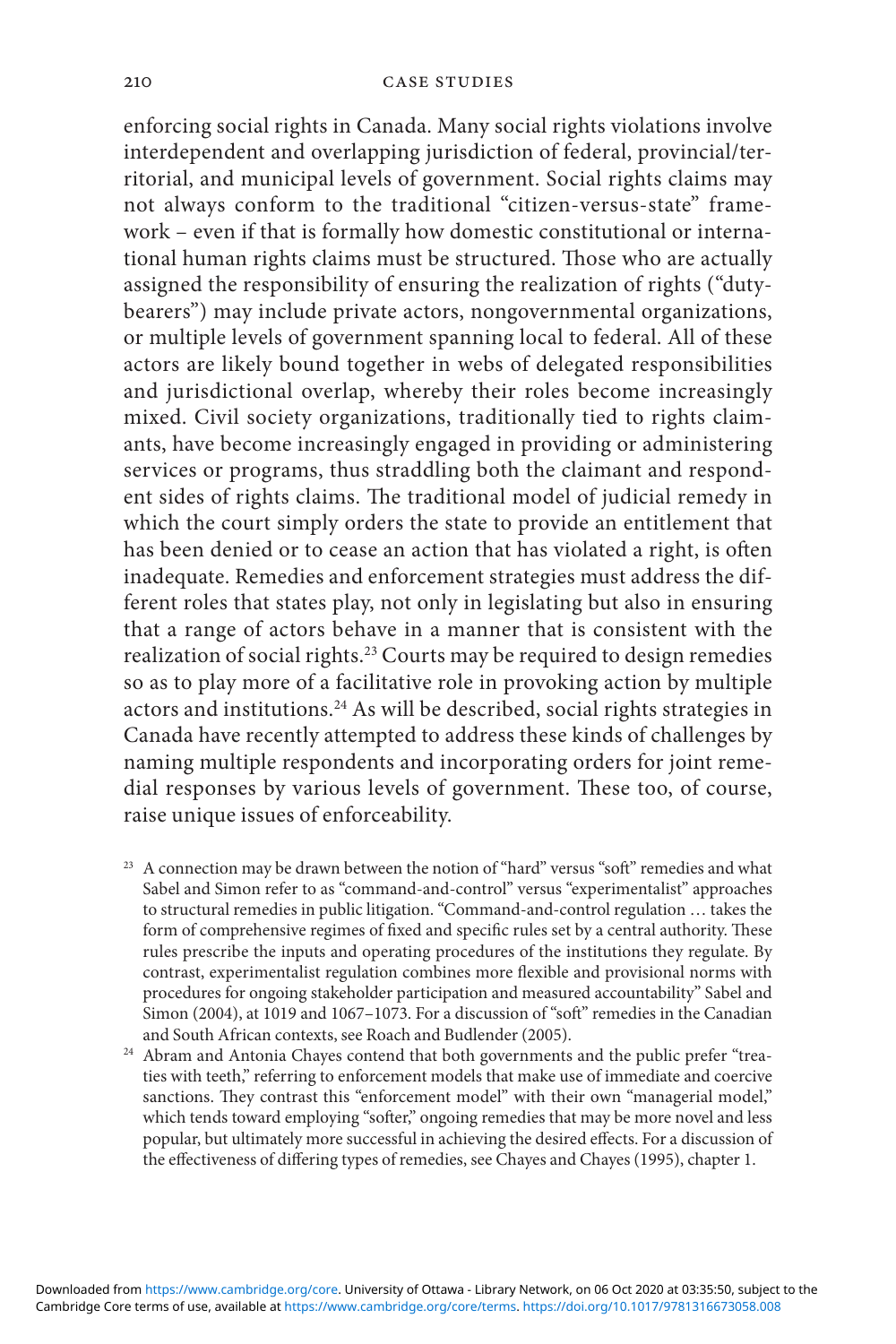enforcing social rights in Canada. Many social rights violations involve interdependent and overlapping jurisdiction of federal, provincial/territorial, and municipal levels of government. Social rights claims may not always conform to the traditional "citizen-versus-state" framework – even if that is formally how domestic constitutional or international human rights claims must be structured. Those who are actually assigned the responsibility of ensuring the realization of rights ("duty-bearers") may include private actors, nongovernmental organizations, or multiple levels of government spanning local to federal. All of these actors are likely bound together in webs of delegated responsibilities and jurisdictional overlap, whereby their roles become increasingly mixed. Civil society organizations, traditionally tied to rights claimants, have become increasingly engaged in providing or administering services or programs, thus straddling both the claimant and respondent sides of rights claims. The traditional model of judicial remedy in which the court simply orders the state to provide an entitlement that has been denied or to cease an action that has violated a right, is often inadequate. Remedies and enforcement strategies must address the different roles that states play, not only in legislating but also in ensuring that a range of actors behave in a manner that is consistent with the realization of social rights.[23] Courts may be required to design remedies so as to play more of a facilitative role in provoking action by multiple actors and institutions.[24] As will be described, social rights strategies in Canada have recently attempted to address these kinds of challenges by naming multiple respondents and incorporating orders for joint remedial responses by various levels of government. These too, of course, raise unique issues of enforceability.

[23] A connection may be drawn between the notion of "hard" versus "soft" remedies and what Sabel and Simon refer to as "command-and-control" versus "experimentalist" approaches to structural remedies in public litigation. "Command-and-control regulation … takes the form of comprehensive regimes of fixed and specific rules set by a central authority. These rules prescribe the inputs and operating procedures of the institutions they regulate. By contrast, experimentalist regulation combines more flexible and provisional norms with procedures for ongoing stakeholder participation and measured accountability" Sabel and Simon (2004), at 1019 and 1067–1073. For a discussion of "soft" remedies in the Canadian and South African contexts, see Roach and Budlender (2005).

[24] Abram and Antonia Chayes contend that both governments and the public prefer "treaties with teeth," referring to enforcement models that make use of immediate and coercive sanctions. They contrast this "enforcement model" with their own "managerial model," which tends toward employing "softer," ongoing remedies that may be more novel and less popular, but ultimately more successful in achieving the desired effects. For a discussion of the effectiveness of differing types of remedies, see Chayes and Chayes (1995), chapter 1.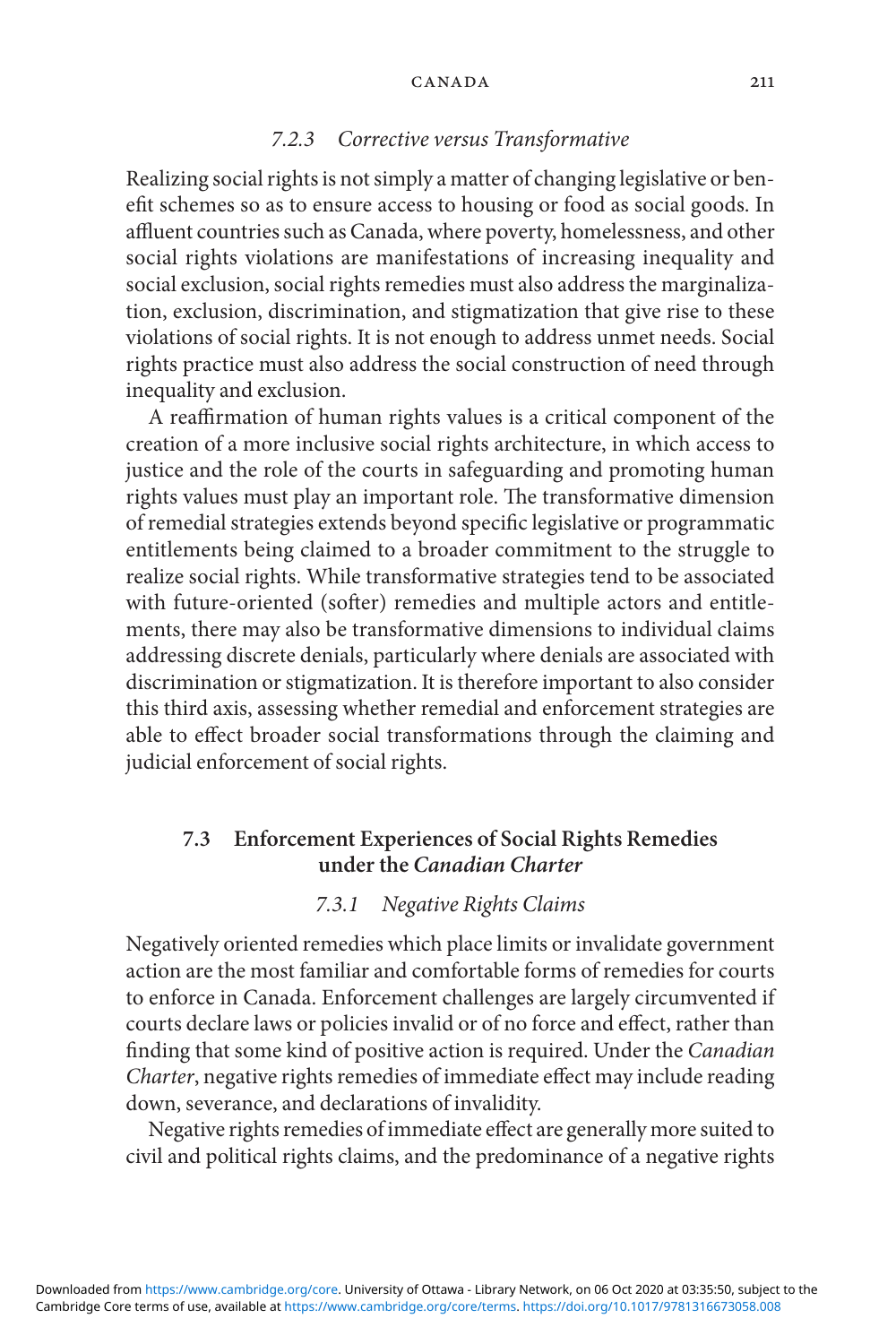### 7.2.3 Corrective versus Transformative

Realizing social rights is not simply a matter of changing legislative or benefit schemes so as to ensure access to housing or food as social goods. In affluent countries such as Canada, where poverty, homelessness, and other social rights violations are manifestations of increasing inequality and social exclusion, social rights remedies must also address the marginalization, exclusion, discrimination, and stigmatization that give rise to these violations of social rights. It is not enough to address unmet needs. Social rights practice must also address the social construction of need through inequality and exclusion.

A reaffirmation of human rights values is a critical component of the creation of a more inclusive social rights architecture, in which access to justice and the role of the courts in safeguarding and promoting human rights values must play an important role. The transformative dimension of remedial strategies extends beyond specific legislative or programmatic entitlements being claimed to a broader commitment to the struggle to realize social rights. While transformative strategies tend to be associated with future-oriented (softer) remedies and multiple actors and entitlements, there may also be transformative dimensions to individual claims addressing discrete denials, particularly where denials are associated with discrimination or stigmatization. It is therefore important to also consider this third axis, assessing whether remedial and enforcement strategies are able to effect broader social transformations through the claiming and judicial enforcement of social rights.

## 7.3 Enforcement Experiences of Social Rights Remedies under the *Canadian Charter*

### 7.3.1 Negative Rights Claims

Negatively oriented remedies which place limits or invalidate government action are the most familiar and comfortable forms of remedies for courts to enforce in Canada. Enforcement challenges are largely circumvented if courts declare laws or policies invalid or of no force and effect, rather than finding that some kind of positive action is required. Under the *Canadian Charter*, negative rights remedies of immediate effect may include reading down, severance, and declarations of invalidity.

Negative rights remedies of immediate effect are generally more suited to civil and political rights claims, and the predominance of a negative rights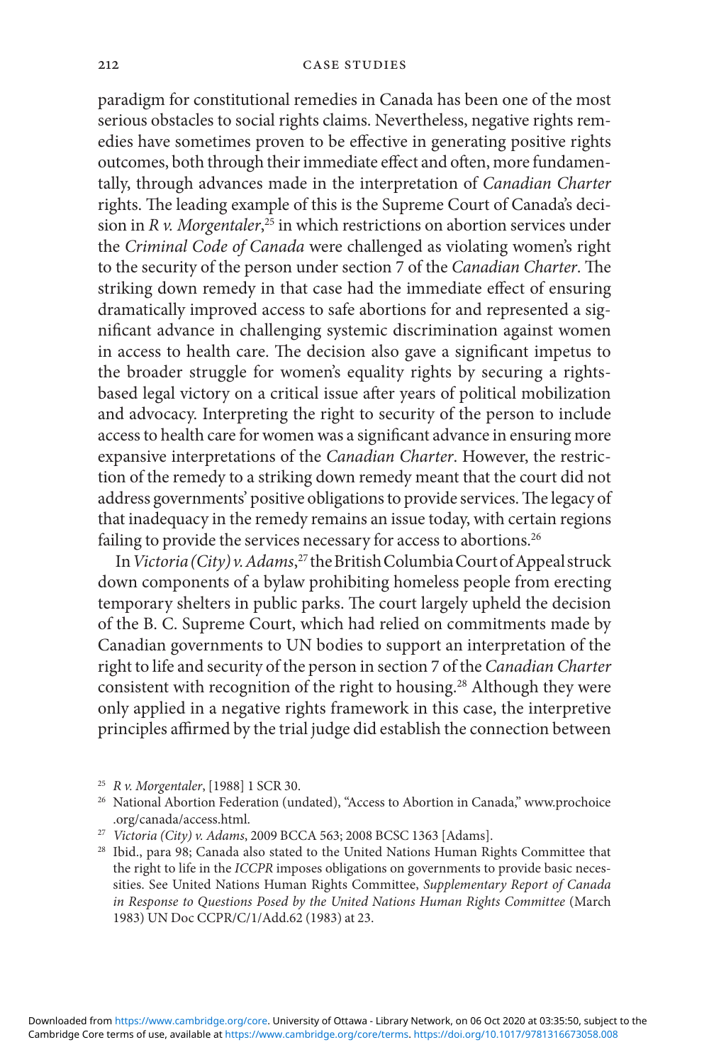paradigm for constitutional remedies in Canada has been one of the most serious obstacles to social rights claims. Nevertheless, negative rights remedies have sometimes proven to be effective in generating positive rights outcomes, both through their immediate effect and often, more fundamentally, through advances made in the interpretation of *Canadian Charter* rights. The leading example of this is the Supreme Court of Canada's decision in *R v. Morgentaler*,[25] in which restrictions on abortion services under the *Criminal Code of Canada* were challenged as violating women's right to the security of the person under section 7 of the *Canadian Charter*. The striking down remedy in that case had the immediate effect of ensuring dramatically improved access to safe abortions for and represented a significant advance in challenging systemic discrimination against women in access to health care. The decision also gave a significant impetus to the broader struggle for women's equality rights by securing a rights-based legal victory on a critical issue after years of political mobilization and advocacy. Interpreting the right to security of the person to include access to health care for women was a significant advance in ensuring more expansive interpretations of the *Canadian Charter*. However, the restriction of the remedy to a striking down remedy meant that the court did not address governments' positive obligations to provide services. The legacy of that inadequacy in the remedy remains an issue today, with certain regions failing to provide the services necessary for access to abortions.[26]

In *Victoria (City) v. Adams*,[27] the British Columbia Court of Appeal struck down components of a bylaw prohibiting homeless people from erecting temporary shelters in public parks. The court largely upheld the decision of the B. C. Supreme Court, which had relied on commitments made by Canadian governments to UN bodies to support an interpretation of the right to life and security of the person in section 7 of the *Canadian Charter* consistent with recognition of the right to housing.[28] Although they were only applied in a negative rights framework in this case, the interpretive principles affirmed by the trial judge did establish the connection between

[25] *R v. Morgentaler*, [1988] 1 SCR 30.

[26] National Abortion Federation (undated), "Access to Abortion in Canada," www.prochoice.org/canada/access.html.

[27] *Victoria (City) v. Adams*, 2009 BCCA 563; 2008 BCSC 1363 [Adams].

[28] Ibid., para 98; Canada also stated to the United Nations Human Rights Committee that the right to life in the *ICCPR* imposes obligations on governments to provide basic necessities. See United Nations Human Rights Committee, *Supplementary Report of Canada in Response to Questions Posed by the United Nations Human Rights Committee* (March 1983) UN Doc CCPR/C/1/Add.62 (1983) at 23.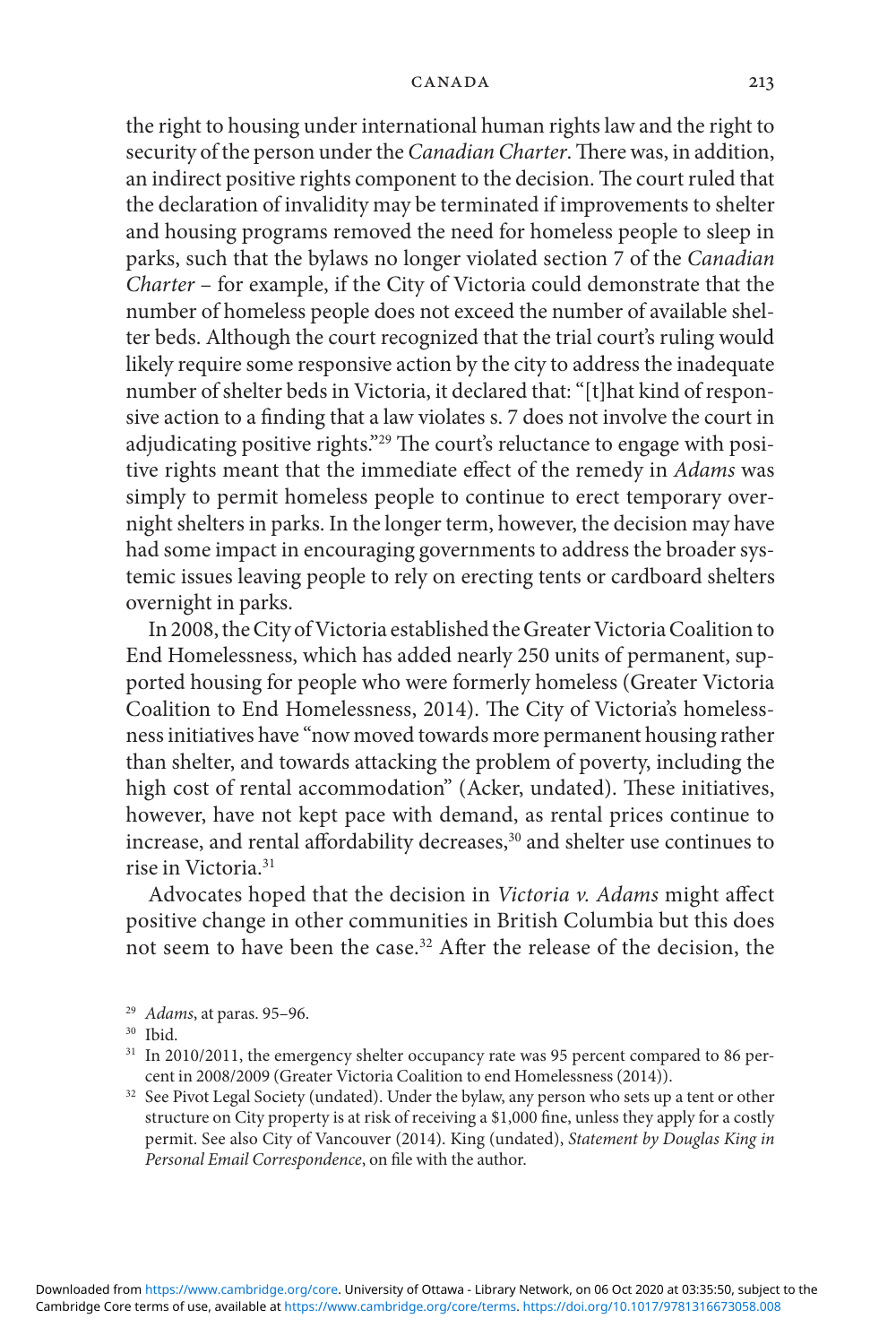the right to housing under international human rights law and the right to security of the person under the *Canadian Charter*. There was, in addition, an indirect positive rights component to the decision. The court ruled that the declaration of invalidity may be terminated if improvements to shelter and housing programs removed the need for homeless people to sleep in parks, such that the bylaws no longer violated section 7 of the *Canadian Charter* – for example, if the City of Victoria could demonstrate that the number of homeless people does not exceed the number of available shelter beds. Although the court recognized that the trial court's ruling would likely require some responsive action by the city to address the inadequate number of shelter beds in Victoria, it declared that: "[t]hat kind of responsive action to a finding that a law violates s. 7 does not involve the court in adjudicating positive rights."[29] The court's reluctance to engage with positive rights meant that the immediate effect of the remedy in *Adams* was simply to permit homeless people to continue to erect temporary overnight shelters in parks. In the longer term, however, the decision may have had some impact in encouraging governments to address the broader systemic issues leaving people to rely on erecting tents or cardboard shelters overnight in parks.

In 2008, the City of Victoria established the Greater Victoria Coalition to End Homelessness, which has added nearly 250 units of permanent, supported housing for people who were formerly homeless (Greater Victoria Coalition to End Homelessness, 2014). The City of Victoria's homelessness initiatives have "now moved towards more permanent housing rather than shelter, and towards attacking the problem of poverty, including the high cost of rental accommodation" (Acker, undated). These initiatives, however, have not kept pace with demand, as rental prices continue to increase, and rental affordability decreases,[30] and shelter use continues to rise in Victoria.[31]

Advocates hoped that the decision in *Victoria v. Adams* might affect positive change in other communities in British Columbia but this does not seem to have been the case.[32] After the release of the decision, the

[29] *Adams*, at paras. 95–96.

[30] Ibid.

[31] In 2010/2011, the emergency shelter occupancy rate was 95 percent compared to 86 percent in 2008/2009 (Greater Victoria Coalition to end Homelessness (2014)).

[32] See Pivot Legal Society (undated). Under the bylaw, any person who sets up a tent or other structure on City property is at risk of receiving a $1,000 fine, unless they apply for a costly permit. See also City of Vancouver (2014). King (undated), *Statement by Douglas King in Personal Email Correspondence*, on file with the author.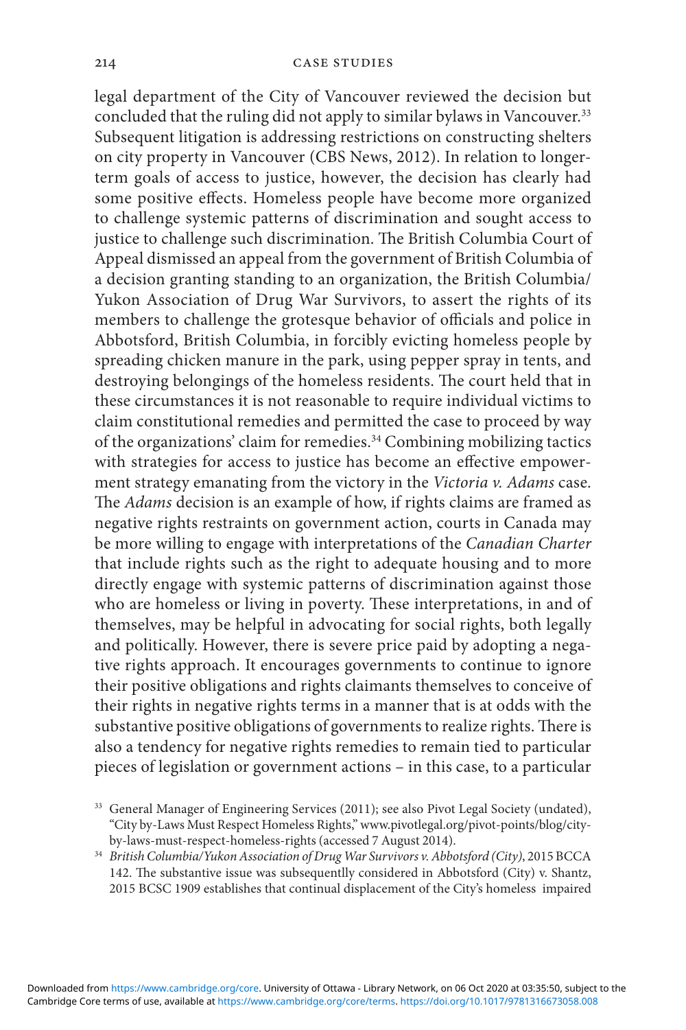legal department of the City of Vancouver reviewed the decision but concluded that the ruling did not apply to similar bylaws in Vancouver.[33] Subsequent litigation is addressing restrictions on constructing shelters on city property in Vancouver (CBS News, 2012). In relation to longer-term goals of access to justice, however, the decision has clearly had some positive effects. Homeless people have become more organized to challenge systemic patterns of discrimination and sought access to justice to challenge such discrimination. The British Columbia Court of Appeal dismissed an appeal from the government of British Columbia of a decision granting standing to an organization, the British Columbia/Yukon Association of Drug War Survivors, to assert the rights of its members to challenge the grotesque behavior of officials and police in Abbotsford, British Columbia, in forcibly evicting homeless people by spreading chicken manure in the park, using pepper spray in tents, and destroying belongings of the homeless residents. The court held that in these circumstances it is not reasonable to require individual victims to claim constitutional remedies and permitted the case to proceed by way of the organizations' claim for remedies.[34] Combining mobilizing tactics with strategies for access to justice has become an effective empowerment strategy emanating from the victory in the *Victoria v. Adams* case. The *Adams* decision is an example of how, if rights claims are framed as negative rights restraints on government action, courts in Canada may be more willing to engage with interpretations of the *Canadian Charter* that include rights such as the right to adequate housing and to more directly engage with systemic patterns of discrimination against those who are homeless or living in poverty. These interpretations, in and of themselves, may be helpful in advocating for social rights, both legally and politically. However, there is severe price paid by adopting a negative rights approach. It encourages governments to continue to ignore their positive obligations and rights claimants themselves to conceive of their rights in negative rights terms in a manner that is at odds with the substantive positive obligations of governments to realize rights. There is also a tendency for negative rights remedies to remain tied to particular pieces of legislation or government actions – in this case, to a particular

[33] General Manager of Engineering Services (2011); see also Pivot Legal Society (undated), "City by-Laws Must Respect Homeless Rights," www.pivotlegal.org/pivot-points/blog/city-by-laws-must-respect-homeless-rights (accessed 7 August 2014).

[34] *British Columbia/Yukon Association of Drug War Survivors v. Abbotsford (City)*, 2015 BCCA 142. The substantive issue was subsequentlly considered in Abbotsford (City) v. Shantz, 2015 BCSC 1909 establishes that continual displacement of the City's homeless impaired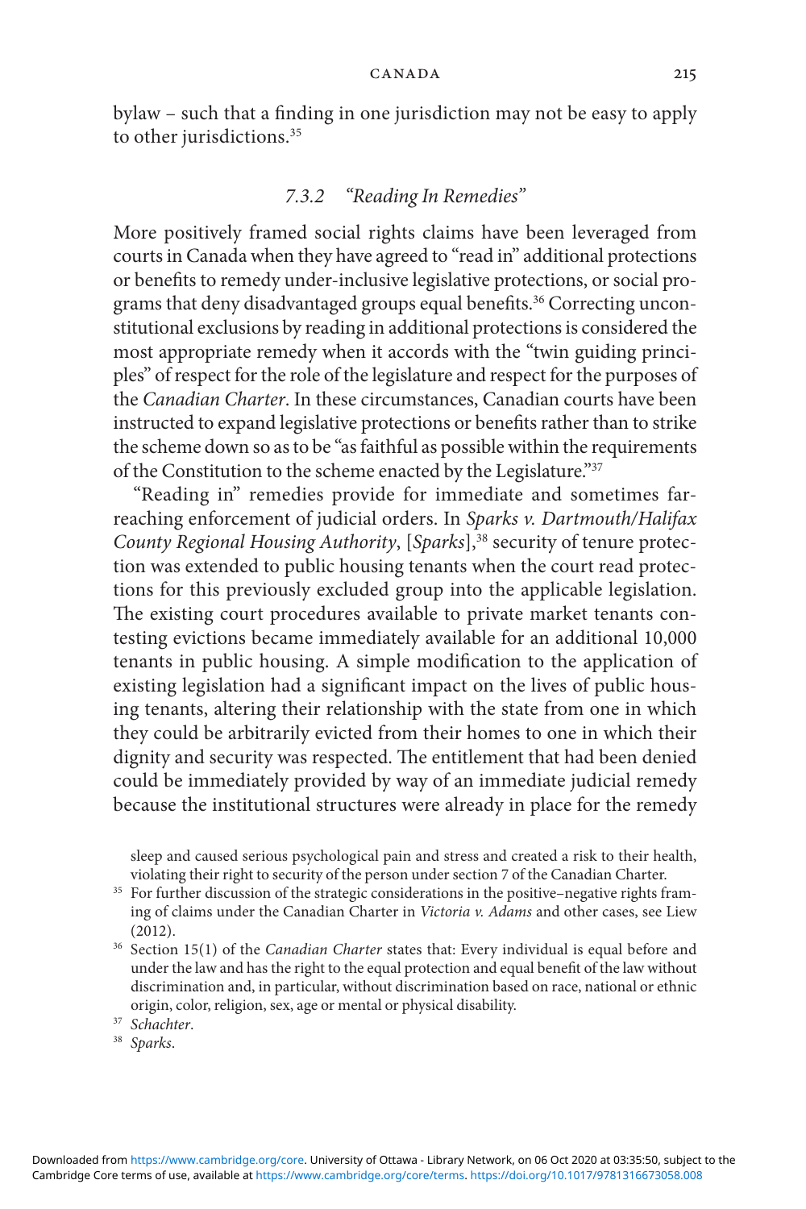bylaw – such that a finding in one jurisdiction may not be easy to apply to other jurisdictions.[35]

### 7.3.2 *"Reading In Remedies"*

More positively framed social rights claims have been leveraged from courts in Canada when they have agreed to "read in" additional protections or benefits to remedy under-inclusive legislative protections, or social programs that deny disadvantaged groups equal benefits.[36] Correcting unconstitutional exclusions by reading in additional protections is considered the most appropriate remedy when it accords with the "twin guiding principles" of respect for the role of the legislature and respect for the purposes of the *Canadian Charter*. In these circumstances, Canadian courts have been instructed to expand legislative protections or benefits rather than to strike the scheme down so as to be "as faithful as possible within the requirements of the Constitution to the scheme enacted by the Legislature."[37]

"Reading in" remedies provide for immediate and sometimes far-reaching enforcement of judicial orders. In *Sparks v. Dartmouth/Halifax County Regional Housing Authority*, [*Sparks*],[38] security of tenure protection was extended to public housing tenants when the court read protections for this previously excluded group into the applicable legislation. The existing court procedures available to private market tenants contesting evictions became immediately available for an additional 10,000 tenants in public housing. A simple modification to the application of existing legislation had a significant impact on the lives of public housing tenants, altering their relationship with the state from one in which they could be arbitrarily evicted from their homes to one in which their dignity and security was respected. The entitlement that had been denied could be immediately provided by way of an immediate judicial remedy because the institutional structures were already in place for the remedy

sleep and caused serious psychological pain and stress and created a risk to their health, violating their right to security of the person under section 7 of the Canadian Charter.

[35] For further discussion of the strategic considerations in the positive–negative rights framing of claims under the Canadian Charter in *Victoria v. Adams* and other cases, see Liew (2012).

[36] Section 15(1) of the *Canadian Charter* states that: Every individual is equal before and under the law and has the right to the equal protection and equal benefit of the law without discrimination and, in particular, without discrimination based on race, national or ethnic origin, color, religion, sex, age or mental or physical disability.

[37] *Schachter*.

[38] *Sparks*.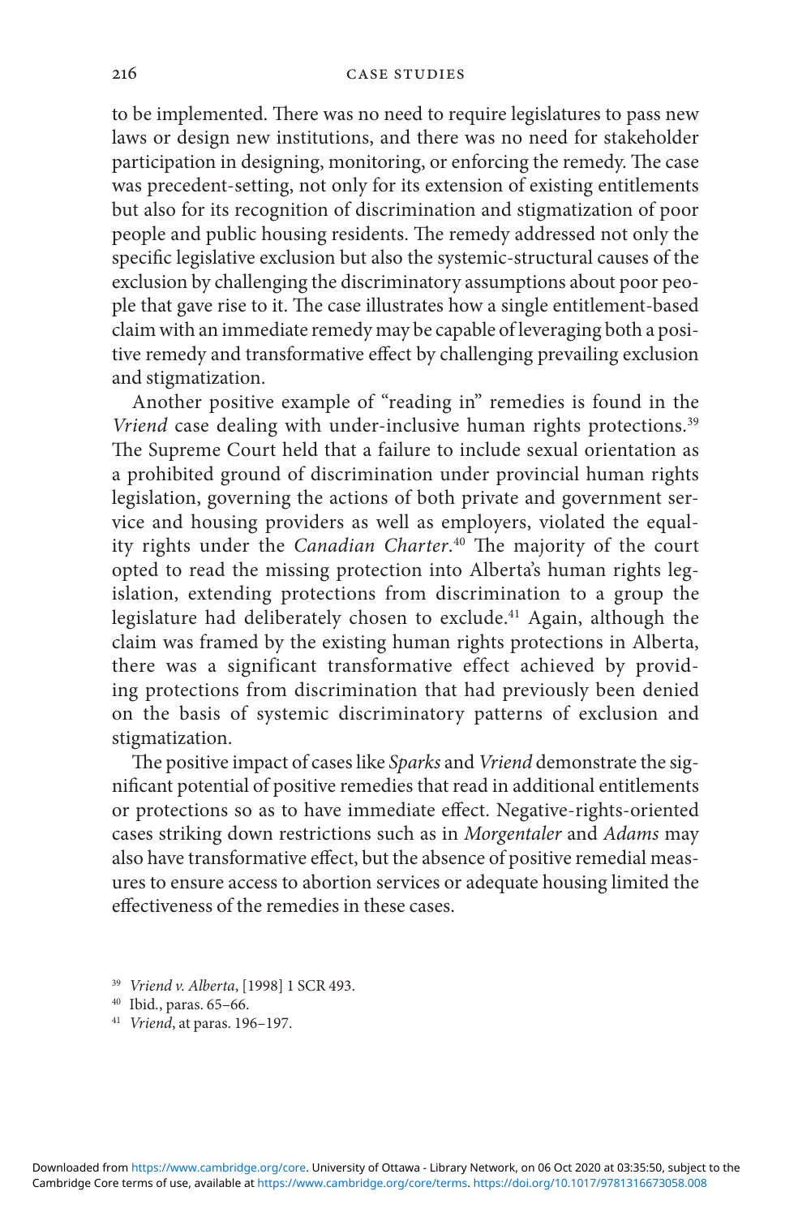to be implemented. There was no need to require legislatures to pass new laws or design new institutions, and there was no need for stakeholder participation in designing, monitoring, or enforcing the remedy. The case was precedent-setting, not only for its extension of existing entitlements but also for its recognition of discrimination and stigmatization of poor people and public housing residents. The remedy addressed not only the specific legislative exclusion but also the systemic-structural causes of the exclusion by challenging the discriminatory assumptions about poor people that gave rise to it. The case illustrates how a single entitlement-based claim with an immediate remedy may be capable of leveraging both a positive remedy and transformative effect by challenging prevailing exclusion and stigmatization.

Another positive example of "reading in" remedies is found in the *Vriend* case dealing with under-inclusive human rights protections.[39] The Supreme Court held that a failure to include sexual orientation as a prohibited ground of discrimination under provincial human rights legislation, governing the actions of both private and government service and housing providers as well as employers, violated the equality rights under the *Canadian Charter*.[40] The majority of the court opted to read the missing protection into Alberta's human rights legislation, extending protections from discrimination to a group the legislature had deliberately chosen to exclude.[41] Again, although the claim was framed by the existing human rights protections in Alberta, there was a significant transformative effect achieved by providing protections from discrimination that had previously been denied on the basis of systemic discriminatory patterns of exclusion and stigmatization.

The positive impact of cases like *Sparks* and *Vriend* demonstrate the significant potential of positive remedies that read in additional entitlements or protections so as to have immediate effect. Negative-rights-oriented cases striking down restrictions such as in *Morgentaler* and *Adams* may also have transformative effect, but the absence of positive remedial measures to ensure access to abortion services or adequate housing limited the effectiveness of the remedies in these cases.

[39] *Vriend v. Alberta*, [1998] 1 SCR 493.

[40] Ibid., paras. 65–66.

[41] *Vriend*, at paras. 196–197.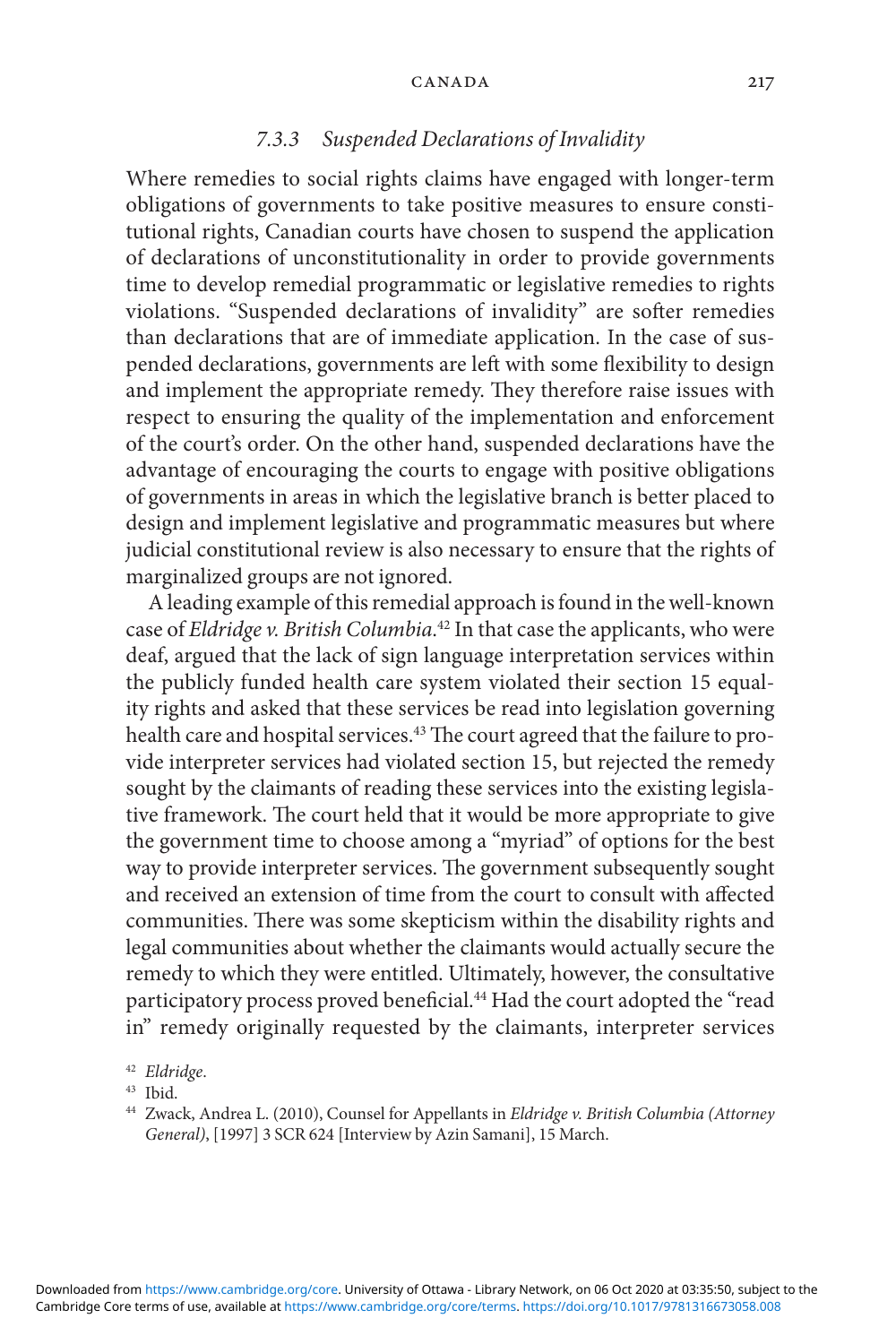### 7.3.3 *Suspended Declarations of Invalidity*

Where remedies to social rights claims have engaged with longer-term obligations of governments to take positive measures to ensure constitutional rights, Canadian courts have chosen to suspend the application of declarations of unconstitutionality in order to provide governments time to develop remedial programmatic or legislative remedies to rights violations. "Suspended declarations of invalidity" are softer remedies than declarations that are of immediate application. In the case of suspended declarations, governments are left with some flexibility to design and implement the appropriate remedy. They therefore raise issues with respect to ensuring the quality of the implementation and enforcement of the court's order. On the other hand, suspended declarations have the advantage of encouraging the courts to engage with positive obligations of governments in areas in which the legislative branch is better placed to design and implement legislative and programmatic measures but where judicial constitutional review is also necessary to ensure that the rights of marginalized groups are not ignored.

A leading example of this remedial approach is found in the well-known case of *Eldridge v. British Columbia*.[42] In that case the applicants, who were deaf, argued that the lack of sign language interpretation services within the publicly funded health care system violated their section 15 equality rights and asked that these services be read into legislation governing health care and hospital services.[43] The court agreed that the failure to provide interpreter services had violated section 15, but rejected the remedy sought by the claimants of reading these services into the existing legislative framework. The court held that it would be more appropriate to give the government time to choose among a "myriad" of options for the best way to provide interpreter services. The government subsequently sought and received an extension of time from the court to consult with affected communities. There was some skepticism within the disability rights and legal communities about whether the claimants would actually secure the remedy to which they were entitled. Ultimately, however, the consultative participatory process proved beneficial.[44] Had the court adopted the "read in" remedy originally requested by the claimants, interpreter services

[42] *Eldridge*.

[43] Ibid.

[44] Zwack, Andrea L. (2010), Counsel for Appellants in *Eldridge v. British Columbia (Attorney General)*, [1997] 3 SCR 624 [Interview by Azin Samani], 15 March.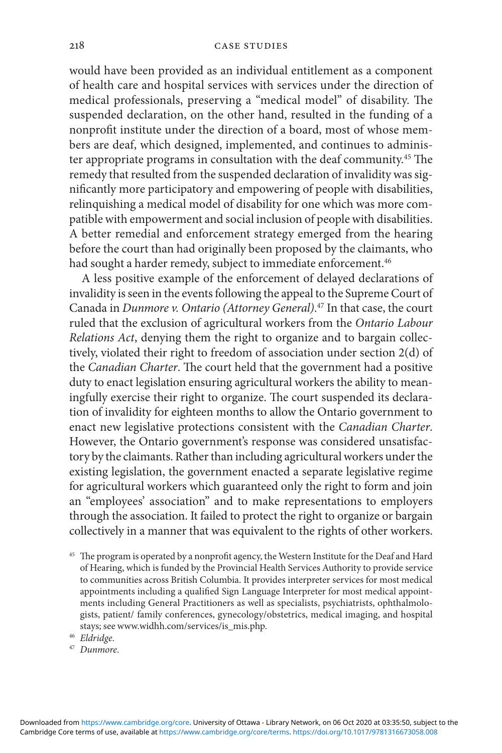would have been provided as an individual entitlement as a component of health care and hospital services with services under the direction of medical professionals, preserving a "medical model" of disability. The suspended declaration, on the other hand, resulted in the funding of a nonprofit institute under the direction of a board, most of whose members are deaf, which designed, implemented, and continues to administer appropriate programs in consultation with the deaf community.[45] The remedy that resulted from the suspended declaration of invalidity was significantly more participatory and empowering of people with disabilities, relinquishing a medical model of disability for one which was more compatible with empowerment and social inclusion of people with disabilities. A better remedial and enforcement strategy emerged from the hearing before the court than had originally been proposed by the claimants, who had sought a harder remedy, subject to immediate enforcement.[46]

A less positive example of the enforcement of delayed declarations of invalidity is seen in the events following the appeal to the Supreme Court of Canada in *Dunmore v. Ontario (Attorney General)*.[47] In that case, the court ruled that the exclusion of agricultural workers from the *Ontario Labour Relations Act*, denying them the right to organize and to bargain collectively, violated their right to freedom of association under section 2(d) of the *Canadian Charter*. The court held that the government had a positive duty to enact legislation ensuring agricultural workers the ability to meaningfully exercise their right to organize. The court suspended its declaration of invalidity for eighteen months to allow the Ontario government to enact new legislative protections consistent with the *Canadian Charter*. However, the Ontario government's response was considered unsatisfactory by the claimants. Rather than including agricultural workers under the existing legislation, the government enacted a separate legislative regime for agricultural workers which guaranteed only the right to form and join an "employees' association" and to make representations to employers through the association. It failed to protect the right to organize or bargain collectively in a manner that was equivalent to the rights of other workers.

[45] The program is operated by a nonprofit agency, the Western Institute for the Deaf and Hard of Hearing, which is funded by the Provincial Health Services Authority to provide service to communities across British Columbia. It provides interpreter services for most medical appointments including a qualified Sign Language Interpreter for most medical appointments including General Practitioners as well as specialists, psychiatrists, ophthalmologists, patient/ family conferences, gynecology/obstetrics, medical imaging, and hospital stays; see www.widhh.com/services/is_mis.php.

[46] *Eldridge*.

[47] *Dunmore*.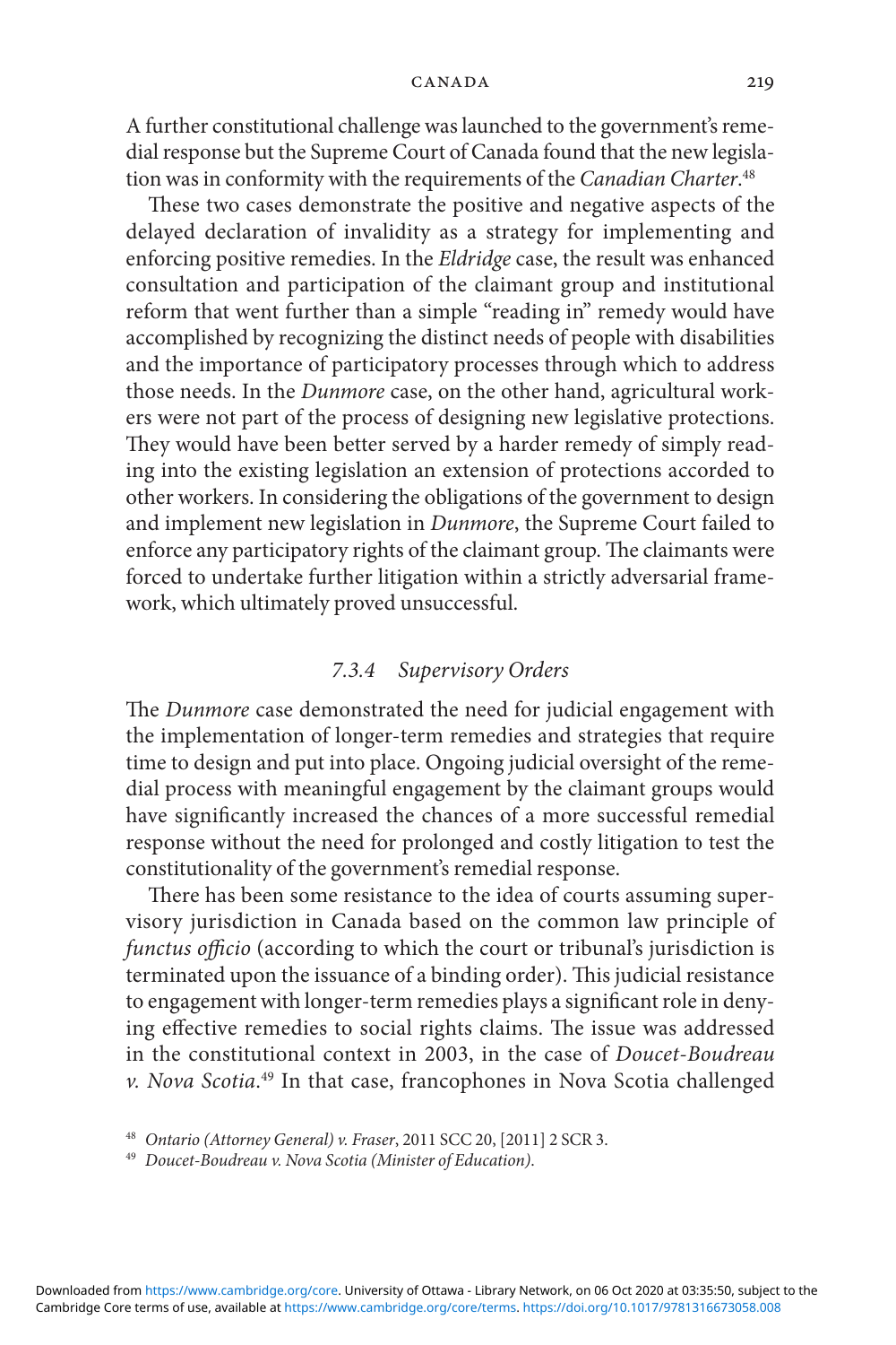A further constitutional challenge was launched to the government's remedial response but the Supreme Court of Canada found that the new legislation was in conformity with the requirements of the *Canadian Charter*.[48]

These two cases demonstrate the positive and negative aspects of the delayed declaration of invalidity as a strategy for implementing and enforcing positive remedies. In the *Eldridge* case, the result was enhanced consultation and participation of the claimant group and institutional reform that went further than a simple "reading in" remedy would have accomplished by recognizing the distinct needs of people with disabilities and the importance of participatory processes through which to address those needs. In the *Dunmore* case, on the other hand, agricultural workers were not part of the process of designing new legislative protections. They would have been better served by a harder remedy of simply reading into the existing legislation an extension of protections accorded to other workers. In considering the obligations of the government to design and implement new legislation in *Dunmore*, the Supreme Court failed to enforce any participatory rights of the claimant group. The claimants were forced to undertake further litigation within a strictly adversarial framework, which ultimately proved unsuccessful.

### *7.3.4 Supervisory Orders*

The *Dunmore* case demonstrated the need for judicial engagement with the implementation of longer-term remedies and strategies that require time to design and put into place. Ongoing judicial oversight of the remedial process with meaningful engagement by the claimant groups would have significantly increased the chances of a more successful remedial response without the need for prolonged and costly litigation to test the constitutionality of the government's remedial response.

There has been some resistance to the idea of courts assuming supervisory jurisdiction in Canada based on the common law principle of *functus officio* (according to which the court or tribunal's jurisdiction is terminated upon the issuance of a binding order). This judicial resistance to engagement with longer-term remedies plays a significant role in denying effective remedies to social rights claims. The issue was addressed in the constitutional context in 2003, in the case of *Doucet-Boudreau v. Nova Scotia*.[49] In that case, francophones in Nova Scotia challenged

[48] *Ontario (Attorney General) v. Fraser*, 2011 SCC 20, [2011] 2 SCR 3.

[49] *Doucet-Boudreau v. Nova Scotia (Minister of Education).*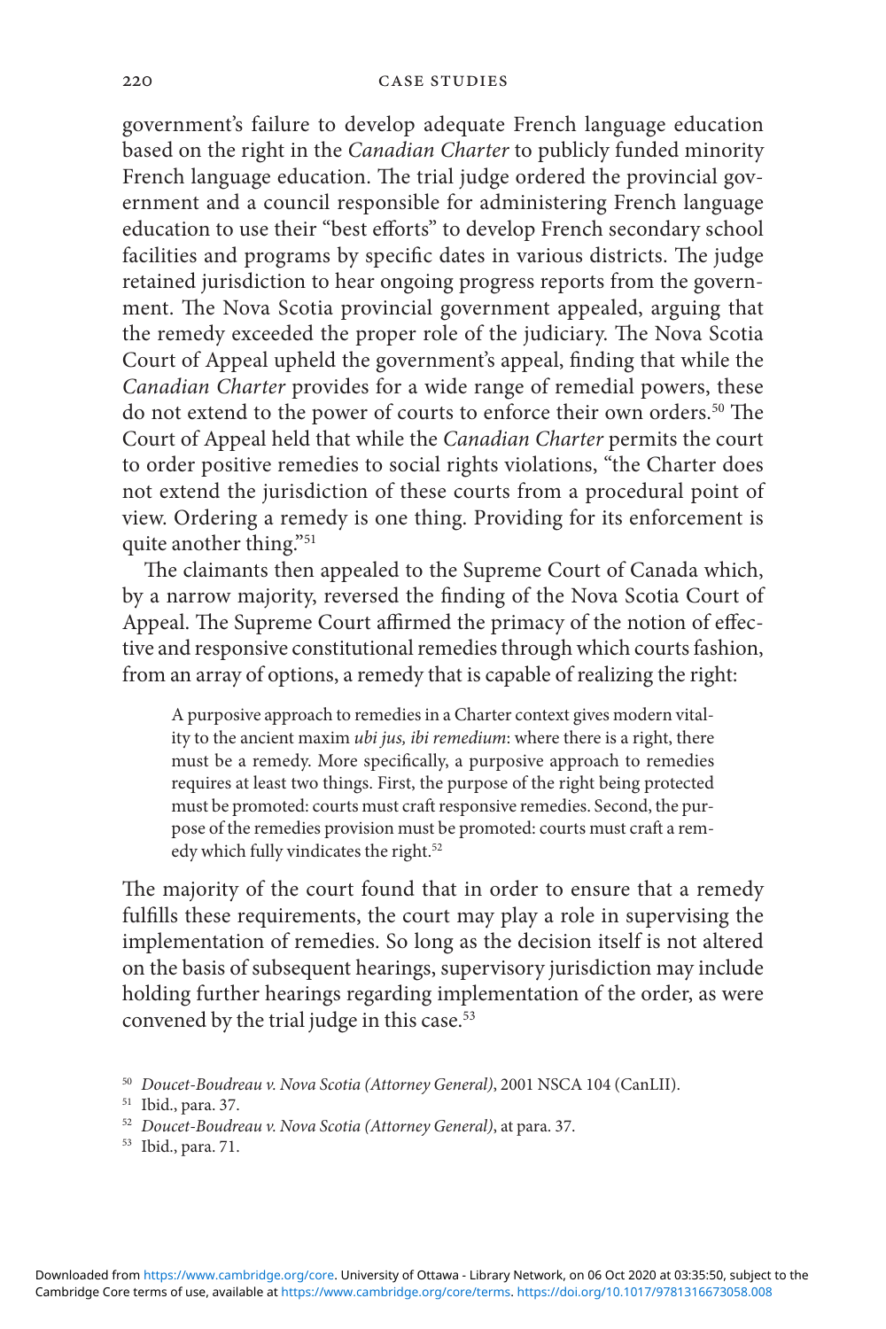government's failure to develop adequate French language education based on the right in the *Canadian Charter* to publicly funded minority French language education. The trial judge ordered the provincial government and a council responsible for administering French language education to use their "best efforts" to develop French secondary school facilities and programs by specific dates in various districts. The judge retained jurisdiction to hear ongoing progress reports from the government. The Nova Scotia provincial government appealed, arguing that the remedy exceeded the proper role of the judiciary. The Nova Scotia Court of Appeal upheld the government's appeal, finding that while the *Canadian Charter* provides for a wide range of remedial powers, these do not extend to the power of courts to enforce their own orders.[50] The Court of Appeal held that while the *Canadian Charter* permits the court to order positive remedies to social rights violations, "the Charter does not extend the jurisdiction of these courts from a procedural point of view. Ordering a remedy is one thing. Providing for its enforcement is quite another thing."[51]

The claimants then appealed to the Supreme Court of Canada which, by a narrow majority, reversed the finding of the Nova Scotia Court of Appeal. The Supreme Court affirmed the primacy of the notion of effective and responsive constitutional remedies through which courts fashion, from an array of options, a remedy that is capable of realizing the right:

> A purposive approach to remedies in a Charter context gives modern vitality to the ancient maxim *ubi jus, ibi remedium*: where there is a right, there must be a remedy. More specifically, a purposive approach to remedies requires at least two things. First, the purpose of the right being protected must be promoted: courts must craft responsive remedies. Second, the purpose of the remedies provision must be promoted: courts must craft a remedy which fully vindicates the right.[52]

The majority of the court found that in order to ensure that a remedy fulfills these requirements, the court may play a role in supervising the implementation of remedies. So long as the decision itself is not altered on the basis of subsequent hearings, supervisory jurisdiction may include holding further hearings regarding implementation of the order, as were convened by the trial judge in this case.[53]

[50] *Doucet-Boudreau v. Nova Scotia (Attorney General)*, 2001 NSCA 104 (CanLII).

[51] Ibid., para. 37.

[52] *Doucet-Boudreau v. Nova Scotia (Attorney General)*, at para. 37.

[53] Ibid., para. 71.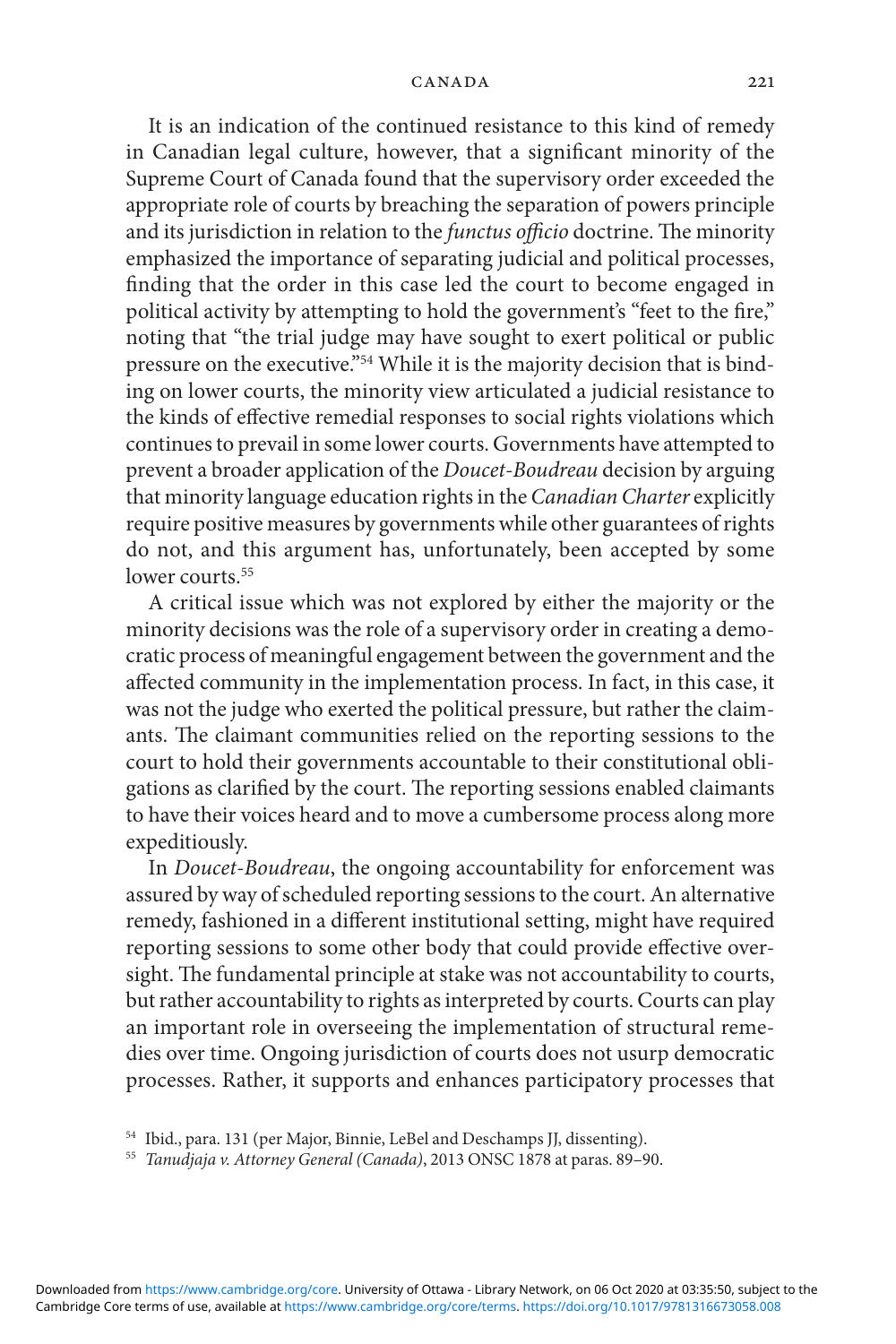It is an indication of the continued resistance to this kind of remedy in Canadian legal culture, however, that a significant minority of the Supreme Court of Canada found that the supervisory order exceeded the appropriate role of courts by breaching the separation of powers principle and its jurisdiction in relation to the *functus officio* doctrine. The minority emphasized the importance of separating judicial and political processes, finding that the order in this case led the court to become engaged in political activity by attempting to hold the government's "feet to the fire," noting that "the trial judge may have sought to exert political or public pressure on the executive."[54] While it is the majority decision that is binding on lower courts, the minority view articulated a judicial resistance to the kinds of effective remedial responses to social rights violations which continues to prevail in some lower courts. Governments have attempted to prevent a broader application of the *Doucet-Boudreau* decision by arguing that minority language education rights in the *Canadian Charter* explicitly require positive measures by governments while other guarantees of rights do not, and this argument has, unfortunately, been accepted by some lower courts.[55]

A critical issue which was not explored by either the majority or the minority decisions was the role of a supervisory order in creating a democratic process of meaningful engagement between the government and the affected community in the implementation process. In fact, in this case, it was not the judge who exerted the political pressure, but rather the claimants. The claimant communities relied on the reporting sessions to the court to hold their governments accountable to their constitutional obligations as clarified by the court. The reporting sessions enabled claimants to have their voices heard and to move a cumbersome process along more expeditiously.

In *Doucet-Boudreau*, the ongoing accountability for enforcement was assured by way of scheduled reporting sessions to the court. An alternative remedy, fashioned in a different institutional setting, might have required reporting sessions to some other body that could provide effective oversight. The fundamental principle at stake was not accountability to courts, but rather accountability to rights as interpreted by courts. Courts can play an important role in overseeing the implementation of structural remedies over time. Ongoing jurisdiction of courts does not usurp democratic processes. Rather, it supports and enhances participatory processes that

[54] Ibid., para. 131 (per Major, Binnie, LeBel and Deschamps JJ, dissenting).

[55] *Tanudjaja v. Attorney General (Canada)*, 2013 ONSC 1878 at paras. 89–90.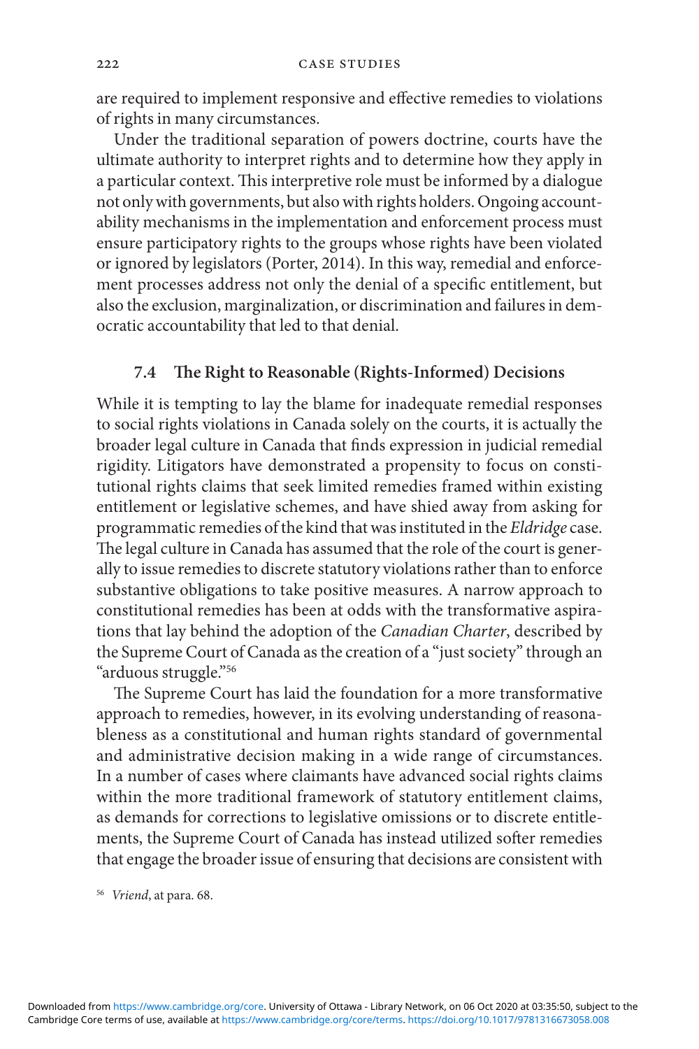are required to implement responsive and effective remedies to violations of rights in many circumstances.

Under the traditional separation of powers doctrine, courts have the ultimate authority to interpret rights and to determine how they apply in a particular context. This interpretive role must be informed by a dialogue not only with governments, but also with rights holders. Ongoing accountability mechanisms in the implementation and enforcement process must ensure participatory rights to the groups whose rights have been violated or ignored by legislators (Porter, 2014). In this way, remedial and enforcement processes address not only the denial of a specific entitlement, but also the exclusion, marginalization, or discrimination and failures in democratic accountability that led to that denial.

### 7.4 The Right to Reasonable (Rights-Informed) Decisions

While it is tempting to lay the blame for inadequate remedial responses to social rights violations in Canada solely on the courts, it is actually the broader legal culture in Canada that finds expression in judicial remedial rigidity. Litigators have demonstrated a propensity to focus on constitutional rights claims that seek limited remedies framed within existing entitlement or legislative schemes, and have shied away from asking for programmatic remedies of the kind that was instituted in the *Eldridge* case. The legal culture in Canada has assumed that the role of the court is generally to issue remedies to discrete statutory violations rather than to enforce substantive obligations to take positive measures. A narrow approach to constitutional remedies has been at odds with the transformative aspirations that lay behind the adoption of the *Canadian Charter*, described by the Supreme Court of Canada as the creation of a "just society" through an "arduous struggle."[56]

The Supreme Court has laid the foundation for a more transformative approach to remedies, however, in its evolving understanding of reasonableness as a constitutional and human rights standard of governmental and administrative decision making in a wide range of circumstances. In a number of cases where claimants have advanced social rights claims within the more traditional framework of statutory entitlement claims, as demands for corrections to legislative omissions or to discrete entitlements, the Supreme Court of Canada has instead utilized softer remedies that engage the broader issue of ensuring that decisions are consistent with

[56] *Vriend*, at para. 68.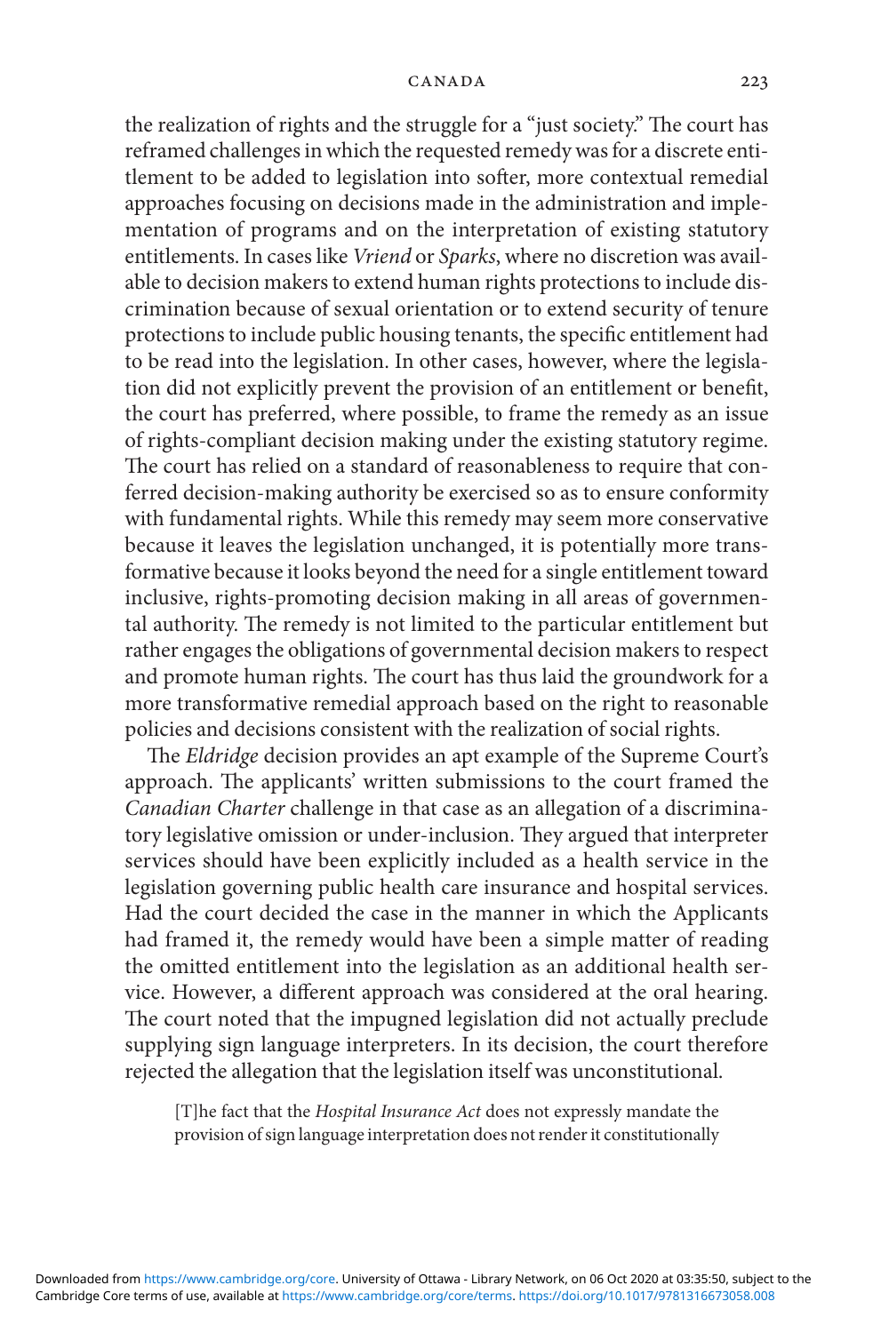the realization of rights and the struggle for a "just society." The court has reframed challenges in which the requested remedy was for a discrete entitlement to be added to legislation into softer, more contextual remedial approaches focusing on decisions made in the administration and implementation of programs and on the interpretation of existing statutory entitlements. In cases like *Vriend* or *Sparks*, where no discretion was available to decision makers to extend human rights protections to include discrimination because of sexual orientation or to extend security of tenure protections to include public housing tenants, the specific entitlement had to be read into the legislation. In other cases, however, where the legislation did not explicitly prevent the provision of an entitlement or benefit, the court has preferred, where possible, to frame the remedy as an issue of rights-compliant decision making under the existing statutory regime. The court has relied on a standard of reasonableness to require that conferred decision-making authority be exercised so as to ensure conformity with fundamental rights. While this remedy may seem more conservative because it leaves the legislation unchanged, it is potentially more transformative because it looks beyond the need for a single entitlement toward inclusive, rights-promoting decision making in all areas of governmental authority. The remedy is not limited to the particular entitlement but rather engages the obligations of governmental decision makers to respect and promote human rights. The court has thus laid the groundwork for a more transformative remedial approach based on the right to reasonable policies and decisions consistent with the realization of social rights.

The *Eldridge* decision provides an apt example of the Supreme Court's approach. The applicants' written submissions to the court framed the *Canadian Charter* challenge in that case as an allegation of a discriminatory legislative omission or under-inclusion. They argued that interpreter services should have been explicitly included as a health service in the legislation governing public health care insurance and hospital services. Had the court decided the case in the manner in which the Applicants had framed it, the remedy would have been a simple matter of reading the omitted entitlement into the legislation as an additional health service. However, a different approach was considered at the oral hearing. The court noted that the impugned legislation did not actually preclude supplying sign language interpreters. In its decision, the court therefore rejected the allegation that the legislation itself was unconstitutional.

> [T]he fact that the *Hospital Insurance Act* does not expressly mandate the provision of sign language interpretation does not render it constitutionally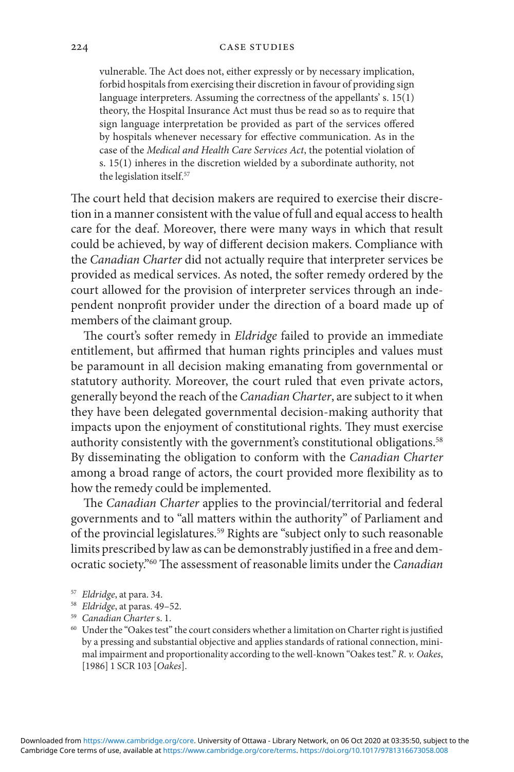> vulnerable. The Act does not, either expressly or by necessary implication, forbid hospitals from exercising their discretion in favour of providing sign language interpreters. Assuming the correctness of the appellants' s. 15(1) theory, the Hospital Insurance Act must thus be read so as to require that sign language interpretation be provided as part of the services offered by hospitals whenever necessary for effective communication. As in the case of the *Medical and Health Care Services Act*, the potential violation of s. 15(1) inheres in the discretion wielded by a subordinate authority, not the legislation itself.[57]

The court held that decision makers are required to exercise their discretion in a manner consistent with the value of full and equal access to health care for the deaf. Moreover, there were many ways in which that result could be achieved, by way of different decision makers. Compliance with the *Canadian Charter* did not actually require that interpreter services be provided as medical services. As noted, the softer remedy ordered by the court allowed for the provision of interpreter services through an independent nonprofit provider under the direction of a board made up of members of the claimant group.

The court's softer remedy in *Eldridge* failed to provide an immediate entitlement, but affirmed that human rights principles and values must be paramount in all decision making emanating from governmental or statutory authority. Moreover, the court ruled that even private actors, generally beyond the reach of the *Canadian Charter*, are subject to it when they have been delegated governmental decision-making authority that impacts upon the enjoyment of constitutional rights. They must exercise authority consistently with the government's constitutional obligations.[58] By disseminating the obligation to conform with the *Canadian Charter* among a broad range of actors, the court provided more flexibility as to how the remedy could be implemented.

The *Canadian Charter* applies to the provincial/territorial and federal governments and to "all matters within the authority" of Parliament and of the provincial legislatures.[59] Rights are "subject only to such reasonable limits prescribed by law as can be demonstrably justified in a free and democratic society."[60] The assessment of reasonable limits under the *Canadian*

[57] *Eldridge*, at para. 34.

[58] *Eldridge*, at paras. 49–52.

[59] *Canadian Charter* s. 1.

[60] Under the "Oakes test" the court considers whether a limitation on Charter right is justified by a pressing and substantial objective and applies standards of rational connection, minimal impairment and proportionality according to the well-known "Oakes test." *R. v. Oakes*, [1986] 1 SCR 103 [*Oakes*].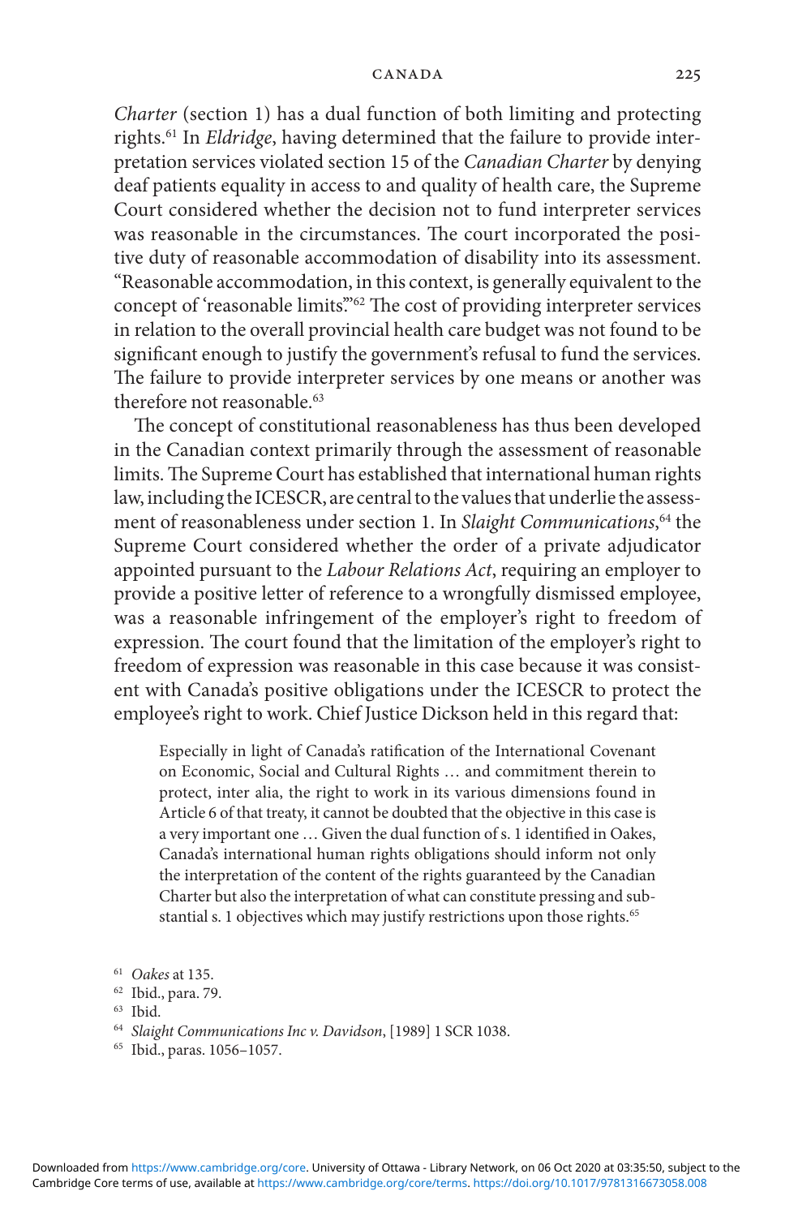*Charter* (section 1) has a dual function of both limiting and protecting rights.[61] In *Eldridge*, having determined that the failure to provide interpretation services violated section 15 of the *Canadian Charter* by denying deaf patients equality in access to and quality of health care, the Supreme Court considered whether the decision not to fund interpreter services was reasonable in the circumstances. The court incorporated the positive duty of reasonable accommodation of disability into its assessment. "Reasonable accommodation, in this context, is generally equivalent to the concept of 'reasonable limits.'"[62] The cost of providing interpreter services in relation to the overall provincial health care budget was not found to be significant enough to justify the government's refusal to fund the services. The failure to provide interpreter services by one means or another was therefore not reasonable.[63]

The concept of constitutional reasonableness has thus been developed in the Canadian context primarily through the assessment of reasonable limits. The Supreme Court has established that international human rights law, including the ICESCR, are central to the values that underlie the assessment of reasonableness under section 1. In *Slaight Communications*,[64] the Supreme Court considered whether the order of a private adjudicator appointed pursuant to the *Labour Relations Act*, requiring an employer to provide a positive letter of reference to a wrongfully dismissed employee, was a reasonable infringement of the employer's right to freedom of expression. The court found that the limitation of the employer's right to freedom of expression was reasonable in this case because it was consistent with Canada's positive obligations under the ICESCR to protect the employee's right to work. Chief Justice Dickson held in this regard that:

> Especially in light of Canada's ratification of the International Covenant on Economic, Social and Cultural Rights … and commitment therein to protect, inter alia, the right to work in its various dimensions found in Article 6 of that treaty, it cannot be doubted that the objective in this case is a very important one … Given the dual function of s. 1 identified in Oakes, Canada's international human rights obligations should inform not only the interpretation of the content of the rights guaranteed by the Canadian Charter but also the interpretation of what can constitute pressing and substantial s. 1 objectives which may justify restrictions upon those rights.[65]

[61] *Oakes* at 135.

[62] Ibid., para. 79.

[63] Ibid.

[64] *Slaight Communications Inc v. Davidson*, [1989] 1 SCR 1038.

[65] Ibid., paras. 1056–1057.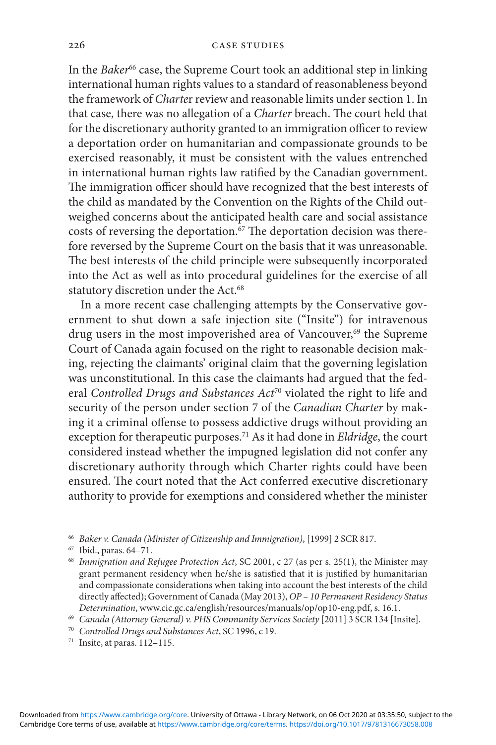In the *Baker*[66] case, the Supreme Court took an additional step in linking international human rights values to a standard of reasonableness beyond the framework of *Charte*r review and reasonable limits under section 1. In that case, there was no allegation of a *Charter* breach. The court held that for the discretionary authority granted to an immigration officer to review a deportation order on humanitarian and compassionate grounds to be exercised reasonably, it must be consistent with the values entrenched in international human rights law ratified by the Canadian government. The immigration officer should have recognized that the best interests of the child as mandated by the Convention on the Rights of the Child outweighed concerns about the anticipated health care and social assistance costs of reversing the deportation.[67] The deportation decision was therefore reversed by the Supreme Court on the basis that it was unreasonable. The best interests of the child principle were subsequently incorporated into the Act as well as into procedural guidelines for the exercise of all statutory discretion under the Act.[68]

In a more recent case challenging attempts by the Conservative government to shut down a safe injection site ("Insite") for intravenous drug users in the most impoverished area of Vancouver,[69] the Supreme Court of Canada again focused on the right to reasonable decision making, rejecting the claimants' original claim that the governing legislation was unconstitutional. In this case the claimants had argued that the federal *Controlled Drugs and Substances Act*[70] violated the right to life and security of the person under section 7 of the *Canadian Charter* by making it a criminal offense to possess addictive drugs without providing an exception for therapeutic purposes.[71] As it had done in *Eldridge*, the court considered instead whether the impugned legislation did not confer any discretionary authority through which Charter rights could have been ensured. The court noted that the Act conferred executive discretionary authority to provide for exemptions and considered whether the minister

[66] *Baker v. Canada (Minister of Citizenship and Immigration)*, [1999] 2 SCR 817.

[67] Ibid., paras. 64–71.

[68] *Immigration and Refugee Protection Act*, SC 2001, c 27 (as per s. 25(1), the Minister may grant permanent residency when he/she is satisfied that it is justified by humanitarian and compassionate considerations when taking into account the best interests of the child directly affected); Government of Canada (May 2013), *OP – 10 Permanent Residency Status Determination*, www.cic.gc.ca/english/resources/manuals/op/op10-eng.pdf, s. 16.1.

[69] *Canada (Attorney General) v. PHS Community Services Society* [2011] 3 SCR 134 [Insite].

[70] *Controlled Drugs and Substances Act*, SC 1996, c 19.

[71] Insite, at paras. 112–115.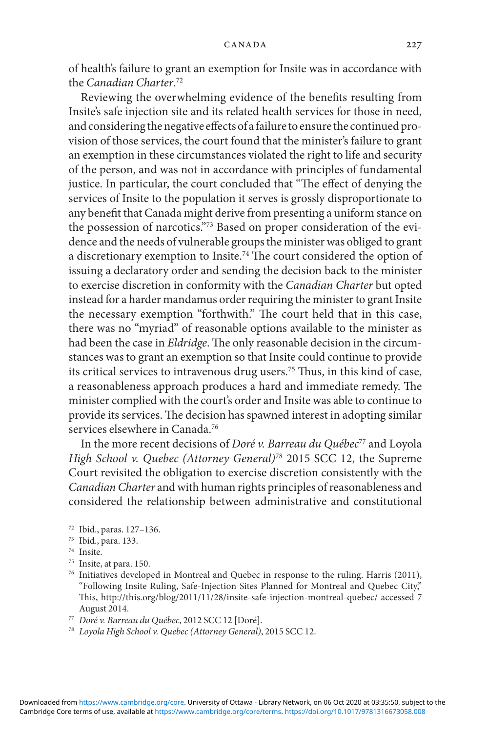of health's failure to grant an exemption for Insite was in accordance with the *Canadian Charter*.[72]

Reviewing the overwhelming evidence of the benefits resulting from Insite's safe injection site and its related health services for those in need, and considering the negative effects of a failure to ensure the continued provision of those services, the court found that the minister's failure to grant an exemption in these circumstances violated the right to life and security of the person, and was not in accordance with principles of fundamental justice. In particular, the court concluded that "The effect of denying the services of Insite to the population it serves is grossly disproportionate to any benefit that Canada might derive from presenting a uniform stance on the possession of narcotics."[73] Based on proper consideration of the evidence and the needs of vulnerable groups the minister was obliged to grant a discretionary exemption to Insite.[74] The court considered the option of issuing a declaratory order and sending the decision back to the minister to exercise discretion in conformity with the *Canadian Charter* but opted instead for a harder mandamus order requiring the minister to grant Insite the necessary exemption "forthwith." The court held that in this case, there was no "myriad" of reasonable options available to the minister as had been the case in *Eldridge*. The only reasonable decision in the circumstances was to grant an exemption so that Insite could continue to provide its critical services to intravenous drug users.[75] Thus, in this kind of case, a reasonableness approach produces a hard and immediate remedy. The minister complied with the court's order and Insite was able to continue to provide its services. The decision has spawned interest in adopting similar services elsewhere in Canada.[76]

In the more recent decisions of *Doré v. Barreau du Québec*[77] and Loyola *High School v. Quebec (Attorney General)*[78] 2015 SCC 12, the Supreme Court revisited the obligation to exercise discretion consistently with the *Canadian Charter* and with human rights principles of reasonableness and considered the relationship between administrative and constitutional

[72] Ibid., paras. 127–136.

[73] Ibid., para. 133.

[74] Insite.

[75] Insite, at para. 150.

[76] Initiatives developed in Montreal and Quebec in response to the ruling. Harris (2011), "Following Insite Ruling, Safe-Injection Sites Planned for Montreal and Quebec City," This, http://this.org/blog/2011/11/28/insite-safe-injection-montreal-quebec/ accessed 7 August 2014.

[77] *Doré v. Barreau du Québec*, 2012 SCC 12 [Doré].

[78] *Loyola High School v. Quebec (Attorney General)*, 2015 SCC 12.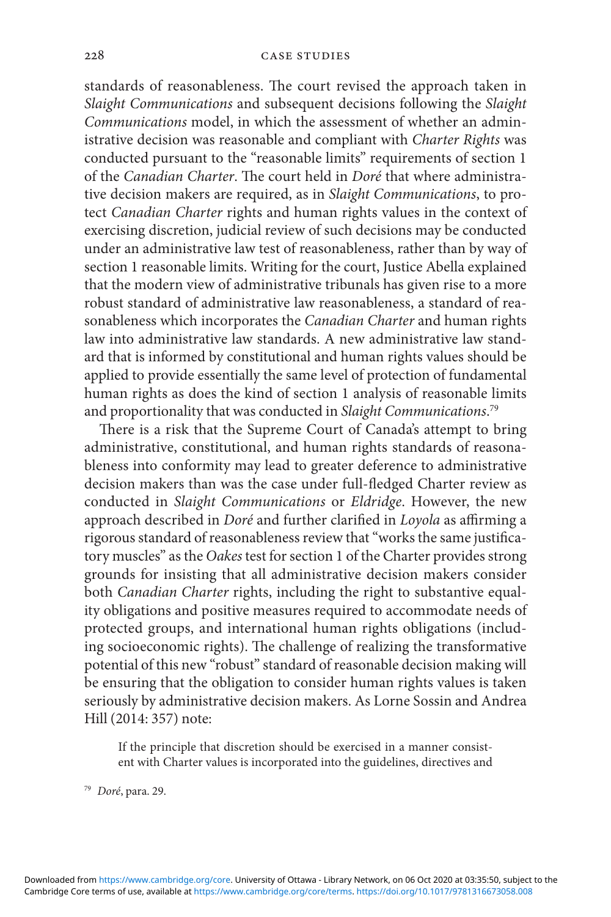standards of reasonableness. The court revised the approach taken in *Slaight Communications* and subsequent decisions following the *Slaight Communications* model, in which the assessment of whether an administrative decision was reasonable and compliant with *Charter Rights* was conducted pursuant to the "reasonable limits" requirements of section 1 of the *Canadian Charter*. The court held in *Doré* that where administrative decision makers are required, as in *Slaight Communications*, to protect *Canadian Charter* rights and human rights values in the context of exercising discretion, judicial review of such decisions may be conducted under an administrative law test of reasonableness, rather than by way of section 1 reasonable limits. Writing for the court, Justice Abella explained that the modern view of administrative tribunals has given rise to a more robust standard of administrative law reasonableness, a standard of reasonableness which incorporates the *Canadian Charter* and human rights law into administrative law standards. A new administrative law standard that is informed by constitutional and human rights values should be applied to provide essentially the same level of protection of fundamental human rights as does the kind of section 1 analysis of reasonable limits and proportionality that was conducted in *Slaight Communications*.[79]

There is a risk that the Supreme Court of Canada's attempt to bring administrative, constitutional, and human rights standards of reasonableness into conformity may lead to greater deference to administrative decision makers than was the case under full-fledged Charter review as conducted in *Slaight Communications* or *Eldridge*. However, the new approach described in *Doré* and further clarified in *Loyola* as affirming a rigorous standard of reasonableness review that "works the same justificatory muscles" as the *Oakes* test for section 1 of the Charter provides strong grounds for insisting that all administrative decision makers consider both *Canadian Charter* rights, including the right to substantive equality obligations and positive measures required to accommodate needs of protected groups, and international human rights obligations (including socioeconomic rights). The challenge of realizing the transformative potential of this new "robust" standard of reasonable decision making will be ensuring that the obligation to consider human rights values is taken seriously by administrative decision makers. As Lorne Sossin and Andrea Hill (2014: 357) note:

> If the principle that discretion should be exercised in a manner consistent with Charter values is incorporated into the guidelines, directives and

[79] *Doré*, para. 29.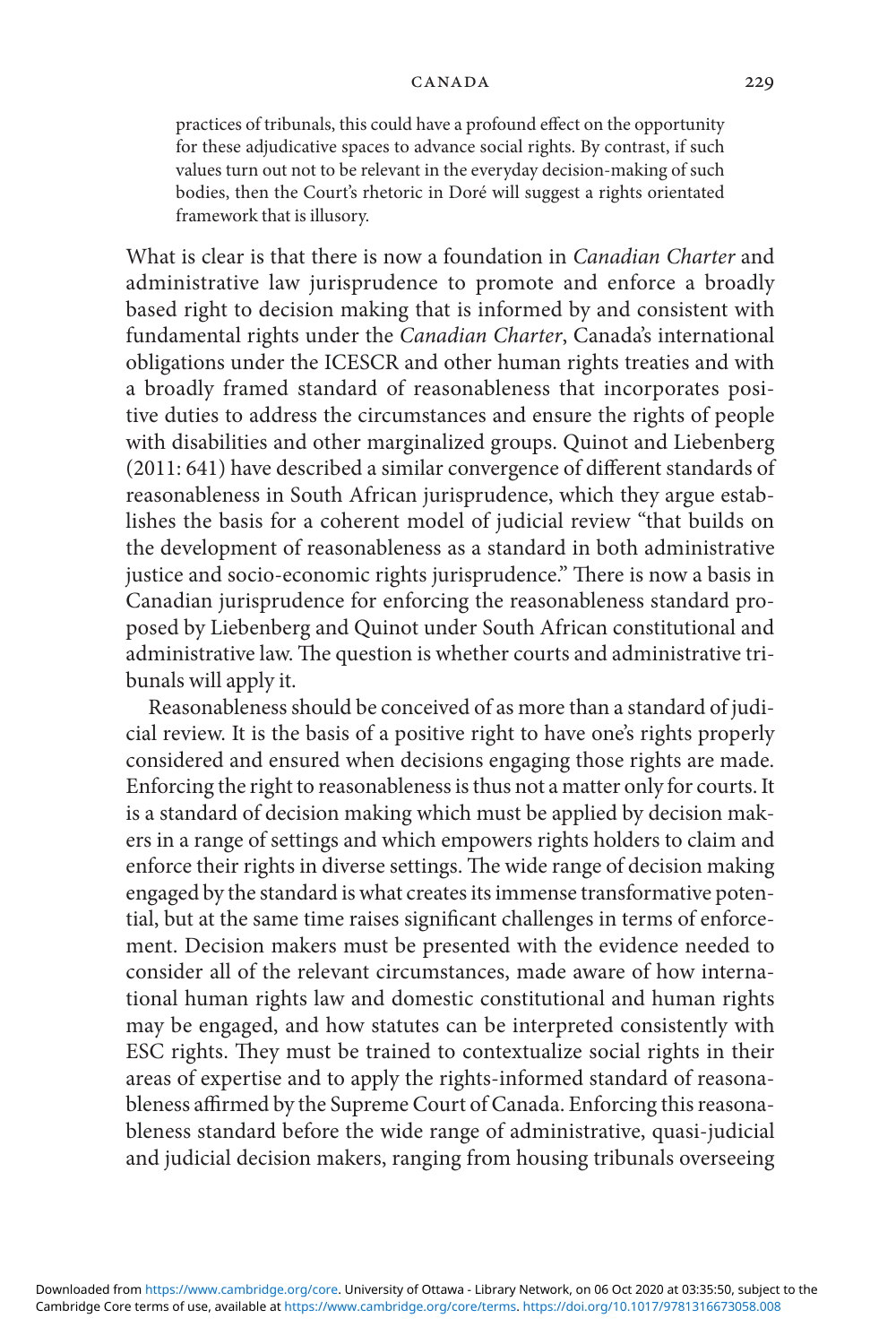> practices of tribunals, this could have a profound effect on the opportunity for these adjudicative spaces to advance social rights. By contrast, if such values turn out not to be relevant in the everyday decision-making of such bodies, then the Court's rhetoric in Doré will suggest a rights orientated framework that is illusory.

What is clear is that there is now a foundation in *Canadian Charter* and administrative law jurisprudence to promote and enforce a broadly based right to decision making that is informed by and consistent with fundamental rights under the *Canadian Charter*, Canada's international obligations under the ICESCR and other human rights treaties and with a broadly framed standard of reasonableness that incorporates positive duties to address the circumstances and ensure the rights of people with disabilities and other marginalized groups. Quinot and Liebenberg (2011: 641) have described a similar convergence of different standards of reasonableness in South African jurisprudence, which they argue establishes the basis for a coherent model of judicial review "that builds on the development of reasonableness as a standard in both administrative justice and socio-economic rights jurisprudence." There is now a basis in Canadian jurisprudence for enforcing the reasonableness standard proposed by Liebenberg and Quinot under South African constitutional and administrative law. The question is whether courts and administrative tribunals will apply it.

Reasonableness should be conceived of as more than a standard of judicial review. It is the basis of a positive right to have one's rights properly considered and ensured when decisions engaging those rights are made. Enforcing the right to reasonableness is thus not a matter only for courts. It is a standard of decision making which must be applied by decision makers in a range of settings and which empowers rights holders to claim and enforce their rights in diverse settings. The wide range of decision making engaged by the standard is what creates its immense transformative potential, but at the same time raises significant challenges in terms of enforcement. Decision makers must be presented with the evidence needed to consider all of the relevant circumstances, made aware of how international human rights law and domestic constitutional and human rights may be engaged, and how statutes can be interpreted consistently with ESC rights. They must be trained to contextualize social rights in their areas of expertise and to apply the rights-informed standard of reasonableness affirmed by the Supreme Court of Canada. Enforcing this reasonableness standard before the wide range of administrative, quasi-judicial and judicial decision makers, ranging from housing tribunals overseeing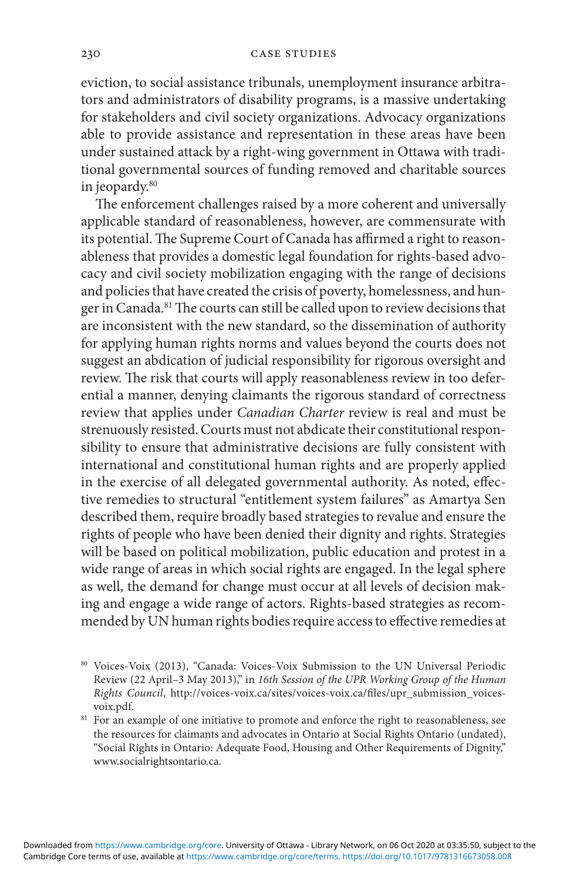eviction, to social assistance tribunals, unemployment insurance arbitrators and administrators of disability programs, is a massive undertaking for stakeholders and civil society organizations. Advocacy organizations able to provide assistance and representation in these areas have been under sustained attack by a right-wing government in Ottawa with traditional governmental sources of funding removed and charitable sources in jeopardy.[80]

The enforcement challenges raised by a more coherent and universally applicable standard of reasonableness, however, are commensurate with its potential. The Supreme Court of Canada has affirmed a right to reasonableness that provides a domestic legal foundation for rights-based advocacy and civil society mobilization engaging with the range of decisions and policies that have created the crisis of poverty, homelessness, and hunger in Canada.[81] The courts can still be called upon to review decisions that are inconsistent with the new standard, so the dissemination of authority for applying human rights norms and values beyond the courts does not suggest an abdication of judicial responsibility for rigorous oversight and review. The risk that courts will apply reasonableness review in too deferential a manner, denying claimants the rigorous standard of correctness review that applies under *Canadian Charter* review is real and must be strenuously resisted. Courts must not abdicate their constitutional responsibility to ensure that administrative decisions are fully consistent with international and constitutional human rights and are properly applied in the exercise of all delegated governmental authority. As noted, effective remedies to structural "entitlement system failures" as Amartya Sen described them, require broadly based strategies to revalue and ensure the rights of people who have been denied their dignity and rights. Strategies will be based on political mobilization, public education and protest in a wide range of areas in which social rights are engaged. In the legal sphere as well, the demand for change must occur at all levels of decision making and engage a wide range of actors. Rights-based strategies as recommended by UN human rights bodies require access to effective remedies at

[80] Voices-Voix (2013), "Canada: Voices-Voix Submission to the UN Universal Periodic Review (22 April–3 May 2013)," in *16th Session of the UPR Working Group of the Human Rights Council*, http://voices-voix.ca/sites/voices-voix.ca/files/upr_submission_voices-voix.pdf.

[81] For an example of one initiative to promote and enforce the right to reasonableness, see the resources for claimants and advocates in Ontario at Social Rights Ontario (undated), "Social Rights in Ontario: Adequate Food, Housing and Other Requirements of Dignity," www.socialrightsontario.ca.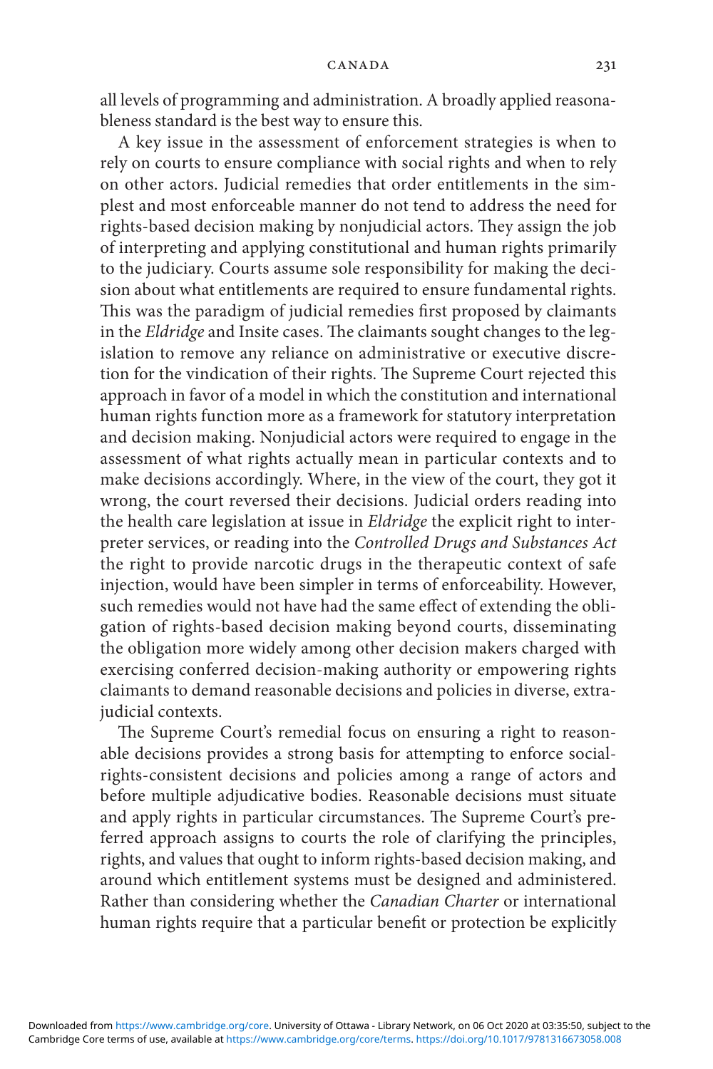all levels of programming and administration. A broadly applied reasonableness standard is the best way to ensure this.

A key issue in the assessment of enforcement strategies is when to rely on courts to ensure compliance with social rights and when to rely on other actors. Judicial remedies that order entitlements in the simplest and most enforceable manner do not tend to address the need for rights-based decision making by nonjudicial actors. They assign the job of interpreting and applying constitutional and human rights primarily to the judiciary. Courts assume sole responsibility for making the decision about what entitlements are required to ensure fundamental rights. This was the paradigm of judicial remedies first proposed by claimants in the *Eldridge* and Insite cases. The claimants sought changes to the legislation to remove any reliance on administrative or executive discretion for the vindication of their rights. The Supreme Court rejected this approach in favor of a model in which the constitution and international human rights function more as a framework for statutory interpretation and decision making. Nonjudicial actors were required to engage in the assessment of what rights actually mean in particular contexts and to make decisions accordingly. Where, in the view of the court, they got it wrong, the court reversed their decisions. Judicial orders reading into the health care legislation at issue in *Eldridge* the explicit right to interpreter services, or reading into the *Controlled Drugs and Substances Act* the right to provide narcotic drugs in the therapeutic context of safe injection, would have been simpler in terms of enforceability. However, such remedies would not have had the same effect of extending the obligation of rights-based decision making beyond courts, disseminating the obligation more widely among other decision makers charged with exercising conferred decision-making authority or empowering rights claimants to demand reasonable decisions and policies in diverse, extrajudicial contexts.

The Supreme Court's remedial focus on ensuring a right to reasonable decisions provides a strong basis for attempting to enforce social-rights-consistent decisions and policies among a range of actors and before multiple adjudicative bodies. Reasonable decisions must situate and apply rights in particular circumstances. The Supreme Court's preferred approach assigns to courts the role of clarifying the principles, rights, and values that ought to inform rights-based decision making, and around which entitlement systems must be designed and administered. Rather than considering whether the *Canadian Charter* or international human rights require that a particular benefit or protection be explicitly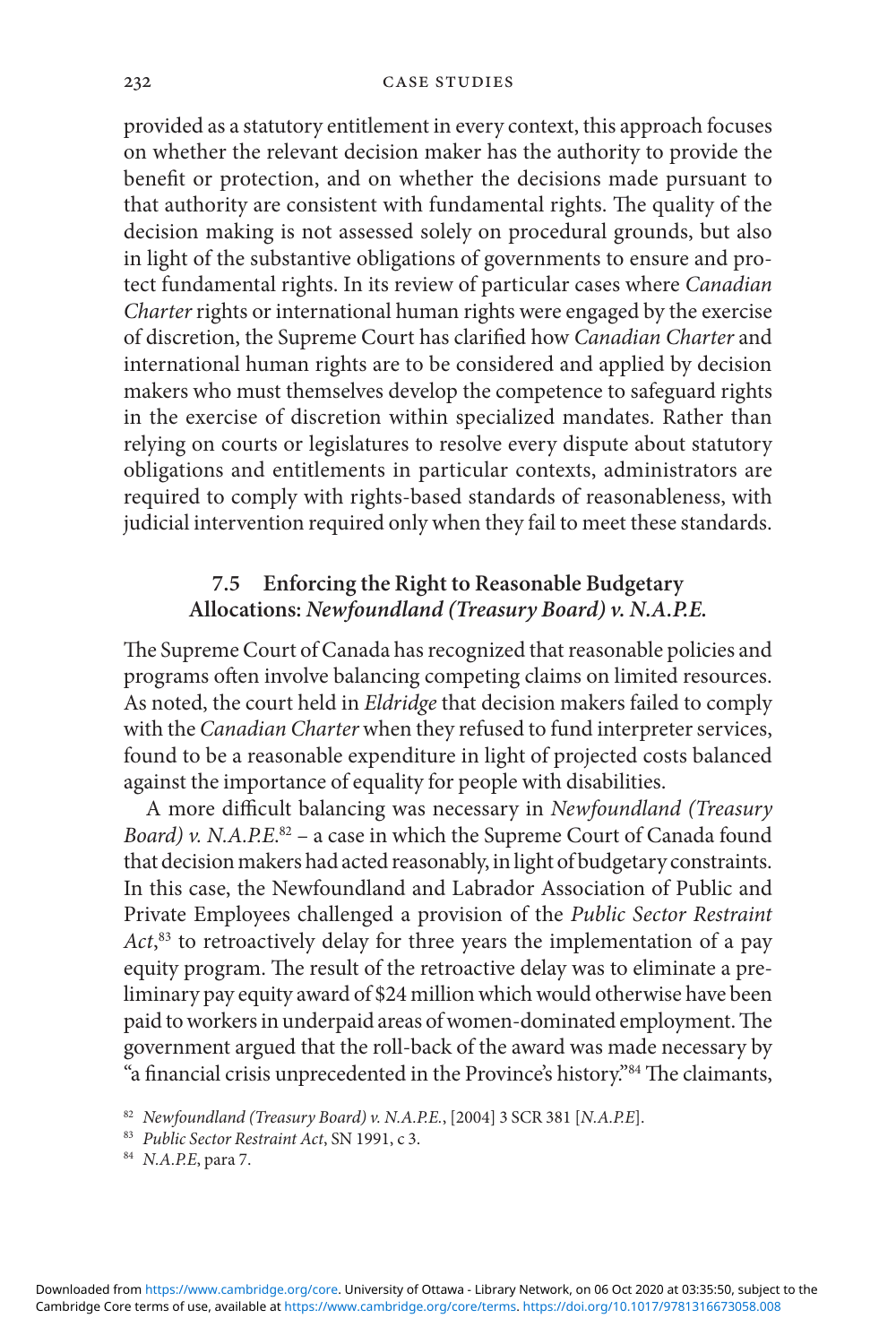provided as a statutory entitlement in every context, this approach focuses on whether the relevant decision maker has the authority to provide the benefit or protection, and on whether the decisions made pursuant to that authority are consistent with fundamental rights. The quality of the decision making is not assessed solely on procedural grounds, but also in light of the substantive obligations of governments to ensure and protect fundamental rights. In its review of particular cases where *Canadian Charter* rights or international human rights were engaged by the exercise of discretion, the Supreme Court has clarified how *Canadian Charter* and international human rights are to be considered and applied by decision makers who must themselves develop the competence to safeguard rights in the exercise of discretion within specialized mandates. Rather than relying on courts or legislatures to resolve every dispute about statutory obligations and entitlements in particular contexts, administrators are required to comply with rights-based standards of reasonableness, with judicial intervention required only when they fail to meet these standards.

### 7.5 Enforcing the Right to Reasonable Budgetary Allocations: *Newfoundland (Treasury Board) v. N.A.P.E.*

The Supreme Court of Canada has recognized that reasonable policies and programs often involve balancing competing claims on limited resources. As noted, the court held in *Eldridge* that decision makers failed to comply with the *Canadian Charter* when they refused to fund interpreter services, found to be a reasonable expenditure in light of projected costs balanced against the importance of equality for people with disabilities.

A more difficult balancing was necessary in *Newfoundland (Treasury Board) v. N.A.P.E.*[82] – a case in which the Supreme Court of Canada found that decision makers had acted reasonably, in light of budgetary constraints. In this case, the Newfoundland and Labrador Association of Public and Private Employees challenged a provision of the *Public Sector Restraint Act*,[83] to retroactively delay for three years the implementation of a pay equity program. The result of the retroactive delay was to eliminate a preliminary pay equity award of \$24 million which would otherwise have been paid to workers in underpaid areas of women-dominated employment. The government argued that the roll-back of the award was made necessary by "a financial crisis unprecedented in the Province's history."[84] The claimants,

[82] *Newfoundland (Treasury Board) v. N.A.P.E.*, [2004] 3 SCR 381 [*N.A.P.E*].

[83] *Public Sector Restraint Act*, SN 1991, c 3.

[84] *N.A.P.E*, para 7.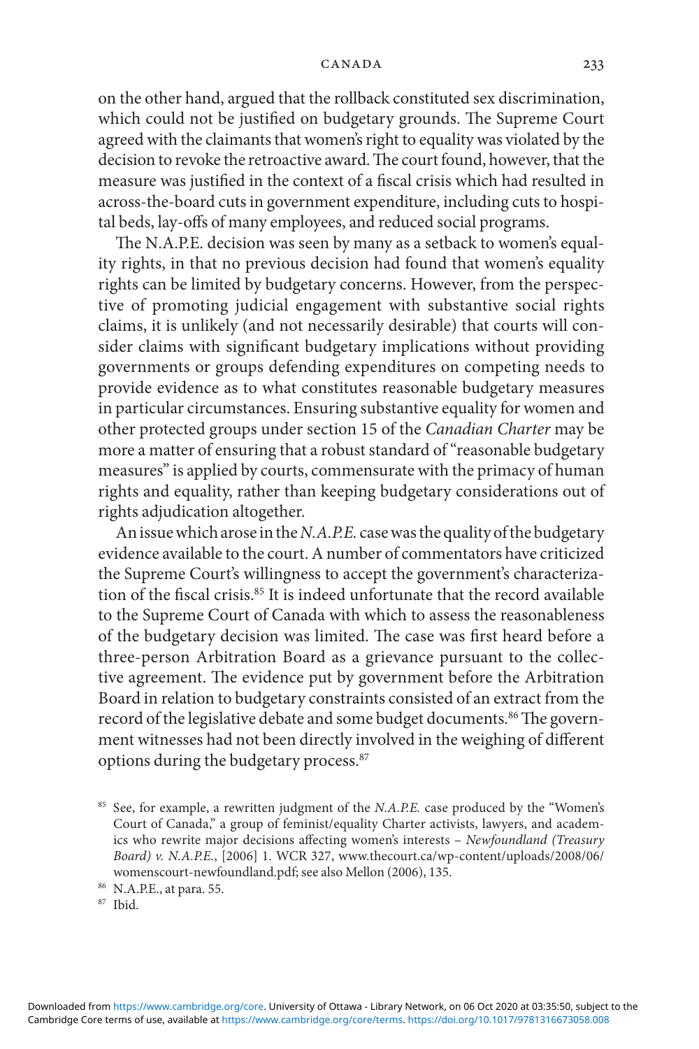on the other hand, argued that the rollback constituted sex discrimination, which could not be justified on budgetary grounds. The Supreme Court agreed with the claimants that women's right to equality was violated by the decision to revoke the retroactive award. The court found, however, that the measure was justified in the context of a fiscal crisis which had resulted in across-the-board cuts in government expenditure, including cuts to hospital beds, lay-offs of many employees, and reduced social programs.

The N.A.P.E. decision was seen by many as a setback to women's equality rights, in that no previous decision had found that women's equality rights can be limited by budgetary concerns. However, from the perspective of promoting judicial engagement with substantive social rights claims, it is unlikely (and not necessarily desirable) that courts will consider claims with significant budgetary implications without providing governments or groups defending expenditures on competing needs to provide evidence as to what constitutes reasonable budgetary measures in particular circumstances. Ensuring substantive equality for women and other protected groups under section 15 of the *Canadian Charter* may be more a matter of ensuring that a robust standard of "reasonable budgetary measures" is applied by courts, commensurate with the primacy of human rights and equality, rather than keeping budgetary considerations out of rights adjudication altogether.

An issue which arose in the *N.A.P.E.* case was the quality of the budgetary evidence available to the court. A number of commentators have criticized the Supreme Court's willingness to accept the government's characterization of the fiscal crisis.[85] It is indeed unfortunate that the record available to the Supreme Court of Canada with which to assess the reasonableness of the budgetary decision was limited. The case was first heard before a three-person Arbitration Board as a grievance pursuant to the collective agreement. The evidence put by government before the Arbitration Board in relation to budgetary constraints consisted of an extract from the record of the legislative debate and some budget documents.[86] The government witnesses had not been directly involved in the weighing of different options during the budgetary process.[87]

[85] See, for example, a rewritten judgment of the *N.A.P.E.* case produced by the "Women's Court of Canada," a group of feminist/equality Charter activists, lawyers, and academics who rewrite major decisions affecting women's interests – *Newfoundland (Treasury Board) v. N.A.P.E.*, [2006] 1. WCR 327, www.thecourt.ca/wp-content/uploads/2008/06/womenscourt-newfoundland.pdf; see also Mellon (2006), 135.

[86] N.A.P.E., at para. 55.

[87] Ibid.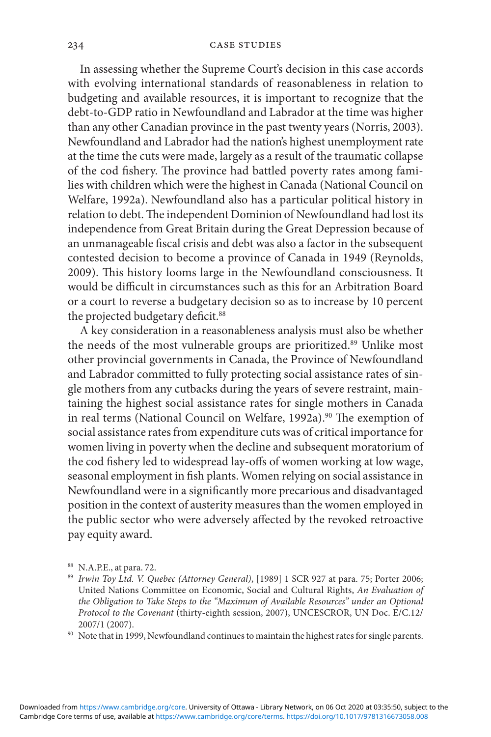In assessing whether the Supreme Court's decision in this case accords with evolving international standards of reasonableness in relation to budgeting and available resources, it is important to recognize that the debt-to-GDP ratio in Newfoundland and Labrador at the time was higher than any other Canadian province in the past twenty years (Norris, 2003). Newfoundland and Labrador had the nation's highest unemployment rate at the time the cuts were made, largely as a result of the traumatic collapse of the cod fishery. The province had battled poverty rates among families with children which were the highest in Canada (National Council on Welfare, 1992a). Newfoundland also has a particular political history in relation to debt. The independent Dominion of Newfoundland had lost its independence from Great Britain during the Great Depression because of an unmanageable fiscal crisis and debt was also a factor in the subsequent contested decision to become a province of Canada in 1949 (Reynolds, 2009). This history looms large in the Newfoundland consciousness. It would be difficult in circumstances such as this for an Arbitration Board or a court to reverse a budgetary decision so as to increase by 10 percent the projected budgetary deficit.[88]

A key consideration in a reasonableness analysis must also be whether the needs of the most vulnerable groups are prioritized.[89] Unlike most other provincial governments in Canada, the Province of Newfoundland and Labrador committed to fully protecting social assistance rates of single mothers from any cutbacks during the years of severe restraint, maintaining the highest social assistance rates for single mothers in Canada in real terms (National Council on Welfare, 1992a).[90] The exemption of social assistance rates from expenditure cuts was of critical importance for women living in poverty when the decline and subsequent moratorium of the cod fishery led to widespread lay-offs of women working at low wage, seasonal employment in fish plants. Women relying on social assistance in Newfoundland were in a significantly more precarious and disadvantaged position in the context of austerity measures than the women employed in the public sector who were adversely affected by the revoked retroactive pay equity award.

[88] N.A.P.E., at para. 72.

[89] *Irwin Toy Ltd. V. Quebec (Attorney General)*, [1989] 1 SCR 927 at para. 75; Porter 2006; United Nations Committee on Economic, Social and Cultural Rights, *An Evaluation of the Obligation to Take Steps to the "Maximum of Available Resources" under an Optional Protocol to the Covenant* (thirty-eighth session, 2007), UNCESCROR, UN Doc. E/C.12/2007/1 (2007).

[90] Note that in 1999, Newfoundland continues to maintain the highest rates for single parents.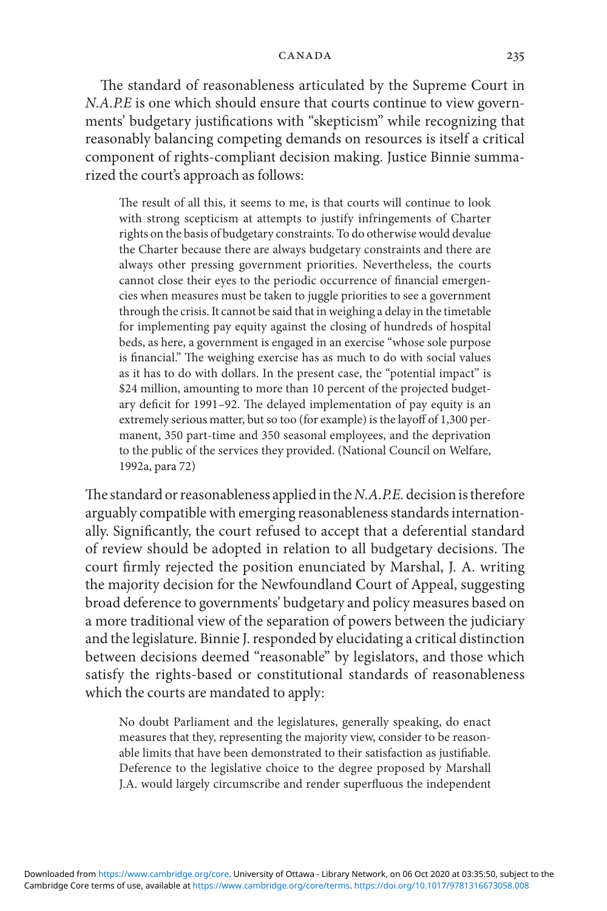The standard of reasonableness articulated by the Supreme Court in *N.A.P.E* is one which should ensure that courts continue to view governments' budgetary justifications with "skepticism" while recognizing that reasonably balancing competing demands on resources is itself a critical component of rights-compliant decision making. Justice Binnie summarized the court's approach as follows:

> The result of all this, it seems to me, is that courts will continue to look with strong scepticism at attempts to justify infringements of Charter rights on the basis of budgetary constraints. To do otherwise would devalue the Charter because there are always budgetary constraints and there are always other pressing government priorities. Nevertheless, the courts cannot close their eyes to the periodic occurrence of financial emergencies when measures must be taken to juggle priorities to see a government through the crisis. It cannot be said that in weighing a delay in the timetable for implementing pay equity against the closing of hundreds of hospital beds, as here, a government is engaged in an exercise "whose sole purpose is financial." The weighing exercise has as much to do with social values as it has to do with dollars. In the present case, the "potential impact" is $24 million, amounting to more than 10 percent of the projected budgetary deficit for 1991–92. The delayed implementation of pay equity is an extremely serious matter, but so too (for example) is the layoff of 1,300 permanent, 350 part-time and 350 seasonal employees, and the deprivation to the public of the services they provided. (National Council on Welfare, 1992a, para 72)

The standard or reasonableness applied in the *N.A.P.E.* decision is therefore arguably compatible with emerging reasonableness standards internationally. Significantly, the court refused to accept that a deferential standard of review should be adopted in relation to all budgetary decisions. The court firmly rejected the position enunciated by Marshal, J. A. writing the majority decision for the Newfoundland Court of Appeal, suggesting broad deference to governments' budgetary and policy measures based on a more traditional view of the separation of powers between the judiciary and the legislature. Binnie J. responded by elucidating a critical distinction between decisions deemed "reasonable" by legislators, and those which satisfy the rights-based or constitutional standards of reasonableness which the courts are mandated to apply:

> No doubt Parliament and the legislatures, generally speaking, do enact measures that they, representing the majority view, consider to be reasonable limits that have been demonstrated to their satisfaction as justifiable. Deference to the legislative choice to the degree proposed by Marshall J.A. would largely circumscribe and render superfluous the independent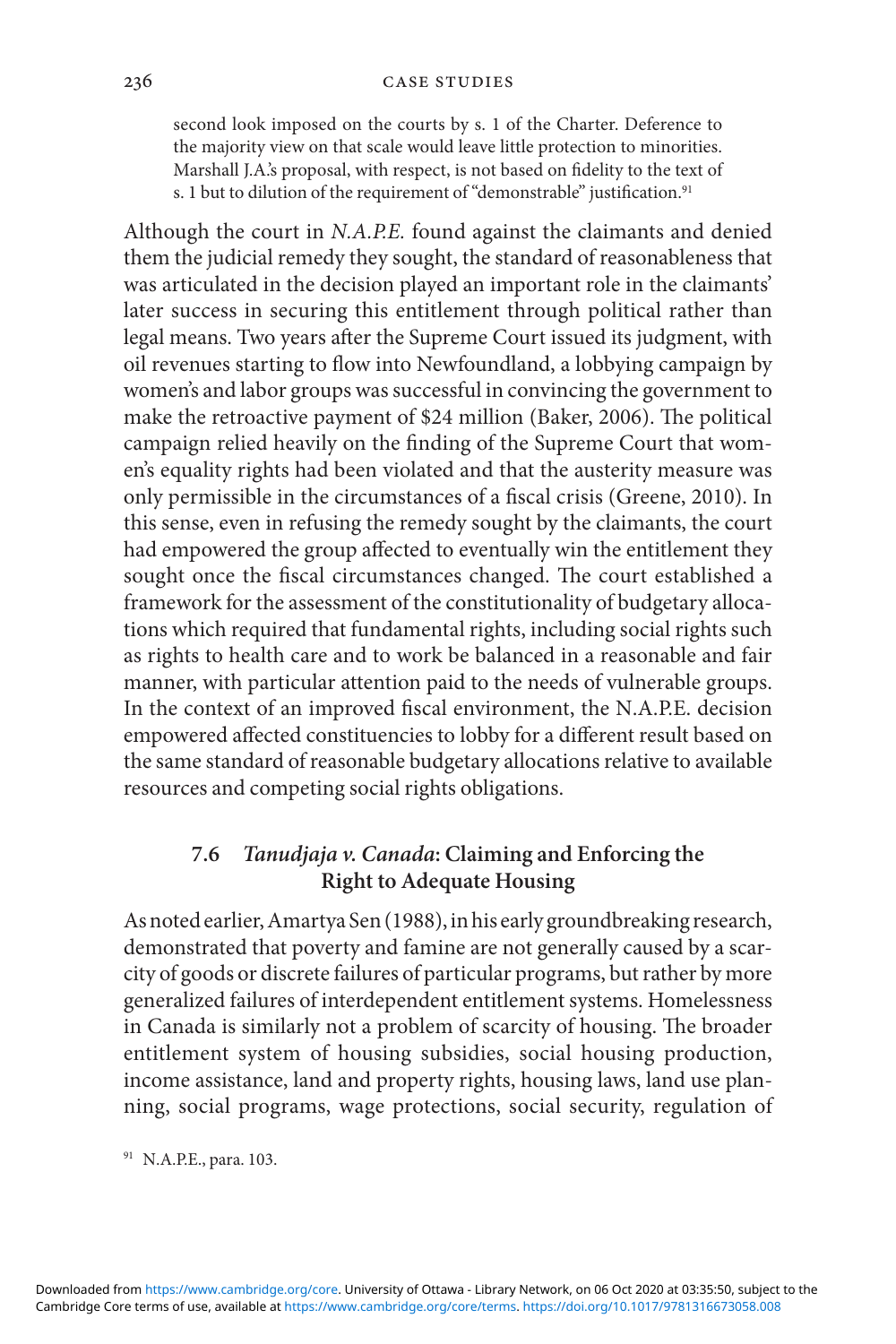second look imposed on the courts by s. 1 of the Charter. Deference to the majority view on that scale would leave little protection to minorities. Marshall J.A.'s proposal, with respect, is not based on fidelity to the text of s. 1 but to dilution of the requirement of "demonstrable" justification.[91]

Although the court in *N.A.P.E.* found against the claimants and denied them the judicial remedy they sought, the standard of reasonableness that was articulated in the decision played an important role in the claimants' later success in securing this entitlement through political rather than legal means. Two years after the Supreme Court issued its judgment, with oil revenues starting to flow into Newfoundland, a lobbying campaign by women's and labor groups was successful in convincing the government to make the retroactive payment of $24 million (Baker, 2006). The political campaign relied heavily on the finding of the Supreme Court that women's equality rights had been violated and that the austerity measure was only permissible in the circumstances of a fiscal crisis (Greene, 2010). In this sense, even in refusing the remedy sought by the claimants, the court had empowered the group affected to eventually win the entitlement they sought once the fiscal circumstances changed. The court established a framework for the assessment of the constitutionality of budgetary allocations which required that fundamental rights, including social rights such as rights to health care and to work be balanced in a reasonable and fair manner, with particular attention paid to the needs of vulnerable groups. In the context of an improved fiscal environment, the N.A.P.E. decision empowered affected constituencies to lobby for a different result based on the same standard of reasonable budgetary allocations relative to available resources and competing social rights obligations.

## 7.6 *Tanudjaja v. Canada*: Claiming and Enforcing the Right to Adequate Housing

As noted earlier, Amartya Sen (1988), in his early groundbreaking research, demonstrated that poverty and famine are not generally caused by a scarcity of goods or discrete failures of particular programs, but rather by more generalized failures of interdependent entitlement systems. Homelessness in Canada is similarly not a problem of scarcity of housing. The broader entitlement system of housing subsidies, social housing production, income assistance, land and property rights, housing laws, land use planning, social programs, wage protections, social security, regulation of

[91] N.A.P.E., para. 103.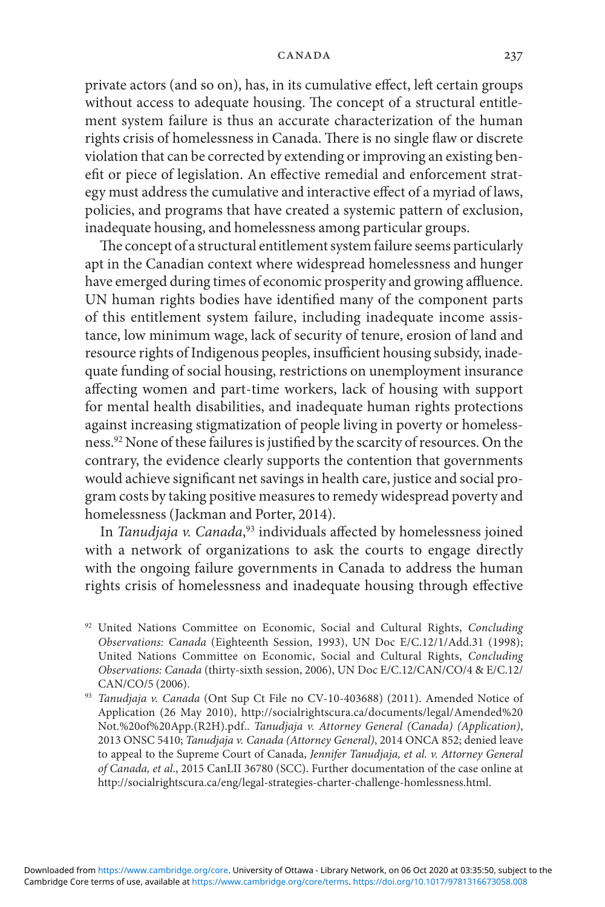private actors (and so on), has, in its cumulative effect, left certain groups without access to adequate housing. The concept of a structural entitlement system failure is thus an accurate characterization of the human rights crisis of homelessness in Canada. There is no single flaw or discrete violation that can be corrected by extending or improving an existing benefit or piece of legislation. An effective remedial and enforcement strategy must address the cumulative and interactive effect of a myriad of laws, policies, and programs that have created a systemic pattern of exclusion, inadequate housing, and homelessness among particular groups.

The concept of a structural entitlement system failure seems particularly apt in the Canadian context where widespread homelessness and hunger have emerged during times of economic prosperity and growing affluence. UN human rights bodies have identified many of the component parts of this entitlement system failure, including inadequate income assistance, low minimum wage, lack of security of tenure, erosion of land and resource rights of Indigenous peoples, insufficient housing subsidy, inadequate funding of social housing, restrictions on unemployment insurance affecting women and part-time workers, lack of housing with support for mental health disabilities, and inadequate human rights protections against increasing stigmatization of people living in poverty or homelessness.[92] None of these failures is justified by the scarcity of resources. On the contrary, the evidence clearly supports the contention that governments would achieve significant net savings in health care, justice and social program costs by taking positive measures to remedy widespread poverty and homelessness (Jackman and Porter, 2014).

In *Tanudjaja v. Canada*,[93] individuals affected by homelessness joined with a network of organizations to ask the courts to engage directly with the ongoing failure governments in Canada to address the human rights crisis of homelessness and inadequate housing through effective

[92] United Nations Committee on Economic, Social and Cultural Rights, *Concluding Observations: Canada* (Eighteenth Session, 1993), UN Doc E/C.12/1/Add.31 (1998); United Nations Committee on Economic, Social and Cultural Rights, *Concluding Observations: Canada* (thirty-sixth session, 2006), UN Doc E/C.12/CAN/CO/4 & E/C.12/CAN/CO/5 (2006).

[93] *Tanudjaja v. Canada* (Ont Sup Ct File no CV-10-403688) (2011). Amended Notice of Application (26 May 2010), http://socialrightscura.ca/documents/legal/Amended%20Not.%20of%20App.(R2H).pdf.. *Tanudjaja v. Attorney General (Canada) (Application)*, 2013 ONSC 5410; *Tanudjaja v. Canada (Attorney General)*, 2014 ONCA 852; denied leave to appeal to the Supreme Court of Canada, *Jennifer Tanudjaja, et al. v. Attorney General of Canada, et al.*, 2015 CanLII 36780 (SCC). Further documentation of the case online at http://socialrightscura.ca/eng/legal-strategies-charter-challenge-homlessness.html.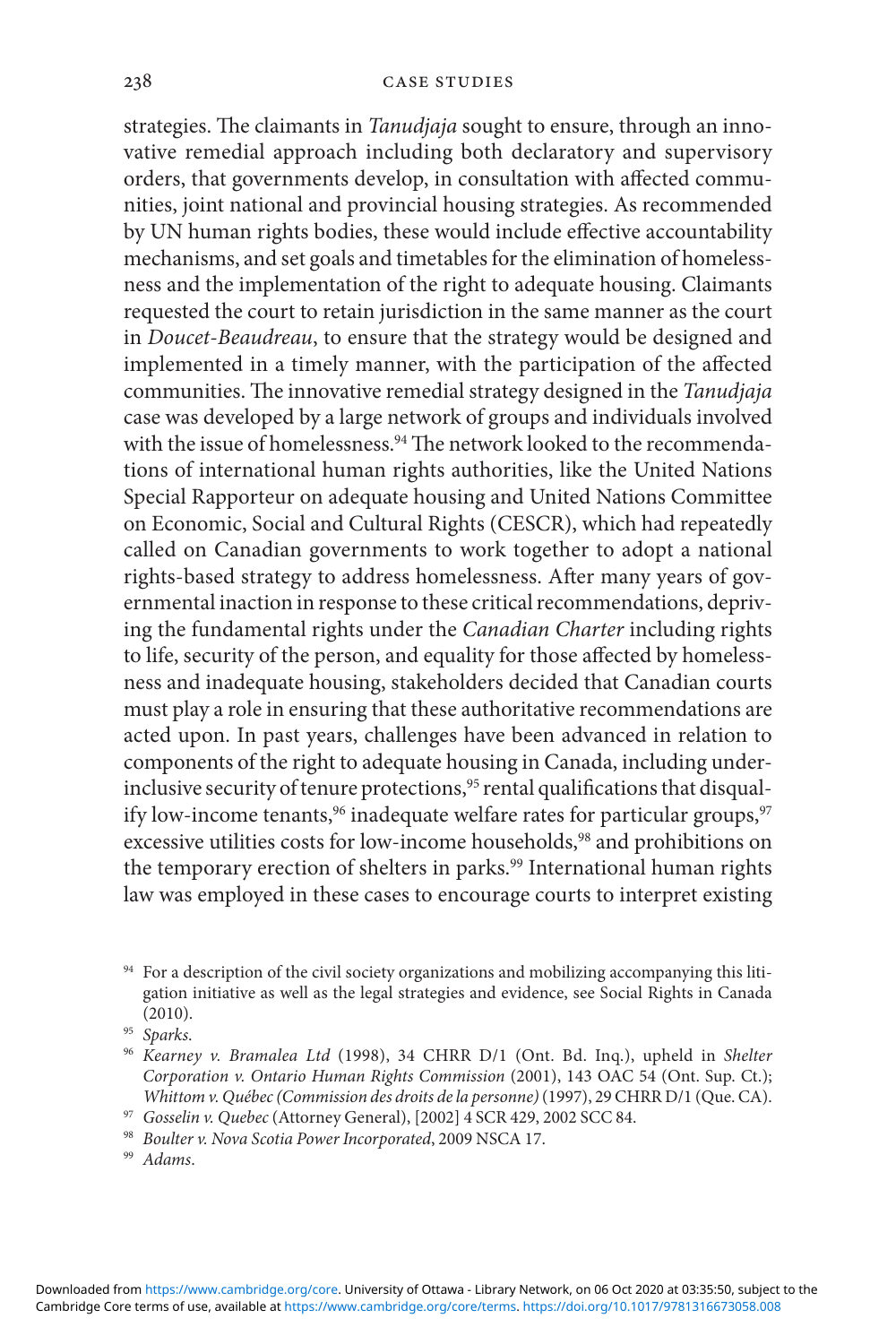strategies. The claimants in *Tanudjaja* sought to ensure, through an innovative remedial approach including both declaratory and supervisory orders, that governments develop, in consultation with affected communities, joint national and provincial housing strategies. As recommended by UN human rights bodies, these would include effective accountability mechanisms, and set goals and timetables for the elimination of homelessness and the implementation of the right to adequate housing. Claimants requested the court to retain jurisdiction in the same manner as the court in *Doucet-Beaudreau*, to ensure that the strategy would be designed and implemented in a timely manner, with the participation of the affected communities. The innovative remedial strategy designed in the *Tanudjaja* case was developed by a large network of groups and individuals involved with the issue of homelessness.[94] The network looked to the recommendations of international human rights authorities, like the United Nations Special Rapporteur on adequate housing and United Nations Committee on Economic, Social and Cultural Rights (CESCR), which had repeatedly called on Canadian governments to work together to adopt a national rights-based strategy to address homelessness. After many years of governmental inaction in response to these critical recommendations, depriving the fundamental rights under the *Canadian Charter* including rights to life, security of the person, and equality for those affected by homelessness and inadequate housing, stakeholders decided that Canadian courts must play a role in ensuring that these authoritative recommendations are acted upon. In past years, challenges have been advanced in relation to components of the right to adequate housing in Canada, including underinclusive security of tenure protections,[95] rental qualifications that disqualify low-income tenants,[96] inadequate welfare rates for particular groups,[97] excessive utilities costs for low-income households,[98] and prohibitions on the temporary erection of shelters in parks.[99] International human rights law was employed in these cases to encourage courts to interpret existing

[94] For a description of the civil society organizations and mobilizing accompanying this litigation initiative as well as the legal strategies and evidence, see Social Rights in Canada (2010).

[95] *Sparks*.

[96] *Kearney v. Bramalea Ltd* (1998), 34 CHRR D/1 (Ont. Bd. Inq.), upheld in *Shelter Corporation v. Ontario Human Rights Commission* (2001), 143 OAC 54 (Ont. Sup. Ct.); *Whittom v. Québec (Commission des droits de la personne)* (1997), 29 CHRR D/1 (Que. CA).

[97] *Gosselin v. Quebec* (Attorney General), [2002] 4 SCR 429, 2002 SCC 84.

[98] *Boulter v. Nova Scotia Power Incorporated*, 2009 NSCA 17.

[99] *Adams*.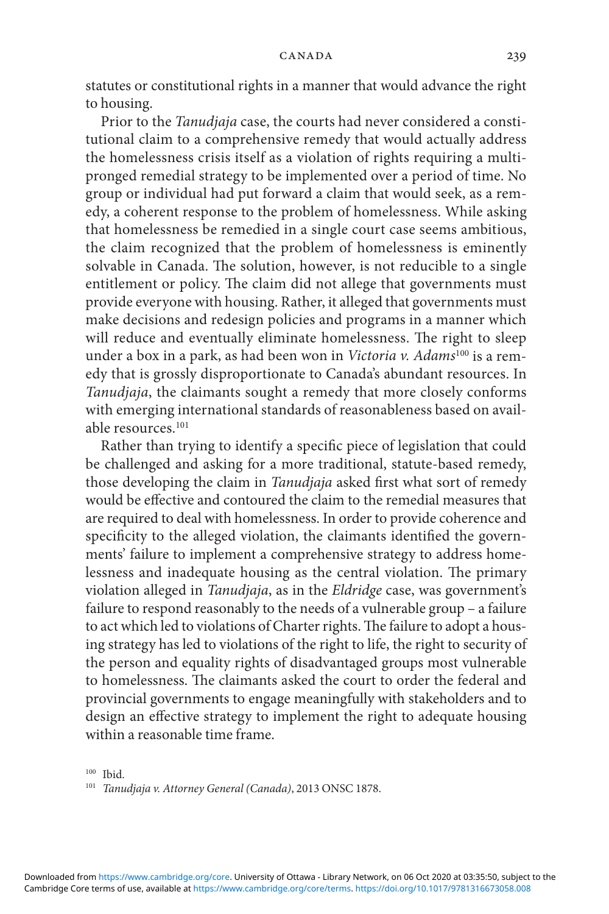statutes or constitutional rights in a manner that would advance the right to housing.

Prior to the *Tanudjaja* case, the courts had never considered a constitutional claim to a comprehensive remedy that would actually address the homelessness crisis itself as a violation of rights requiring a multi-pronged remedial strategy to be implemented over a period of time. No group or individual had put forward a claim that would seek, as a remedy, a coherent response to the problem of homelessness. While asking that homelessness be remedied in a single court case seems ambitious, the claim recognized that the problem of homelessness is eminently solvable in Canada. The solution, however, is not reducible to a single entitlement or policy. The claim did not allege that governments must provide everyone with housing. Rather, it alleged that governments must make decisions and redesign policies and programs in a manner which will reduce and eventually eliminate homelessness. The right to sleep under a box in a park, as had been won in *Victoria v. Adams*[100] is a remedy that is grossly disproportionate to Canada's abundant resources. In *Tanudjaja*, the claimants sought a remedy that more closely conforms with emerging international standards of reasonableness based on available resources.[101]

Rather than trying to identify a specific piece of legislation that could be challenged and asking for a more traditional, statute-based remedy, those developing the claim in *Tanudjaja* asked first what sort of remedy would be effective and contoured the claim to the remedial measures that are required to deal with homelessness. In order to provide coherence and specificity to the alleged violation, the claimants identified the governments' failure to implement a comprehensive strategy to address homelessness and inadequate housing as the central violation. The primary violation alleged in *Tanudjaja*, as in the *Eldridge* case, was government's failure to respond reasonably to the needs of a vulnerable group – a failure to act which led to violations of Charter rights. The failure to adopt a housing strategy has led to violations of the right to life, the right to security of the person and equality rights of disadvantaged groups most vulnerable to homelessness. The claimants asked the court to order the federal and provincial governments to engage meaningfully with stakeholders and to design an effective strategy to implement the right to adequate housing within a reasonable time frame.

[100] Ibid.

[101] *Tanudjaja v. Attorney General (Canada)*, 2013 ONSC 1878.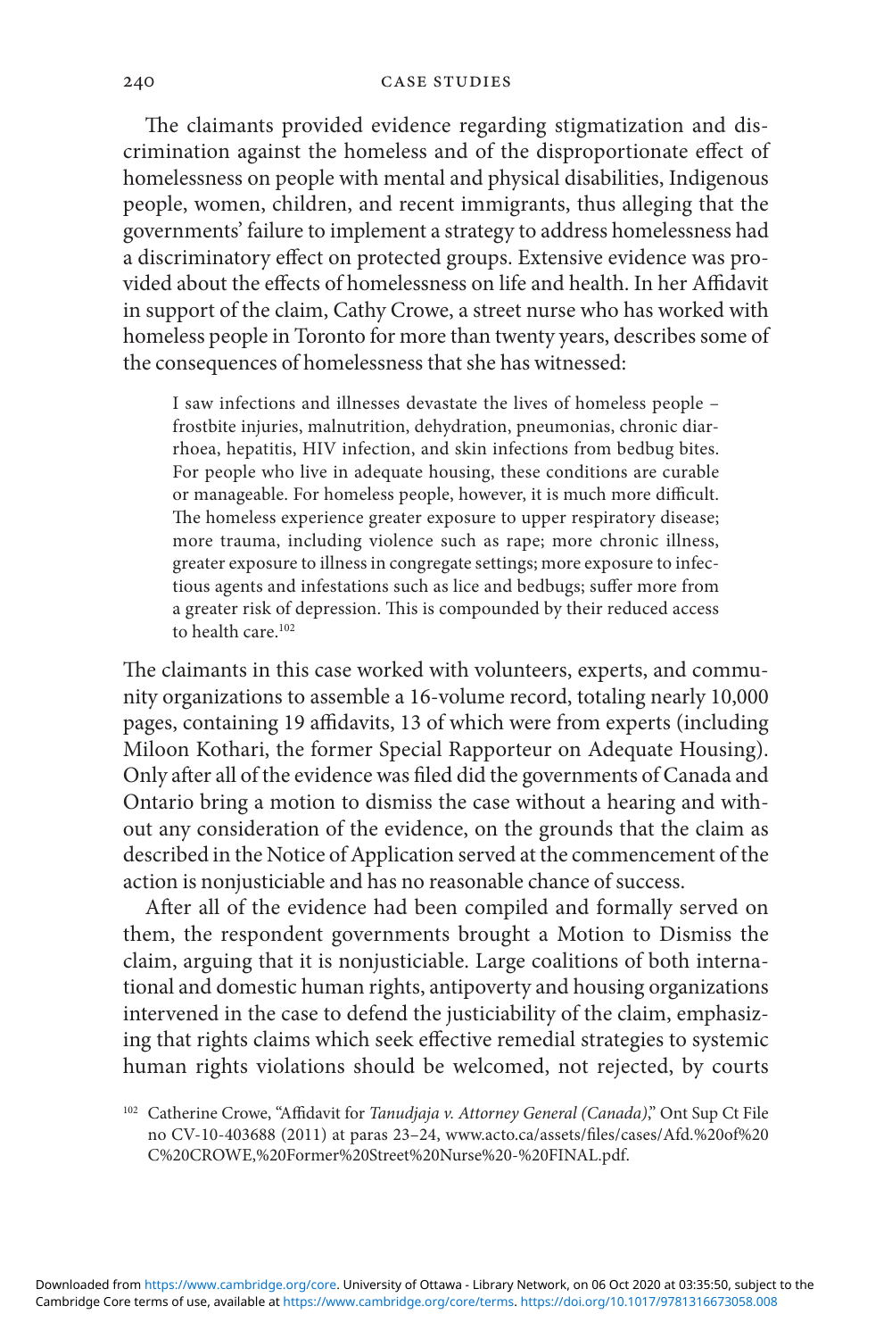The claimants provided evidence regarding stigmatization and discrimination against the homeless and of the disproportionate effect of homelessness on people with mental and physical disabilities, Indigenous people, women, children, and recent immigrants, thus alleging that the governments' failure to implement a strategy to address homelessness had a discriminatory effect on protected groups. Extensive evidence was provided about the effects of homelessness on life and health. In her Affidavit in support of the claim, Cathy Crowe, a street nurse who has worked with homeless people in Toronto for more than twenty years, describes some of the consequences of homelessness that she has witnessed:

> I saw infections and illnesses devastate the lives of homeless people – frostbite injuries, malnutrition, dehydration, pneumonias, chronic diarrhoea, hepatitis, HIV infection, and skin infections from bedbug bites. For people who live in adequate housing, these conditions are curable or manageable. For homeless people, however, it is much more difficult. The homeless experience greater exposure to upper respiratory disease; more trauma, including violence such as rape; more chronic illness, greater exposure to illness in congregate settings; more exposure to infectious agents and infestations such as lice and bedbugs; suffer more from a greater risk of depression. This is compounded by their reduced access to health care.[102]

The claimants in this case worked with volunteers, experts, and community organizations to assemble a 16-volume record, totaling nearly 10,000 pages, containing 19 affidavits, 13 of which were from experts (including Miloon Kothari, the former Special Rapporteur on Adequate Housing). Only after all of the evidence was filed did the governments of Canada and Ontario bring a motion to dismiss the case without a hearing and without any consideration of the evidence, on the grounds that the claim as described in the Notice of Application served at the commencement of the action is nonjusticiable and has no reasonable chance of success.

After all of the evidence had been compiled and formally served on them, the respondent governments brought a Motion to Dismiss the claim, arguing that it is nonjusticiable. Large coalitions of both international and domestic human rights, antipoverty and housing organizations intervened in the case to defend the justiciability of the claim, emphasizing that rights claims which seek effective remedial strategies to systemic human rights violations should be welcomed, not rejected, by courts

[102] Catherine Crowe, "Affidavit for *Tanudjaja v. Attorney General (Canada)*," Ont Sup Ct File no CV-10-403688 (2011) at paras 23–24, www.acto.ca/assets/files/cases/Afd.%20of%20C%20CROWE,%20Former%20Street%20Nurse%20-%20FINAL.pdf.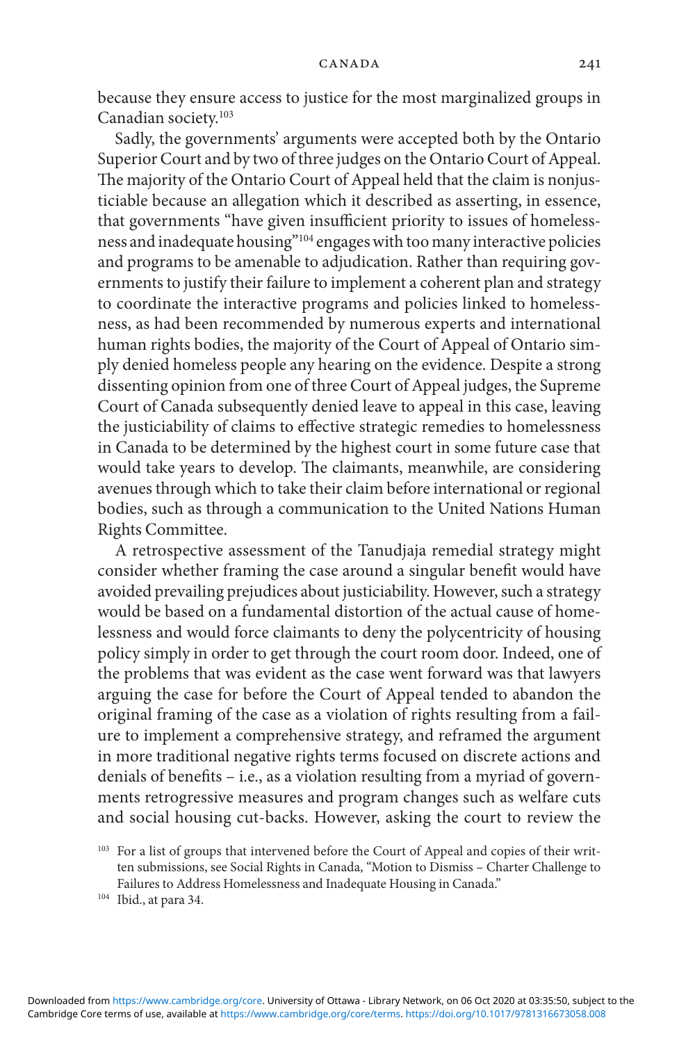because they ensure access to justice for the most marginalized groups in Canadian society.[103]

Sadly, the governments' arguments were accepted both by the Ontario Superior Court and by two of three judges on the Ontario Court of Appeal. The majority of the Ontario Court of Appeal held that the claim is nonjusticiable because an allegation which it described as asserting, in essence, that governments "have given insufficient priority to issues of homelessness and inadequate housing"[104] engages with too many interactive policies and programs to be amenable to adjudication. Rather than requiring governments to justify their failure to implement a coherent plan and strategy to coordinate the interactive programs and policies linked to homelessness, as had been recommended by numerous experts and international human rights bodies, the majority of the Court of Appeal of Ontario simply denied homeless people any hearing on the evidence. Despite a strong dissenting opinion from one of three Court of Appeal judges, the Supreme Court of Canada subsequently denied leave to appeal in this case, leaving the justiciability of claims to effective strategic remedies to homelessness in Canada to be determined by the highest court in some future case that would take years to develop. The claimants, meanwhile, are considering avenues through which to take their claim before international or regional bodies, such as through a communication to the United Nations Human Rights Committee.

A retrospective assessment of the Tanudjaja remedial strategy might consider whether framing the case around a singular benefit would have avoided prevailing prejudices about justiciability. However, such a strategy would be based on a fundamental distortion of the actual cause of homelessness and would force claimants to deny the polycentricity of housing policy simply in order to get through the court room door. Indeed, one of the problems that was evident as the case went forward was that lawyers arguing the case for before the Court of Appeal tended to abandon the original framing of the case as a violation of rights resulting from a failure to implement a comprehensive strategy, and reframed the argument in more traditional negative rights terms focused on discrete actions and denials of benefits – i.e., as a violation resulting from a myriad of governments retrogressive measures and program changes such as welfare cuts and social housing cut-backs. However, asking the court to review the

[103] For a list of groups that intervened before the Court of Appeal and copies of their written submissions, see Social Rights in Canada, "Motion to Dismiss – Charter Challenge to Failures to Address Homelessness and Inadequate Housing in Canada."

[104] Ibid., at para 34.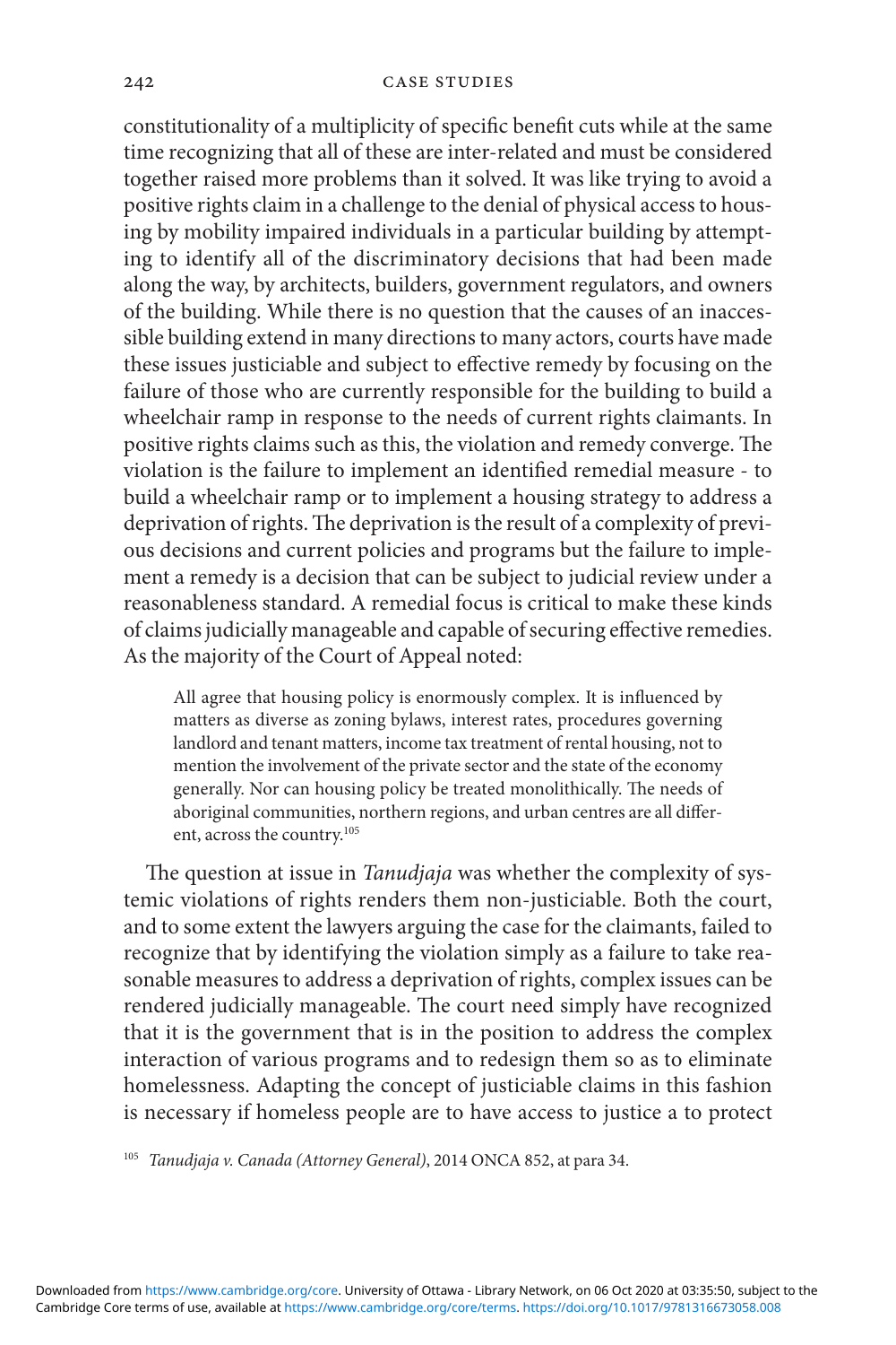constitutionality of a multiplicity of specific benefit cuts while at the same time recognizing that all of these are inter-related and must be considered together raised more problems than it solved. It was like trying to avoid a positive rights claim in a challenge to the denial of physical access to housing by mobility impaired individuals in a particular building by attempting to identify all of the discriminatory decisions that had been made along the way, by architects, builders, government regulators, and owners of the building. While there is no question that the causes of an inaccessible building extend in many directions to many actors, courts have made these issues justiciable and subject to effective remedy by focusing on the failure of those who are currently responsible for the building to build a wheelchair ramp in response to the needs of current rights claimants. In positive rights claims such as this, the violation and remedy converge. The violation is the failure to implement an identified remedial measure - to build a wheelchair ramp or to implement a housing strategy to address a deprivation of rights. The deprivation is the result of a complexity of previous decisions and current policies and programs but the failure to implement a remedy is a decision that can be subject to judicial review under a reasonableness standard. A remedial focus is critical to make these kinds of claims judicially manageable and capable of securing effective remedies. As the majority of the Court of Appeal noted:

> All agree that housing policy is enormously complex. It is influenced by matters as diverse as zoning bylaws, interest rates, procedures governing landlord and tenant matters, income tax treatment of rental housing, not to mention the involvement of the private sector and the state of the economy generally. Nor can housing policy be treated monolithically. The needs of aboriginal communities, northern regions, and urban centres are all different, across the country.[105]

The question at issue in *Tanudjaja* was whether the complexity of systemic violations of rights renders them non-justiciable. Both the court, and to some extent the lawyers arguing the case for the claimants, failed to recognize that by identifying the violation simply as a failure to take reasonable measures to address a deprivation of rights, complex issues can be rendered judicially manageable. The court need simply have recognized that it is the government that is in the position to address the complex interaction of various programs and to redesign them so as to eliminate homelessness. Adapting the concept of justiciable claims in this fashion is necessary if homeless people are to have access to justice a to protect

[105] *Tanudjaja v. Canada (Attorney General)*, 2014 ONCA 852, at para 34.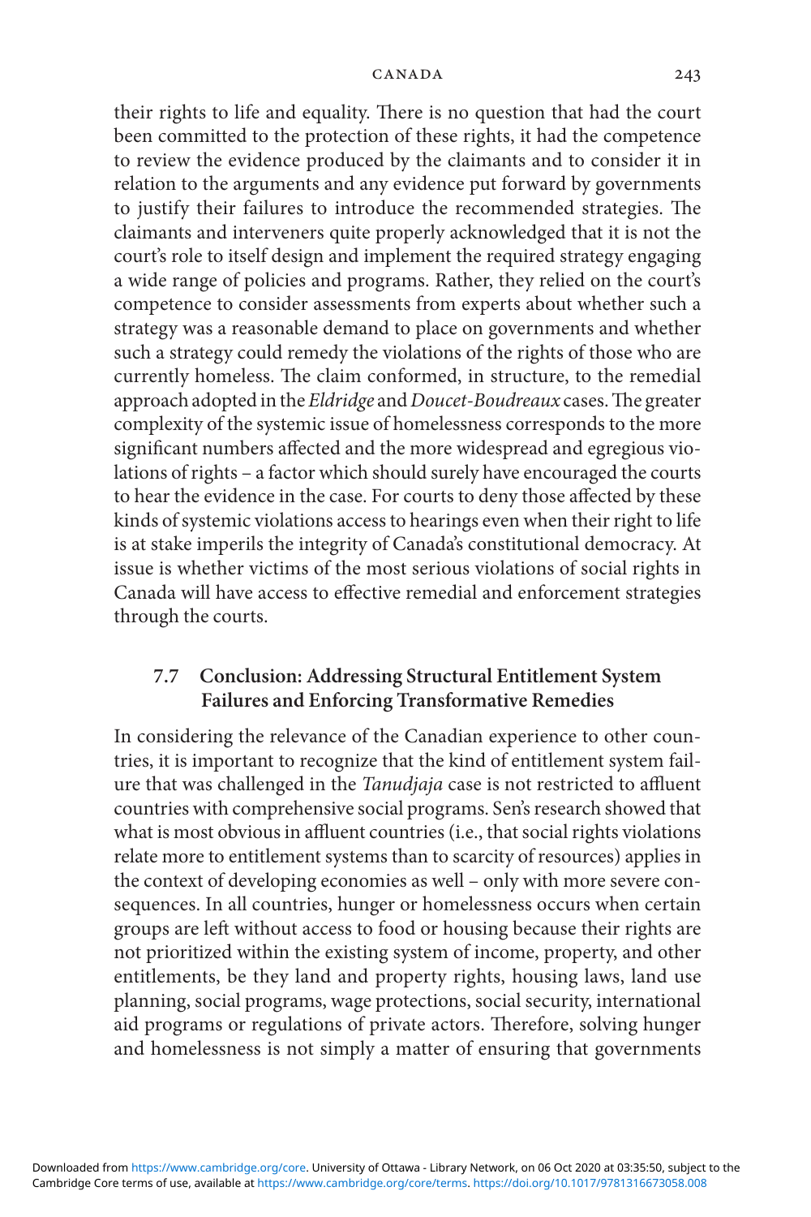their rights to life and equality. There is no question that had the court been committed to the protection of these rights, it had the competence to review the evidence produced by the claimants and to consider it in relation to the arguments and any evidence put forward by governments to justify their failures to introduce the recommended strategies. The claimants and interveners quite properly acknowledged that it is not the court's role to itself design and implement the required strategy engaging a wide range of policies and programs. Rather, they relied on the court's competence to consider assessments from experts about whether such a strategy was a reasonable demand to place on governments and whether such a strategy could remedy the violations of the rights of those who are currently homeless. The claim conformed, in structure, to the remedial approach adopted in the *Eldridge* and *Doucet-Boudreaux* cases. The greater complexity of the systemic issue of homelessness corresponds to the more significant numbers affected and the more widespread and egregious violations of rights – a factor which should surely have encouraged the courts to hear the evidence in the case. For courts to deny those affected by these kinds of systemic violations access to hearings even when their right to life is at stake imperils the integrity of Canada's constitutional democracy. At issue is whether victims of the most serious violations of social rights in Canada will have access to effective remedial and enforcement strategies through the courts.

## 7.7 Conclusion: Addressing Structural Entitlement System Failures and Enforcing Transformative Remedies

In considering the relevance of the Canadian experience to other countries, it is important to recognize that the kind of entitlement system failure that was challenged in the *Tanudjaja* case is not restricted to affluent countries with comprehensive social programs. Sen's research showed that what is most obvious in affluent countries (i.e., that social rights violations relate more to entitlement systems than to scarcity of resources) applies in the context of developing economies as well – only with more severe consequences. In all countries, hunger or homelessness occurs when certain groups are left without access to food or housing because their rights are not prioritized within the existing system of income, property, and other entitlements, be they land and property rights, housing laws, land use planning, social programs, wage protections, social security, international aid programs or regulations of private actors. Therefore, solving hunger and homelessness is not simply a matter of ensuring that governments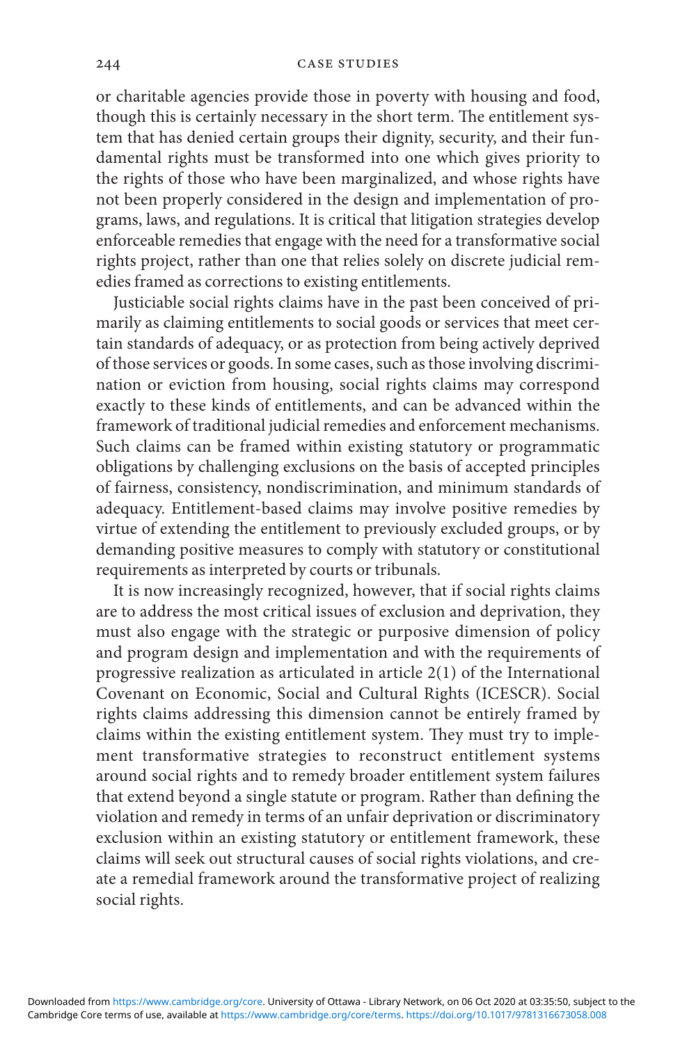or charitable agencies provide those in poverty with housing and food, though this is certainly necessary in the short term. The entitlement system that has denied certain groups their dignity, security, and their fundamental rights must be transformed into one which gives priority to the rights of those who have been marginalized, and whose rights have not been properly considered in the design and implementation of programs, laws, and regulations. It is critical that litigation strategies develop enforceable remedies that engage with the need for a transformative social rights project, rather than one that relies solely on discrete judicial remedies framed as corrections to existing entitlements.

Justiciable social rights claims have in the past been conceived of primarily as claiming entitlements to social goods or services that meet certain standards of adequacy, or as protection from being actively deprived of those services or goods. In some cases, such as those involving discrimination or eviction from housing, social rights claims may correspond exactly to these kinds of entitlements, and can be advanced within the framework of traditional judicial remedies and enforcement mechanisms. Such claims can be framed within existing statutory or programmatic obligations by challenging exclusions on the basis of accepted principles of fairness, consistency, nondiscrimination, and minimum standards of adequacy. Entitlement-based claims may involve positive remedies by virtue of extending the entitlement to previously excluded groups, or by demanding positive measures to comply with statutory or constitutional requirements as interpreted by courts or tribunals.

It is now increasingly recognized, however, that if social rights claims are to address the most critical issues of exclusion and deprivation, they must also engage with the strategic or purposive dimension of policy and program design and implementation and with the requirements of progressive realization as articulated in article 2(1) of the International Covenant on Economic, Social and Cultural Rights (ICESCR). Social rights claims addressing this dimension cannot be entirely framed by claims within the existing entitlement system. They must try to implement transformative strategies to reconstruct entitlement systems around social rights and to remedy broader entitlement system failures that extend beyond a single statute or program. Rather than defining the violation and remedy in terms of an unfair deprivation or discriminatory exclusion within an existing statutory or entitlement framework, these claims will seek out structural causes of social rights violations, and create a remedial framework around the transformative project of realizing social rights.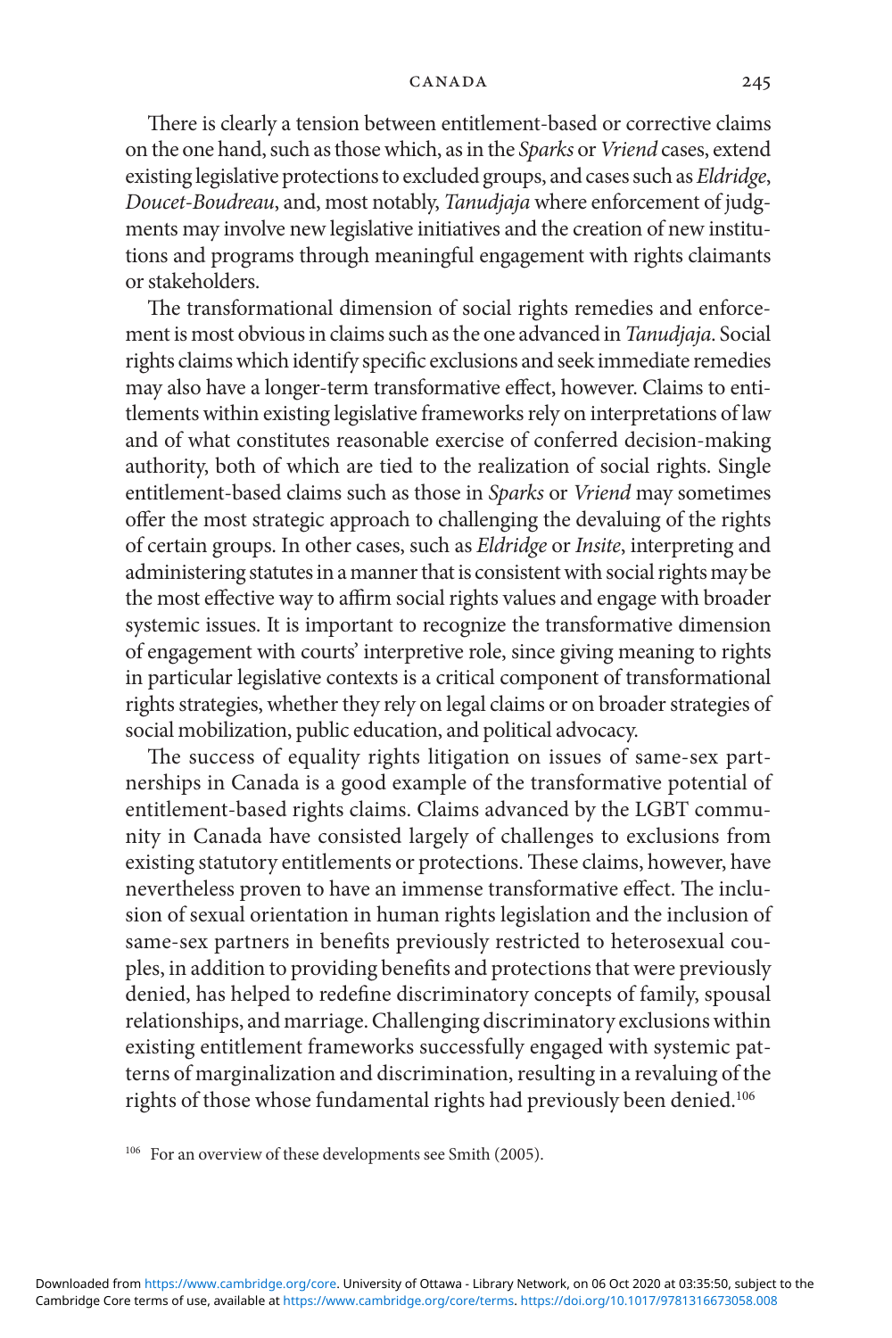There is clearly a tension between entitlement-based or corrective claims on the one hand, such as those which, as in the *Sparks* or *Vriend* cases, extend existing legislative protections to excluded groups, and cases such as *Eldridge*, *Doucet-Boudreau*, and, most notably, *Tanudjaja* where enforcement of judgments may involve new legislative initiatives and the creation of new institutions and programs through meaningful engagement with rights claimants or stakeholders.

The transformational dimension of social rights remedies and enforcement is most obvious in claims such as the one advanced in *Tanudjaja*. Social rights claims which identify specific exclusions and seek immediate remedies may also have a longer-term transformative effect, however. Claims to entitlements within existing legislative frameworks rely on interpretations of law and of what constitutes reasonable exercise of conferred decision-making authority, both of which are tied to the realization of social rights. Single entitlement-based claims such as those in *Sparks* or *Vriend* may sometimes offer the most strategic approach to challenging the devaluing of the rights of certain groups. In other cases, such as *Eldridge* or *Insite*, interpreting and administering statutes in a manner that is consistent with social rights may be the most effective way to affirm social rights values and engage with broader systemic issues. It is important to recognize the transformative dimension of engagement with courts' interpretive role, since giving meaning to rights in particular legislative contexts is a critical component of transformational rights strategies, whether they rely on legal claims or on broader strategies of social mobilization, public education, and political advocacy.

The success of equality rights litigation on issues of same-sex partnerships in Canada is a good example of the transformative potential of entitlement-based rights claims. Claims advanced by the LGBT community in Canada have consisted largely of challenges to exclusions from existing statutory entitlements or protections. These claims, however, have nevertheless proven to have an immense transformative effect. The inclusion of sexual orientation in human rights legislation and the inclusion of same-sex partners in benefits previously restricted to heterosexual couples, in addition to providing benefits and protections that were previously denied, has helped to redefine discriminatory concepts of family, spousal relationships, and marriage. Challenging discriminatory exclusions within existing entitlement frameworks successfully engaged with systemic patterns of marginalization and discrimination, resulting in a revaluing of the rights of those whose fundamental rights had previously been denied.[106]

[106] For an overview of these developments see Smith (2005).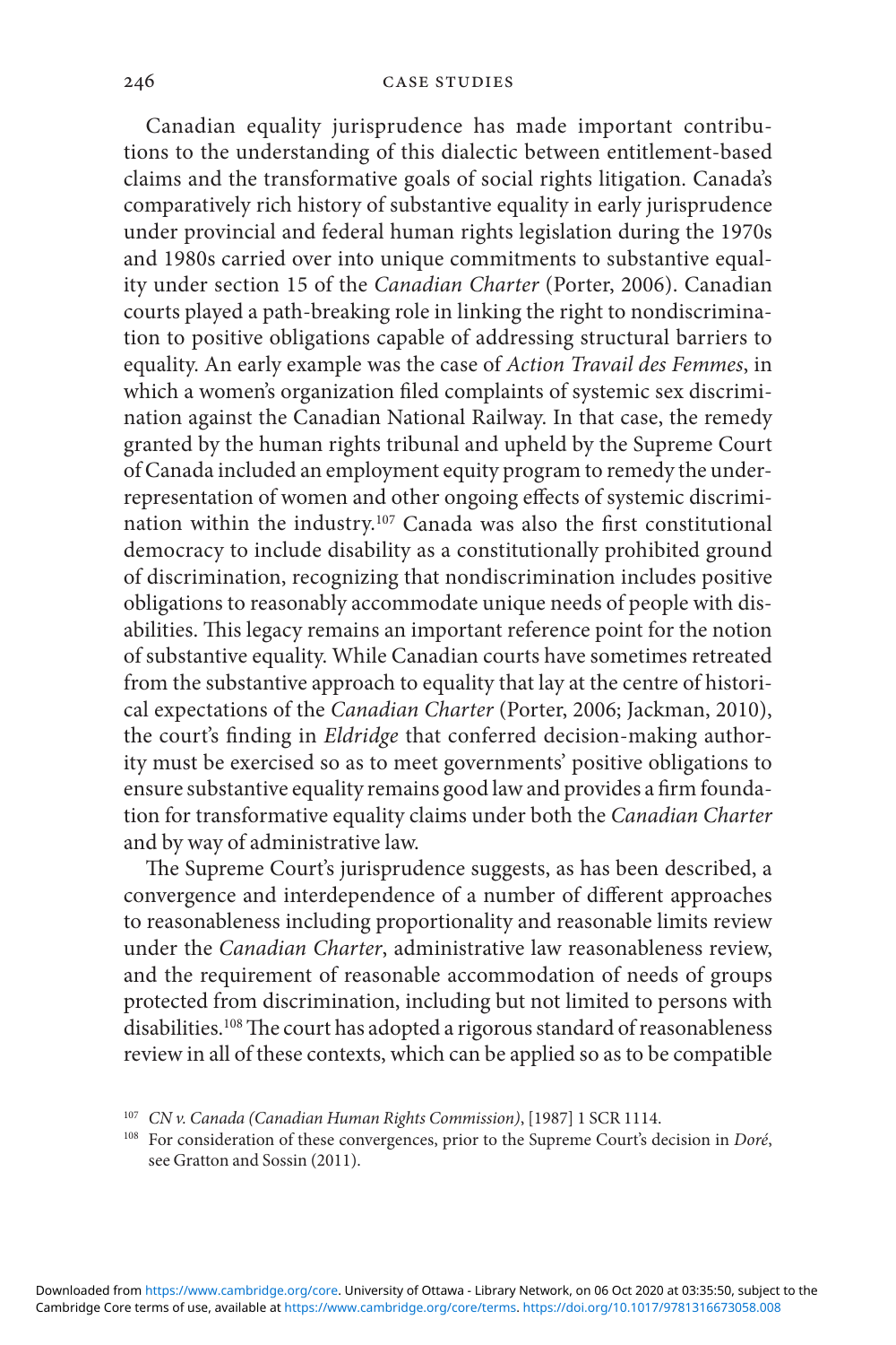Canadian equality jurisprudence has made important contributions to the understanding of this dialectic between entitlement-based claims and the transformative goals of social rights litigation. Canada's comparatively rich history of substantive equality in early jurisprudence under provincial and federal human rights legislation during the 1970s and 1980s carried over into unique commitments to substantive equality under section 15 of the *Canadian Charter* (Porter, 2006). Canadian courts played a path-breaking role in linking the right to nondiscrimination to positive obligations capable of addressing structural barriers to equality. An early example was the case of *Action Travail des Femmes*, in which a women's organization filed complaints of systemic sex discrimination against the Canadian National Railway. In that case, the remedy granted by the human rights tribunal and upheld by the Supreme Court of Canada included an employment equity program to remedy the underrepresentation of women and other ongoing effects of systemic discrimination within the industry.[107] Canada was also the first constitutional democracy to include disability as a constitutionally prohibited ground of discrimination, recognizing that nondiscrimination includes positive obligations to reasonably accommodate unique needs of people with disabilities. This legacy remains an important reference point for the notion of substantive equality. While Canadian courts have sometimes retreated from the substantive approach to equality that lay at the centre of historical expectations of the *Canadian Charter* (Porter, 2006; Jackman, 2010), the court's finding in *Eldridge* that conferred decision-making authority must be exercised so as to meet governments' positive obligations to ensure substantive equality remains good law and provides a firm foundation for transformative equality claims under both the *Canadian Charter* and by way of administrative law.

The Supreme Court's jurisprudence suggests, as has been described, a convergence and interdependence of a number of different approaches to reasonableness including proportionality and reasonable limits review under the *Canadian Charter*, administrative law reasonableness review, and the requirement of reasonable accommodation of needs of groups protected from discrimination, including but not limited to persons with disabilities.[108] The court has adopted a rigorous standard of reasonableness review in all of these contexts, which can be applied so as to be compatible

[107] *CN v. Canada (Canadian Human Rights Commission)*, [1987] 1 SCR 1114.

[108] For consideration of these convergences, prior to the Supreme Court's decision in *Doré*, see Gratton and Sossin (2011).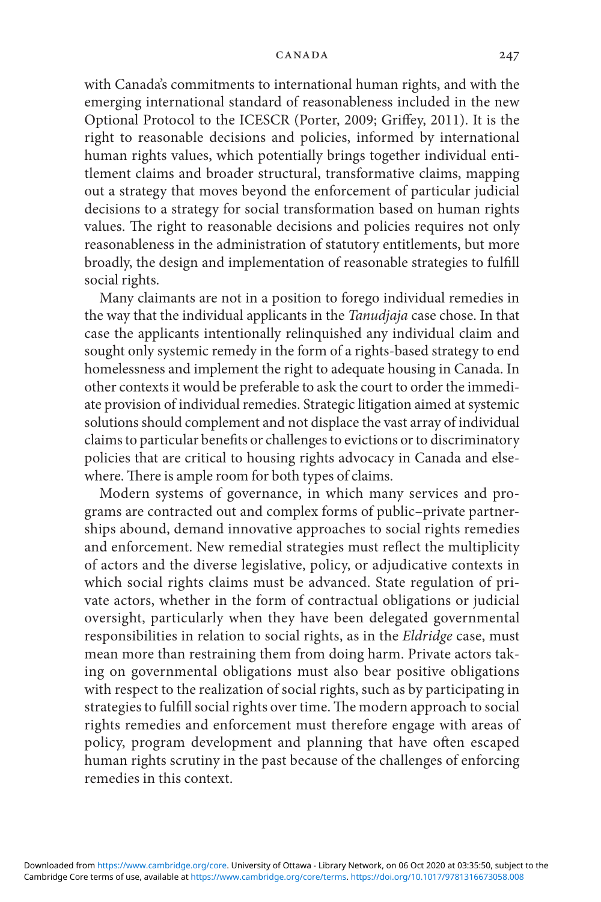with Canada's commitments to international human rights, and with the emerging international standard of reasonableness included in the new Optional Protocol to the ICESCR (Porter, 2009; Griffey, 2011). It is the right to reasonable decisions and policies, informed by international human rights values, which potentially brings together individual entitlement claims and broader structural, transformative claims, mapping out a strategy that moves beyond the enforcement of particular judicial decisions to a strategy for social transformation based on human rights values. The right to reasonable decisions and policies requires not only reasonableness in the administration of statutory entitlements, but more broadly, the design and implementation of reasonable strategies to fulfill social rights.

Many claimants are not in a position to forego individual remedies in the way that the individual applicants in the *Tanudjaja* case chose. In that case the applicants intentionally relinquished any individual claim and sought only systemic remedy in the form of a rights-based strategy to end homelessness and implement the right to adequate housing in Canada. In other contexts it would be preferable to ask the court to order the immediate provision of individual remedies. Strategic litigation aimed at systemic solutions should complement and not displace the vast array of individual claims to particular benefits or challenges to evictions or to discriminatory policies that are critical to housing rights advocacy in Canada and elsewhere. There is ample room for both types of claims.

Modern systems of governance, in which many services and programs are contracted out and complex forms of public–private partnerships abound, demand innovative approaches to social rights remedies and enforcement. New remedial strategies must reflect the multiplicity of actors and the diverse legislative, policy, or adjudicative contexts in which social rights claims must be advanced. State regulation of private actors, whether in the form of contractual obligations or judicial oversight, particularly when they have been delegated governmental responsibilities in relation to social rights, as in the *Eldridge* case, must mean more than restraining them from doing harm. Private actors taking on governmental obligations must also bear positive obligations with respect to the realization of social rights, such as by participating in strategies to fulfill social rights over time. The modern approach to social rights remedies and enforcement must therefore engage with areas of policy, program development and planning that have often escaped human rights scrutiny in the past because of the challenges of enforcing remedies in this context.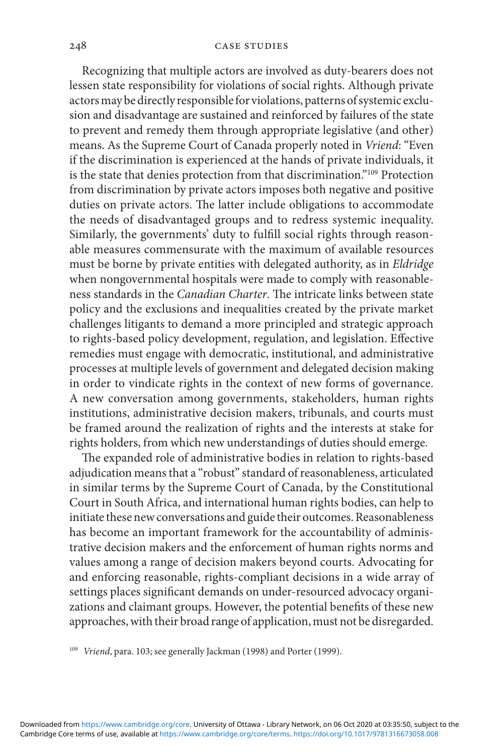Recognizing that multiple actors are involved as duty-bearers does not lessen state responsibility for violations of social rights. Although private actors may be directly responsible for violations, patterns of systemic exclusion and disadvantage are sustained and reinforced by failures of the state to prevent and remedy them through appropriate legislative (and other) means. As the Supreme Court of Canada properly noted in *Vriend*: "Even if the discrimination is experienced at the hands of private individuals, it is the state that denies protection from that discrimination."[109] Protection from discrimination by private actors imposes both negative and positive duties on private actors. The latter include obligations to accommodate the needs of disadvantaged groups and to redress systemic inequality. Similarly, the governments' duty to fulfill social rights through reasonable measures commensurate with the maximum of available resources must be borne by private entities with delegated authority, as in *Eldridge* when nongovernmental hospitals were made to comply with reasonableness standards in the *Canadian Charter*. The intricate links between state policy and the exclusions and inequalities created by the private market challenges litigants to demand a more principled and strategic approach to rights-based policy development, regulation, and legislation. Effective remedies must engage with democratic, institutional, and administrative processes at multiple levels of government and delegated decision making in order to vindicate rights in the context of new forms of governance. A new conversation among governments, stakeholders, human rights institutions, administrative decision makers, tribunals, and courts must be framed around the realization of rights and the interests at stake for rights holders, from which new understandings of duties should emerge.

The expanded role of administrative bodies in relation to rights-based adjudication means that a "robust" standard of reasonableness, articulated in similar terms by the Supreme Court of Canada, by the Constitutional Court in South Africa, and international human rights bodies, can help to initiate these new conversations and guide their outcomes. Reasonableness has become an important framework for the accountability of administrative decision makers and the enforcement of human rights norms and values among a range of decision makers beyond courts. Advocating for and enforcing reasonable, rights-compliant decisions in a wide array of settings places significant demands on under-resourced advocacy organizations and claimant groups. However, the potential benefits of these new approaches, with their broad range of application, must not be disregarded.

[109] *Vriend*, para. 103; see generally Jackman (1998) and Porter (1999).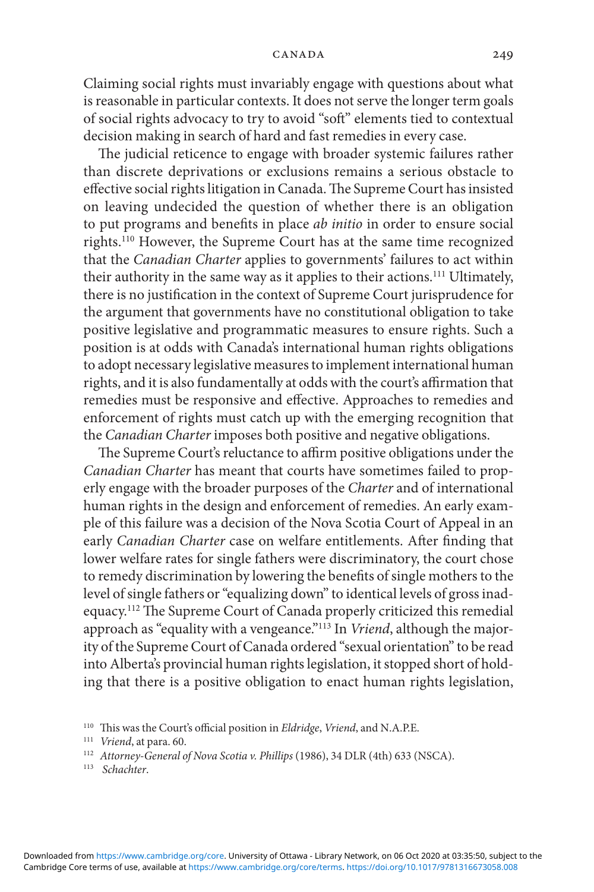Claiming social rights must invariably engage with questions about what is reasonable in particular contexts. It does not serve the longer term goals of social rights advocacy to try to avoid "soft" elements tied to contextual decision making in search of hard and fast remedies in every case.

The judicial reticence to engage with broader systemic failures rather than discrete deprivations or exclusions remains a serious obstacle to effective social rights litigation in Canada. The Supreme Court has insisted on leaving undecided the question of whether there is an obligation to put programs and benefits in place *ab initio* in order to ensure social rights.[110] However, the Supreme Court has at the same time recognized that the *Canadian Charter* applies to governments' failures to act within their authority in the same way as it applies to their actions.[111] Ultimately, there is no justification in the context of Supreme Court jurisprudence for the argument that governments have no constitutional obligation to take positive legislative and programmatic measures to ensure rights. Such a position is at odds with Canada's international human rights obligations to adopt necessary legislative measures to implement international human rights, and it is also fundamentally at odds with the court's affirmation that remedies must be responsive and effective. Approaches to remedies and enforcement of rights must catch up with the emerging recognition that the *Canadian Charter* imposes both positive and negative obligations.

The Supreme Court's reluctance to affirm positive obligations under the *Canadian Charter* has meant that courts have sometimes failed to properly engage with the broader purposes of the *Charter* and of international human rights in the design and enforcement of remedies. An early example of this failure was a decision of the Nova Scotia Court of Appeal in an early *Canadian Charter* case on welfare entitlements. After finding that lower welfare rates for single fathers were discriminatory, the court chose to remedy discrimination by lowering the benefits of single mothers to the level of single fathers or "equalizing down" to identical levels of gross inadequacy.[112] The Supreme Court of Canada properly criticized this remedial approach as "equality with a vengeance."[113] In *Vriend*, although the majority of the Supreme Court of Canada ordered "sexual orientation" to be read into Alberta's provincial human rights legislation, it stopped short of holding that there is a positive obligation to enact human rights legislation,

[110] This was the Court's official position in *Eldridge*, *Vriend*, and N.A.P.E.

[111] *Vriend*, at para. 60.

[112] *Attorney-General of Nova Scotia v. Phillips* (1986), 34 DLR (4th) 633 (NSCA).

[113] *Schachter*.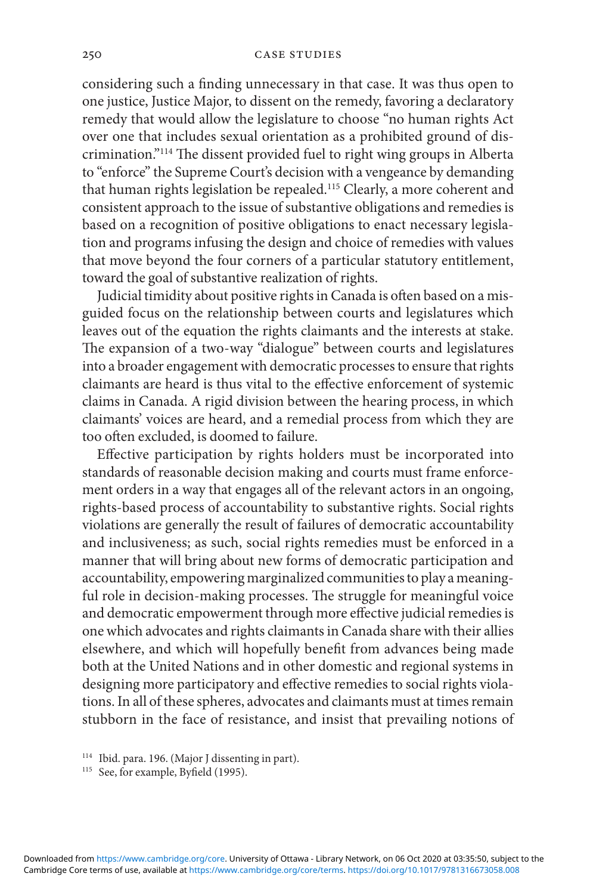considering such a finding unnecessary in that case. It was thus open to one justice, Justice Major, to dissent on the remedy, favoring a declaratory remedy that would allow the legislature to choose "no human rights Act over one that includes sexual orientation as a prohibited ground of discrimination."[114] The dissent provided fuel to right wing groups in Alberta to "enforce" the Supreme Court's decision with a vengeance by demanding that human rights legislation be repealed.[115] Clearly, a more coherent and consistent approach to the issue of substantive obligations and remedies is based on a recognition of positive obligations to enact necessary legislation and programs infusing the design and choice of remedies with values that move beyond the four corners of a particular statutory entitlement, toward the goal of substantive realization of rights.

Judicial timidity about positive rights in Canada is often based on a misguided focus on the relationship between courts and legislatures which leaves out of the equation the rights claimants and the interests at stake. The expansion of a two-way "dialogue" between courts and legislatures into a broader engagement with democratic processes to ensure that rights claimants are heard is thus vital to the effective enforcement of systemic claims in Canada. A rigid division between the hearing process, in which claimants' voices are heard, and a remedial process from which they are too often excluded, is doomed to failure.

Effective participation by rights holders must be incorporated into standards of reasonable decision making and courts must frame enforcement orders in a way that engages all of the relevant actors in an ongoing, rights-based process of accountability to substantive rights. Social rights violations are generally the result of failures of democratic accountability and inclusiveness; as such, social rights remedies must be enforced in a manner that will bring about new forms of democratic participation and accountability, empowering marginalized communities to play a meaningful role in decision-making processes. The struggle for meaningful voice and democratic empowerment through more effective judicial remedies is one which advocates and rights claimants in Canada share with their allies elsewhere, and which will hopefully benefit from advances being made both at the United Nations and in other domestic and regional systems in designing more participatory and effective remedies to social rights violations. In all of these spheres, advocates and claimants must at times remain stubborn in the face of resistance, and insist that prevailing notions of

[114] Ibid. para. 196. (Major J dissenting in part).

[115] See, for example, Byfield (1995).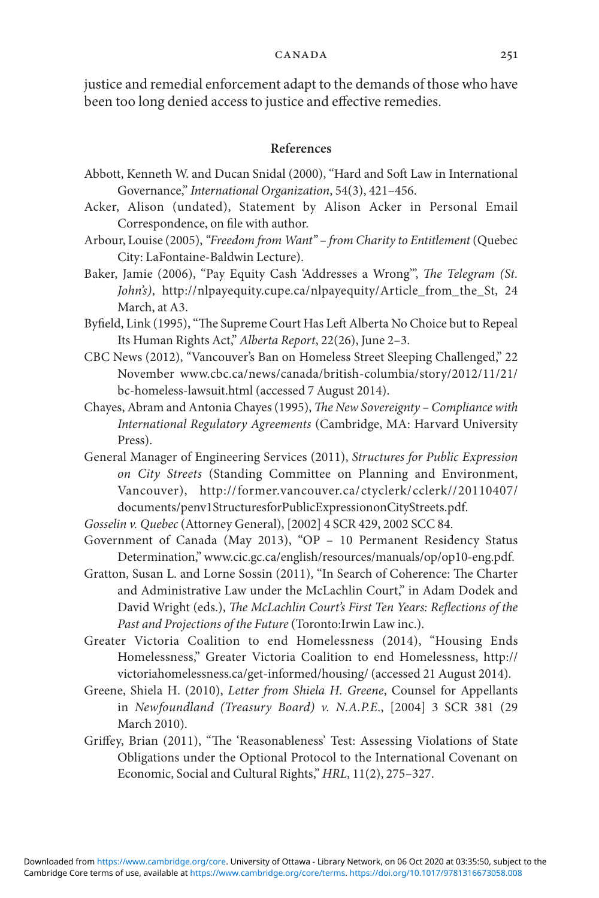justice and remedial enforcement adapt to the demands of those who have been too long denied access to justice and effective remedies.

## References

Abbott, Kenneth W. and Ducan Snidal (2000), "Hard and Soft Law in International Governance," *International Organization*, 54(3), 421–456.

Acker, Alison (undated), Statement by Alison Acker in Personal Email Correspondence, on file with author.

Arbour, Louise (2005), *"Freedom from Want" – from Charity to Entitlement* (Quebec City: LaFontaine-Baldwin Lecture).

Baker, Jamie (2006), "Pay Equity Cash 'Addresses a Wrong'", *The Telegram (St. John's)*, http://nlpayequity.cupe.ca/nlpayequity/Article_from_the_St, 24 March, at A3.

Byfield, Link (1995), "The Supreme Court Has Left Alberta No Choice but to Repeal Its Human Rights Act," *Alberta Report*, 22(26), June 2–3.

CBC News (2012), "Vancouver's Ban on Homeless Street Sleeping Challenged," 22 November www.cbc.ca/news/canada/british-columbia/story/2012/11/21/bc-homeless-lawsuit.html (accessed 7 August 2014).

Chayes, Abram and Antonia Chayes (1995), *The New Sovereignty – Compliance with International Regulatory Agreements* (Cambridge, MA: Harvard University Press).

General Manager of Engineering Services (2011), *Structures for Public Expression on City Streets* (Standing Committee on Planning and Environment, Vancouver), http://former.vancouver.ca/ctyclerk/cclerk//20110407/documents/penv1StructuresforPublicExpressiononCityStreets.pdf.

*Gosselin v. Quebec* (Attorney General), [2002] 4 SCR 429, 2002 SCC 84.

Government of Canada (May 2013), "OP – 10 Permanent Residency Status Determination," www.cic.gc.ca/english/resources/manuals/op/op10-eng.pdf.

Gratton, Susan L. and Lorne Sossin (2011), "In Search of Coherence: The Charter and Administrative Law under the McLachlin Court," in Adam Dodek and David Wright (eds.), *The McLachlin Court's First Ten Years: Reflections of the Past and Projections of the Future* (Toronto:Irwin Law inc.).

Greater Victoria Coalition to end Homelessness (2014), "Housing Ends Homelessness," Greater Victoria Coalition to end Homelessness, http://victoriahomelessness.ca/get-informed/housing/ (accessed 21 August 2014).

Greene, Shiela H. (2010), *Letter from Shiela H. Greene*, Counsel for Appellants in *Newfoundland (Treasury Board) v. N.A.P.E.*, [2004] 3 SCR 381 (29 March 2010).

Griffey, Brian (2011), "The 'Reasonableness' Test: Assessing Violations of State Obligations under the Optional Protocol to the International Covenant on Economic, Social and Cultural Rights," *HRL*, 11(2), 275–327.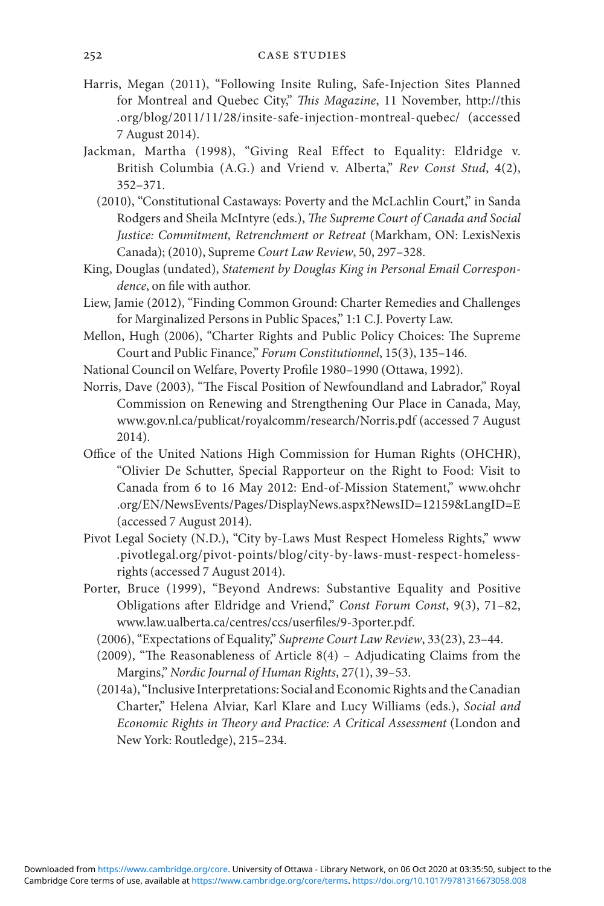Harris, Megan (2011), "Following Insite Ruling, Safe-Injection Sites Planned for Montreal and Quebec City," *This Magazine*, 11 November, http://this.org/blog/2011/11/28/insite-safe-injection-montreal-quebec/ (accessed 7 August 2014).

Jackman, Martha (1998), "Giving Real Effect to Equality: Eldridge v. British Columbia (A.G.) and Vriend v. Alberta," *Rev Const Stud*, 4(2), 352–371.

(2010), "Constitutional Castaways: Poverty and the McLachlin Court," in Sanda Rodgers and Sheila McIntyre (eds.), *The Supreme Court of Canada and Social Justice: Commitment, Retrenchment or Retreat* (Markham, ON: LexisNexis Canada); (2010), Supreme *Court Law Review*, 50, 297–328.

King, Douglas (undated), *Statement by Douglas King in Personal Email Correspondence*, on file with author.

Liew, Jamie (2012), "Finding Common Ground: Charter Remedies and Challenges for Marginalized Persons in Public Spaces," 1:1 C.J. Poverty Law.

Mellon, Hugh (2006), "Charter Rights and Public Policy Choices: The Supreme Court and Public Finance," *Forum Constitutionnel*, 15(3), 135–146.

National Council on Welfare, Poverty Profile 1980–1990 (Ottawa, 1992).

Norris, Dave (2003), "The Fiscal Position of Newfoundland and Labrador," Royal Commission on Renewing and Strengthening Our Place in Canada, May, www.gov.nl.ca/publicat/royalcomm/research/Norris.pdf (accessed 7 August 2014).

Office of the United Nations High Commission for Human Rights (OHCHR), "Olivier De Schutter, Special Rapporteur on the Right to Food: Visit to Canada from 6 to 16 May 2012: End-of-Mission Statement," www.ohchr.org/EN/NewsEvents/Pages/DisplayNews.aspx?NewsID=12159&LangID=E (accessed 7 August 2014).

Pivot Legal Society (N.D.), "City by-Laws Must Respect Homeless Rights," www.pivotlegal.org/pivot-points/blog/city-by-laws-must-respect-homeless-rights (accessed 7 August 2014).

Porter, Bruce (1999), "Beyond Andrews: Substantive Equality and Positive Obligations after Eldridge and Vriend," *Const Forum Const*, 9(3), 71–82, www.law.ualberta.ca/centres/ccs/userfiles/9-3porter.pdf.

(2006), "Expectations of Equality," *Supreme Court Law Review*, 33(23), 23–44.

(2009), "The Reasonableness of Article 8(4) – Adjudicating Claims from the Margins," *Nordic Journal of Human Rights*, 27(1), 39–53.

(2014a), "Inclusive Interpretations: Social and Economic Rights and the Canadian Charter," Helena Alviar, Karl Klare and Lucy Williams (eds.), *Social and Economic Rights in Theory and Practice: A Critical Assessment* (London and New York: Routledge), 215–234.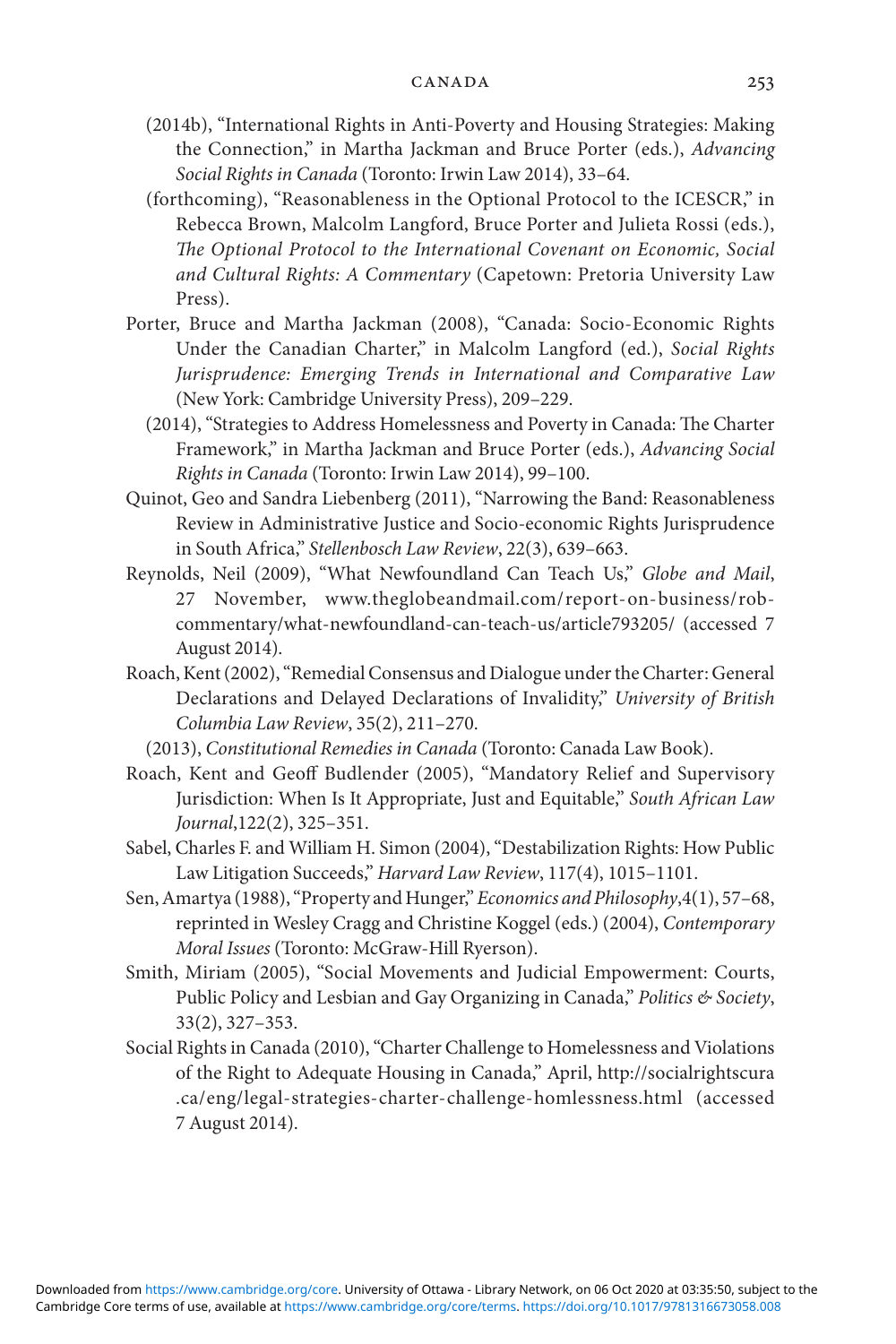(2014b), "International Rights in Anti-Poverty and Housing Strategies: Making the Connection," in Martha Jackman and Bruce Porter (eds.), *Advancing Social Rights in Canada* (Toronto: Irwin Law 2014), 33–64.

(forthcoming), "Reasonableness in the Optional Protocol to the ICESCR," in Rebecca Brown, Malcolm Langford, Bruce Porter and Julieta Rossi (eds.), *The Optional Protocol to the International Covenant on Economic, Social and Cultural Rights: A Commentary* (Capetown: Pretoria University Law Press).

Porter, Bruce and Martha Jackman (2008), "Canada: Socio-Economic Rights Under the Canadian Charter," in Malcolm Langford (ed.), *Social Rights Jurisprudence: Emerging Trends in International and Comparative Law* (New York: Cambridge University Press), 209–229.

(2014), "Strategies to Address Homelessness and Poverty in Canada: The Charter Framework," in Martha Jackman and Bruce Porter (eds.), *Advancing Social Rights in Canada* (Toronto: Irwin Law 2014), 99–100.

Quinot, Geo and Sandra Liebenberg (2011), "Narrowing the Band: Reasonableness Review in Administrative Justice and Socio-economic Rights Jurisprudence in South Africa," *Stellenbosch Law Review*, 22(3), 639–663.

Reynolds, Neil (2009), "What Newfoundland Can Teach Us," *Globe and Mail*, 27 November, www.theglobeandmail.com/report-on-business/rob-commentary/what-newfoundland-can-teach-us/article793205/ (accessed 7 August 2014).

Roach, Kent (2002), "Remedial Consensus and Dialogue under the Charter: General Declarations and Delayed Declarations of Invalidity," *University of British Columbia Law Review*, 35(2), 211–270.

(2013), *Constitutional Remedies in Canada* (Toronto: Canada Law Book).

Roach, Kent and Geoff Budlender (2005), "Mandatory Relief and Supervisory Jurisdiction: When Is It Appropriate, Just and Equitable," *South African Law Journal*,122(2), 325–351.

Sabel, Charles F. and William H. Simon (2004), "Destabilization Rights: How Public Law Litigation Succeeds," *Harvard Law Review*, 117(4), 1015–1101.

Sen, Amartya (1988), "Property and Hunger," *Economics and Philosophy*,4(1), 57–68, reprinted in Wesley Cragg and Christine Koggel (eds.) (2004), *Contemporary Moral Issues* (Toronto: McGraw-Hill Ryerson).

Smith, Miriam (2005), "Social Movements and Judicial Empowerment: Courts, Public Policy and Lesbian and Gay Organizing in Canada," *Politics & Society*, 33(2), 327–353.

Social Rights in Canada (2010), "Charter Challenge to Homelessness and Violations of the Right to Adequate Housing in Canada," April, http://socialrightscura.ca/eng/legal-strategies-charter-challenge-homlessness.html (accessed 7 August 2014).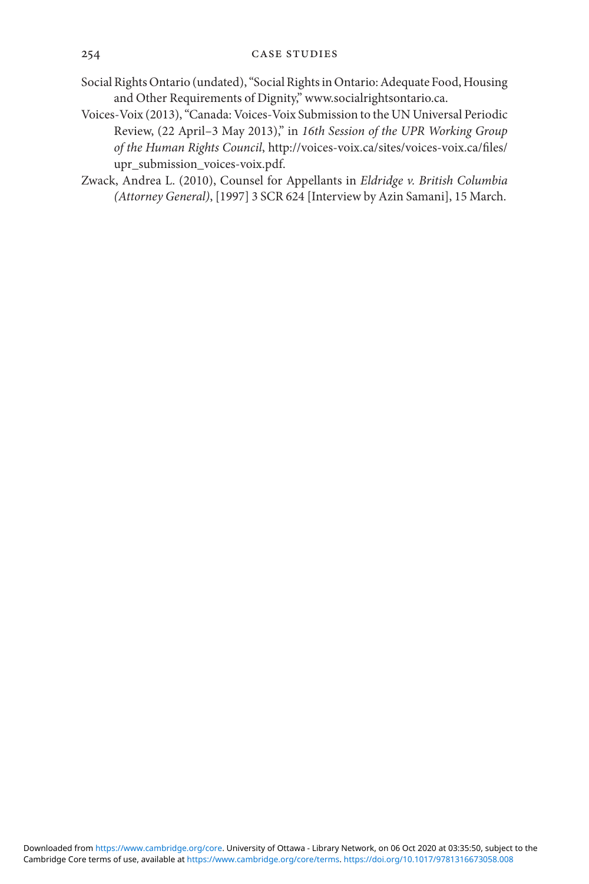Social Rights Ontario (undated), "Social Rights in Ontario: Adequate Food, Housing and Other Requirements of Dignity," www.socialrightsontario.ca.

Voices-Voix (2013), "Canada: Voices-Voix Submission to the UN Universal Periodic Review, (22 April–3 May 2013)," in *16th Session of the UPR Working Group of the Human Rights Council*, http://voices-voix.ca/sites/voices-voix.ca/files/upr_submission_voices-voix.pdf.

Zwack, Andrea L. (2010), Counsel for Appellants in *Eldridge v. British Columbia (Attorney General)*, [1997] 3 SCR 624 [Interview by Azin Samani], 15 March.